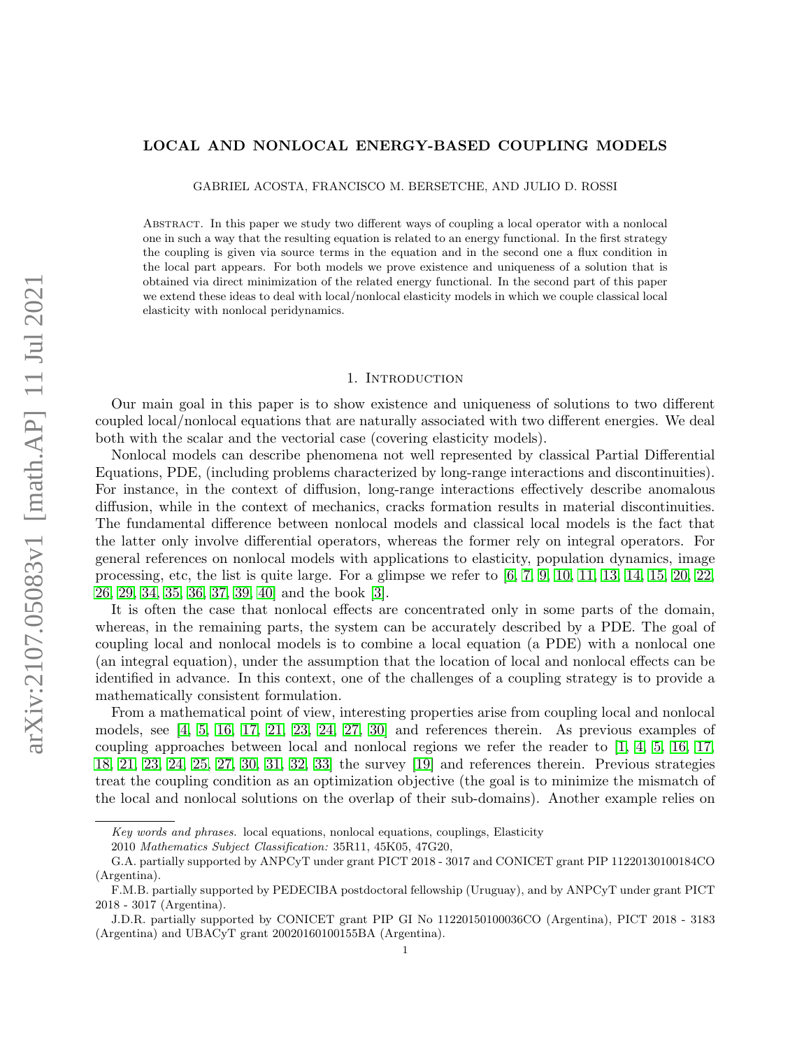# LOCAL AND NONLOCAL ENERGY-BASED COUPLING MODELS

GABRIEL ACOSTA, FRANCISCO M. BERSETCHE, AND JULIO D. ROSSI

Abstract. In this paper we study two different ways of coupling a local operator with a nonlocal one in such a way that the resulting equation is related to an energy functional. In the first strategy the coupling is given via source terms in the equation and in the second one a flux condition in the local part appears. For both models we prove existence and uniqueness of a solution that is obtained via direct minimization of the related energy functional. In the second part of this paper we extend these ideas to deal with local/nonlocal elasticity models in which we couple classical local elasticity with nonlocal peridynamics.

## 1. Introduction

Our main goal in this paper is to show existence and uniqueness of solutions to two different coupled local/nonlocal equations that are naturally associated with two different energies. We deal both with the scalar and the vectorial case (covering elasticity models).

Nonlocal models can describe phenomena not well represented by classical Partial Differential Equations, PDE, (including problems characterized by long-range interactions and discontinuities). For instance, in the context of diffusion, long-range interactions effectively describe anomalous diffusion, while in the context of mechanics, cracks formation results in material discontinuities. The fundamental difference between nonlocal models and classical local models is the fact that the latter only involve differential operators, whereas the former rely on integral operators. For general references on nonlocal models with applications to elasticity, population dynamics, image processing, etc, the list is quite large. For a glimpse we refer to [6, 7, 9, 10, 11, 13, 14, 15, 20, 22, 26, 29, 34, 35, 36, 37, 39, 40] and the book [3].

It is often the case that nonlocal effects are concentrated only in some parts of the domain, whereas, in the remaining parts, the system can be accurately described by a PDE. The goal of coupling local and nonlocal models is to combine a local equation (a PDE) with a nonlocal one (an integral equation), under the assumption that the location of local and nonlocal effects can be identified in advance. In this context, one of the challenges of a coupling strategy is to provide a mathematically consistent formulation.

From a mathematical point of view, interesting properties arise from coupling local and nonlocal models, see [4, 5, 16, 17, 21, 23, 24, 27, 30] and references therein. As previous examples of coupling approaches between local and nonlocal regions we refer the reader to [1, 4, 5, 16, 17, 18, 21, 23, 24, 25, 27, 30, 31, 32, 33] the survey [19] and references therein. Previous strategies treat the coupling condition as an optimization objective (the goal is to minimize the mismatch of the local and nonlocal solutions on the overlap of their sub-domains). Another example relies on

---

*Key words and phrases.* local equations, nonlocal equations, couplings, Elasticity

2010 *Mathematics Subject Classification:* 35R11, 45K05, 47G20,

G.A. partially supported by ANPCyT under grant PICT 2018 - 3017 and CONICET grant PIP 11220130100184CO (Argentina).

F.M.B. partially supported by PEDECIBA postdoctoral fellowship (Uruguay), and by ANPCyT under grant PICT 2018 - 3017 (Argentina).

J.D.R. partially supported by CONICET grant PIP GI No 11220150100036CO (Argentina), PICT 2018 - 3183 (Argentina) and UBACyT grant 20020160100155BA (Argentina).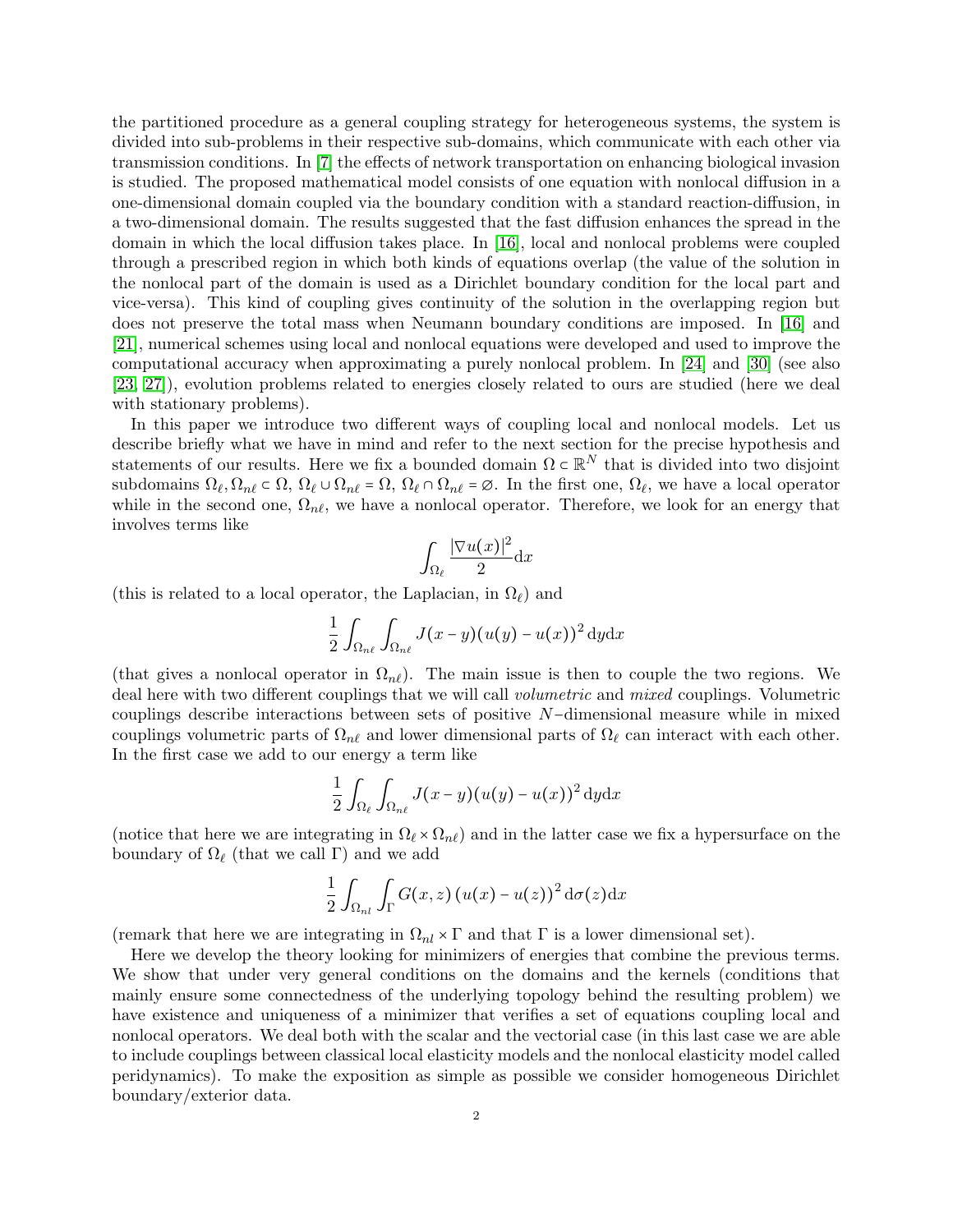the partitioned procedure as a general coupling strategy for heterogeneous systems, the system is divided into sub-problems in their respective sub-domains, which communicate with each other via transmission conditions. In [7] the effects of network transportation on enhancing biological invasion is studied. The proposed mathematical model consists of one equation with nonlocal diffusion in a one-dimensional domain coupled via the boundary condition with a standard reaction-diffusion, in a two-dimensional domain. The results suggested that the fast diffusion enhances the spread in the domain in which the local diffusion takes place. In [16], local and nonlocal problems were coupled through a prescribed region in which both kinds of equations overlap (the value of the solution in the nonlocal part of the domain is used as a Dirichlet boundary condition for the local part and vice-versa). This kind of coupling gives continuity of the solution in the overlapping region but does not preserve the total mass when Neumann boundary conditions are imposed. In [16] and [21], numerical schemes using local and nonlocal equations were developed and used to improve the computational accuracy when approximating a purely nonlocal problem. In [24] and [30] (see also [23, 27]), evolution problems related to energies closely related to ours are studied (here we deal with stationary problems).

In this paper we introduce two different ways of coupling local and nonlocal models. Let us describe briefly what we have in mind and refer to the next section for the precise hypothesis and statements of our results. Here we fix a bounded domain $\Omega \subset \mathbb{R}^N$ that is divided into two disjoint subdomains $\Omega_\ell, \Omega_{n\ell} \subset \Omega$, $\Omega_\ell \cup \Omega_{n\ell} = \Omega$, $\Omega_\ell \cap \Omega_{n\ell} = \varnothing$. In the first one, $\Omega_\ell$, we have a local operator while in the second one, $\Omega_{n\ell}$, we have a nonlocal operator. Therefore, we look for an energy that involves terms like

$$\int_{\Omega_\ell} \frac{|\nabla u(x)|^2}{2} \mathrm{d}x$$

(this is related to a local operator, the Laplacian, in $\Omega_\ell$) and

$$\frac{1}{2} \int_{\Omega_{n\ell}} \int_{\Omega_{n\ell}} J(x-y)(u(y)-u(x))^2 \, \mathrm{d}y \mathrm{d}x$$

(that gives a nonlocal operator in $\Omega_{n\ell}$). The main issue is then to couple the two regions. We deal here with two different couplings that we will call *volumetric* and *mixed* couplings. Volumetric couplings describe interactions between sets of positive $N$−dimensional measure while in mixed couplings volumetric parts of $\Omega_{n\ell}$ and lower dimensional parts of $\Omega_\ell$ can interact with each other. In the first case we add to our energy a term like

$$\frac{1}{2} \int_{\Omega_\ell} \int_{\Omega_{n\ell}} J(x-y)(u(y)-u(x))^2 \, \mathrm{d}y \mathrm{d}x$$

(notice that here we are integrating in $\Omega_\ell \times \Omega_{n\ell}$) and in the latter case we fix a hypersurface on the boundary of $\Omega_\ell$ (that we call $\Gamma$) and we add

$$\frac{1}{2} \int_{\Omega_{nl}} \int_{\Gamma} G(x,z) \left(u(x) - u(z)\right)^2 \mathrm{d}\sigma(z) \mathrm{d}x$$

(remark that here we are integrating in $\Omega_{nl} \times \Gamma$ and that $\Gamma$ is a lower dimensional set).

Here we develop the theory looking for minimizers of energies that combine the previous terms. We show that under very general conditions on the domains and the kernels (conditions that mainly ensure some connectedness of the underlying topology behind the resulting problem) we have existence and uniqueness of a minimizer that verifies a set of equations coupling local and nonlocal operators. We deal both with the scalar and the vectorial case (in this last case we are able to include couplings between classical local elasticity models and the nonlocal elasticity model called peridynamics). To make the exposition as simple as possible we consider homogeneous Dirichlet boundary/exterior data.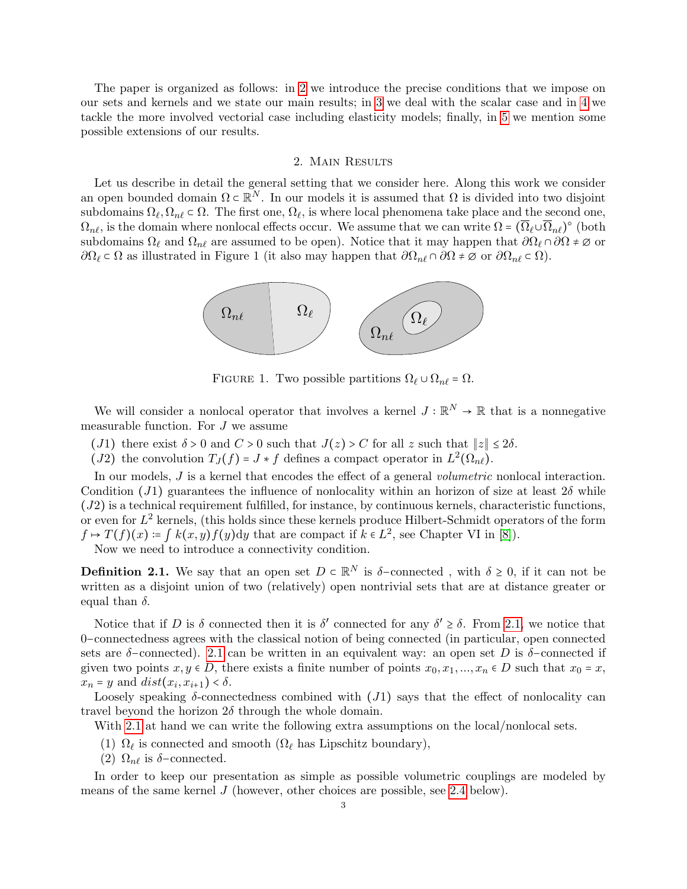The paper is organized as follows: in 2 we introduce the precise conditions that we impose on our sets and kernels and we state our main results; in 3 we deal with the scalar case and in 4 we tackle the more involved vectorial case including elasticity models; finally, in 5 we mention some possible extensions of our results.

## 2. Main Results

Let us describe in detail the general setting that we consider here. Along this work we consider an open bounded domain $\Omega \subset \mathbb{R}^N$. In our models it is assumed that $\Omega$ is divided into two disjoint subdomains $\Omega_\ell, \Omega_{n\ell} \subset \Omega$. The first one, $\Omega_\ell$, is where local phenomena take place and the second one, $\Omega_{n\ell}$, is the domain where nonlocal effects occur. We assume that we can write $\Omega = (\overline{\Omega}_\ell \cup \overline{\Omega}_{n\ell})^\circ$ (both subdomains $\Omega_\ell$ and $\Omega_{n\ell}$ are assumed to be open). Notice that it may happen that $\partial\Omega_\ell \cap \partial\Omega \neq \emptyset$ or $\partial\Omega_\ell \subset \Omega$ as illustrated in Figure 1 (it also may happen that $\partial\Omega_{n\ell} \cap \partial\Omega \neq \emptyset$ or $\partial\Omega_{n\ell} \subset \Omega$).

Figure 1. Two possible partitions $\Omega_\ell \cup \Omega_{n\ell} = \Omega$.

We will consider a nonlocal operator that involves a kernel $J : \mathbb{R}^N \to \mathbb{R}$ that is a nonnegative measurable function. For $J$ we assume

- $(J1)$ there exist $\delta > 0$ and $C > 0$ such that $J(z) > C$ for all $z$ such that $\|z\| \leq 2\delta$.
- $(J2)$ the convolution $T_J(f) = J * f$ defines a compact operator in $L^2(\Omega_{n\ell})$.

In our models, $J$ is a kernel that encodes the effect of a general *volumetric* nonlocal interaction. Condition $(J1)$ guarantees the influence of nonlocality within an horizon of size at least $2\delta$ while $(J2)$ is a technical requirement fulfilled, for instance, by continuous kernels, characteristic functions, or even for $L^2$ kernels, (this holds since these kernels produce Hilbert-Schmidt operators of the form $f \mapsto T(f)(x) \coloneqq \int k(x,y) f(y) \mathrm{d}y$ that are compact if $k \in L^2$, see Chapter VI in [8]).

Now we need to introduce a connectivity condition.

**Definition 2.1.** We say that an open set $D \subset \mathbb{R}^N$ is $\delta$−connected , with $\delta \geq 0$, if it can not be written as a disjoint union of two (relatively) open nontrivial sets that are at distance greater or equal than $\delta$.

Notice that if $D$ is $\delta$ connected then it is $\delta'$ connected for any $\delta' \geq \delta$. From 2.1, we notice that 0−connectedness agrees with the classical notion of being connected (in particular, open connected sets are $\delta$−connected). 2.1 can be written in an equivalent way: an open set $D$ is $\delta$−connected if given two points $x, y \in D$, there exists a finite number of points $x_0, x_1, ..., x_n \in D$ such that $x_0 = x$, $x_n = y$ and $dist(x_i, x_{i+1}) < \delta$.

Loosely speaking $\delta$-connectedness combined with $(J1)$ says that the effect of nonlocality can travel beyond the horizon $2\delta$ through the whole domain.

With 2.1 at hand we can write the following extra assumptions on the local/nonlocal sets.

1. $\Omega_\ell$ is connected and smooth ($\Omega_\ell$ has Lipschitz boundary),
2. $\Omega_{n\ell}$ is $\delta$−connected.

In order to keep our presentation as simple as possible volumetric couplings are modeled by means of the same kernel $J$ (however, other choices are possible, see 2.4 below).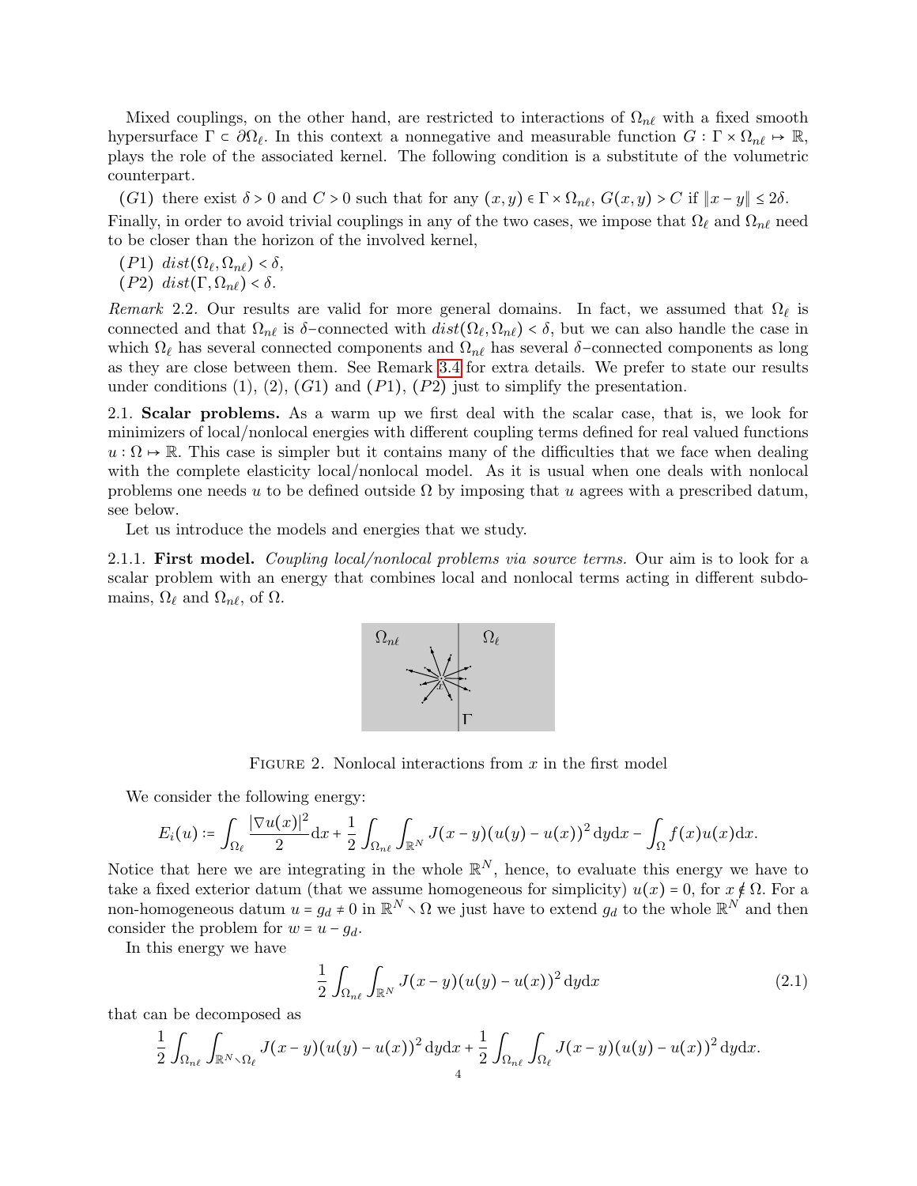Mixed couplings, on the other hand, are restricted to interactions of $\Omega_{n\ell}$ with a fixed smooth hypersurface $\Gamma \subset \partial\Omega_\ell$. In this context a nonnegative and measurable function $G : \Gamma \times \Omega_{n\ell} \mapsto \mathbb{R}$, plays the role of the associated kernel. The following condition is a substitute of the volumetric counterpart.

($G1$) there exist $\delta > 0$ and $C > 0$ such that for any $(x,y) \in \Gamma \times \Omega_{n\ell}$, $G(x,y) > C$ if $\|x - y\| \leq 2\delta$.

Finally, in order to avoid trivial couplings in any of the two cases, we impose that $\Omega_\ell$ and $\Omega_{n\ell}$ need to be closer than the horizon of the involved kernel,

($P1$) $dist(\Omega_\ell, \Omega_{n\ell}) < \delta$,

($P2$) $dist(\Gamma, \Omega_{n\ell}) < \delta$.

*Remark* 2.2. Our results are valid for more general domains. In fact, we assumed that $\Omega_\ell$ is connected and that $\Omega_{n\ell}$ is $\delta$–connected with $dist(\Omega_\ell, \Omega_{n\ell}) < \delta$, but we can also handle the case in which $\Omega_\ell$ has several connected components and $\Omega_{n\ell}$ has several $\delta$–connected components as long as they are close between them. See Remark 3.4 for extra details. We prefer to state our results under conditions (1), (2), ($G1$) and ($P1$), ($P2$) just to simplify the presentation.

### 2.1. Scalar problems.

As a warm up we first deal with the scalar case, that is, we look for minimizers of local/nonlocal energies with different coupling terms defined for real valued functions $u : \Omega \mapsto \mathbb{R}$. This case is simpler but it contains many of the difficulties that we face when dealing with the complete elasticity local/nonlocal model. As it is usual when one deals with nonlocal problems one needs $u$ to be defined outside $\Omega$ by imposing that $u$ agrees with a prescribed datum, see below.

Let us introduce the models and energies that we study.

#### 2.1.1. First model.

*Coupling local/nonlocal problems via source terms.* Our aim is to look for a scalar problem with an energy that combines local and nonlocal terms acting in different subdomains, $\Omega_\ell$ and $\Omega_{n\ell}$, of $\Omega$.

FIGURE 2. Nonlocal interactions from $x$ in the first model

We consider the following energy:

$$E_i(u) := \int_{\Omega_\ell} \frac{|\nabla u(x)|^2}{2} \mathrm{d}x + \frac{1}{2} \int_{\Omega_{n\ell}} \int_{\mathbb{R}^N} J(x-y)(u(y) - u(x))^2 \, \mathrm{d}y\mathrm{d}x - \int_\Omega f(x)u(x)\mathrm{d}x.$$

Notice that here we are integrating in the whole $\mathbb{R}^N$, hence, to evaluate this energy we have to take a fixed exterior datum (that we assume homogeneous for simplicity) $u(x) = 0$, for $x \notin \Omega$. For a non-homogeneous datum $u = g_d \neq 0$ in $\mathbb{R}^N \setminus \Omega$ we just have to extend $g_d$ to the whole $\mathbb{R}^N$ and then consider the problem for $w = u - g_d$.

In this energy we have

$$\frac{1}{2} \int_{\Omega_{n\ell}} \int_{\mathbb{R}^N} J(x-y)(u(y) - u(x))^2 \, \mathrm{d}y\mathrm{d}x \tag{2.1}$$

that can be decomposed as

$$\frac{1}{2} \int_{\Omega_{n\ell}} \int_{\mathbb{R}^N \setminus \Omega_\ell} J(x-y)(u(y) - u(x))^2 \, \mathrm{d}y\mathrm{d}x + \frac{1}{2} \int_{\Omega_{n\ell}} \int_{\Omega_\ell} J(x-y)(u(y) - u(x))^2 \, \mathrm{d}y\mathrm{d}x.$$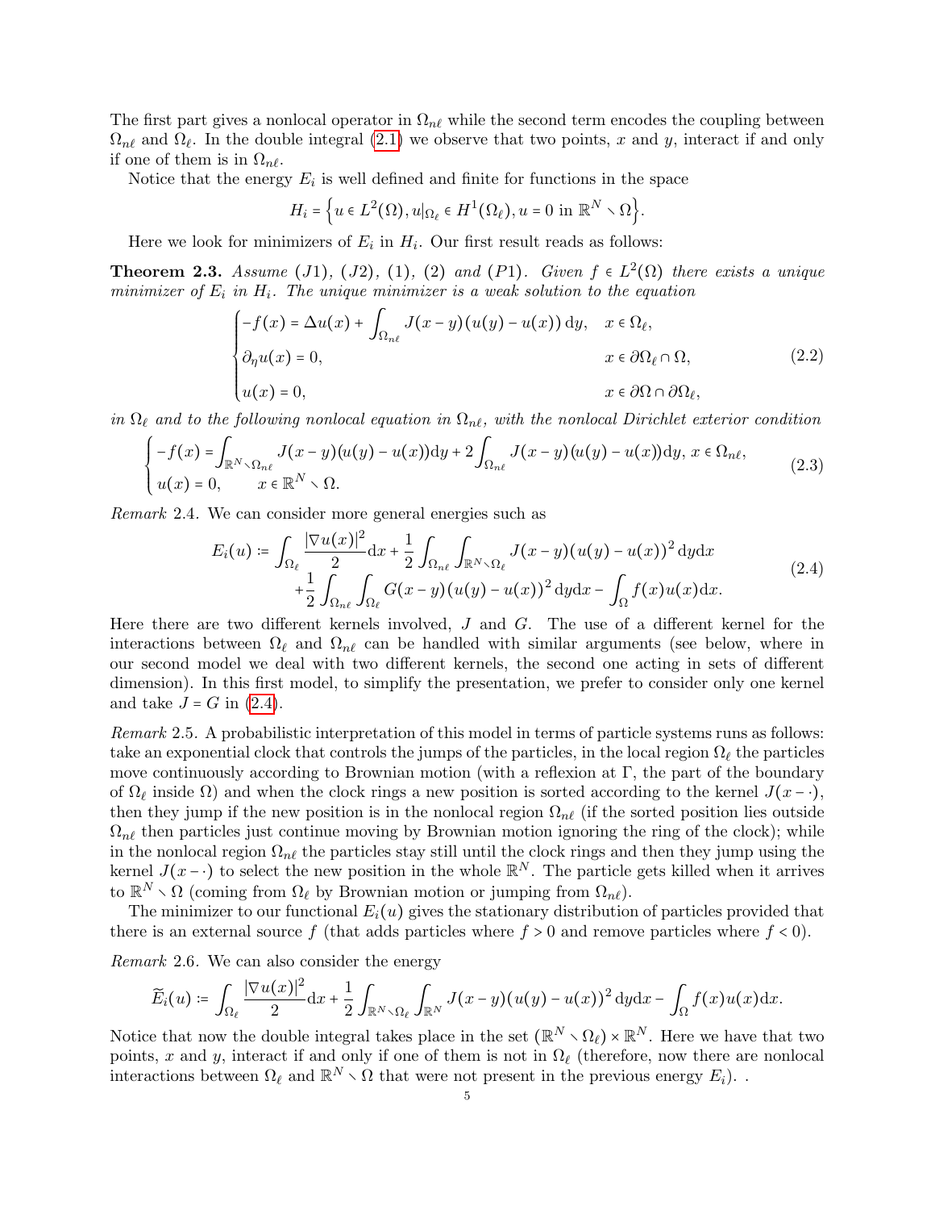The first part gives a nonlocal operator in $\Omega_{n\ell}$ while the second term encodes the coupling between $\Omega_{n\ell}$ and $\Omega_\ell$. In the double integral (2.1) we observe that two points, $x$ and $y$, interact if and only if one of them is in $\Omega_{n\ell}$.

Notice that the energy $E_i$ is well defined and finite for functions in the space

$$H_i = \Big\{ u \in L^2(\Omega), u|_{\Omega_\ell} \in H^1(\Omega_\ell), u = 0 \text{ in } \mathbb{R}^N \setminus \Omega \Big\}.$$

Here we look for minimizers of $E_i$ in $H_i$. Our first result reads as follows:

**Theorem 2.3.** *Assume (J1), (J2), (1), (2) and (P1). Given $f \in L^2(\Omega)$ there exists a unique minimizer of $E_i$ in $H_i$. The unique minimizer is a weak solution to the equation*

$$\begin{cases} -f(x) = \Delta u(x) + \displaystyle\int_{\Omega_{n\ell}} J(x-y)(u(y)-u(x))\,\mathrm{d}y, & x \in \Omega_\ell, \\ \partial_\eta u(x) = 0, & x \in \partial\Omega_\ell \cap \Omega, \\ u(x) = 0, & x \in \partial\Omega \cap \partial\Omega_\ell, \end{cases} \tag{2.2}$$

*in $\Omega_\ell$ and to the following nonlocal equation in $\Omega_{n\ell}$, with the nonlocal Dirichlet exterior condition*

$$\begin{cases} -f(x) = \displaystyle\int_{\mathbb{R}^N\setminus\Omega_{n\ell}} J(x-y)(u(y)-u(x))\mathrm{d}y + 2\int_{\Omega_{n\ell}} J(x-y)(u(y)-u(x))\mathrm{d}y, \; x \in \Omega_{n\ell}, \\ u(x) = 0, \qquad x \in \mathbb{R}^N \setminus \Omega. \end{cases} \tag{2.3}$$

*Remark* 2.4. We can consider more general energies such as

$$\begin{aligned} E_i(u) := &\int_{\Omega_\ell} \frac{|\nabla u(x)|^2}{2}\mathrm{d}x + \frac{1}{2}\int_{\Omega_{n\ell}}\int_{\mathbb{R}^N\setminus\Omega_\ell} J(x-y)(u(y)-u(x))^2\,\mathrm{d}y\mathrm{d}x \\ &+ \frac{1}{2}\int_{\Omega_{n\ell}}\int_{\Omega_\ell} G(x-y)(u(y)-u(x))^2\,\mathrm{d}y\mathrm{d}x - \int_\Omega f(x)u(x)\mathrm{d}x. \end{aligned} \tag{2.4}$$

Here there are two different kernels involved, $J$ and $G$. The use of a different kernel for the interactions between $\Omega_\ell$ and $\Omega_{n\ell}$ can be handled with similar arguments (see below, where in our second model we deal with two different kernels, the second one acting in sets of different dimension). In this first model, to simplify the presentation, we prefer to consider only one kernel and take $J = G$ in (2.4).

*Remark* 2.5. A probabilistic interpretation of this model in terms of particle systems runs as follows: take an exponential clock that controls the jumps of the particles, in the local region $\Omega_\ell$ the particles move continuously according to Brownian motion (with a reflexion at $\Gamma$, the part of the boundary of $\Omega_\ell$ inside $\Omega$) and when the clock rings a new position is sorted according to the kernel $J(x-\cdot)$, then they jump if the new position is in the nonlocal region $\Omega_{n\ell}$ (if the sorted position lies outside $\Omega_{n\ell}$ then particles just continue moving by Brownian motion ignoring the ring of the clock); while in the nonlocal region $\Omega_{n\ell}$ the particles stay still until the clock rings and then they jump using the kernel $J(x-\cdot)$ to select the new position in the whole $\mathbb{R}^N$. The particle gets killed when it arrives to $\mathbb{R}^N \setminus \Omega$ (coming from $\Omega_\ell$ by Brownian motion or jumping from $\Omega_{n\ell}$).

The minimizer to our functional $E_i(u)$ gives the stationary distribution of particles provided that there is an external source $f$ (that adds particles where $f > 0$ and remove particles where $f < 0$).

*Remark* 2.6. We can also consider the energy

$$\widetilde{E}_i(u) := \int_{\Omega_\ell} \frac{|\nabla u(x)|^2}{2}\mathrm{d}x + \frac{1}{2}\int_{\mathbb{R}^N\setminus\Omega_\ell}\int_{\mathbb{R}^N} J(x-y)(u(y)-u(x))^2\,\mathrm{d}y\mathrm{d}x - \int_\Omega f(x)u(x)\mathrm{d}x.$$

Notice that now the double integral takes place in the set $(\mathbb{R}^N \setminus \Omega_\ell) \times \mathbb{R}^N$. Here we have that two points, $x$ and $y$, interact if and only if one of them is not in $\Omega_\ell$ (therefore, now there are nonlocal interactions between $\Omega_\ell$ and $\mathbb{R}^N \setminus \Omega$ that were not present in the previous energy $E_i$). .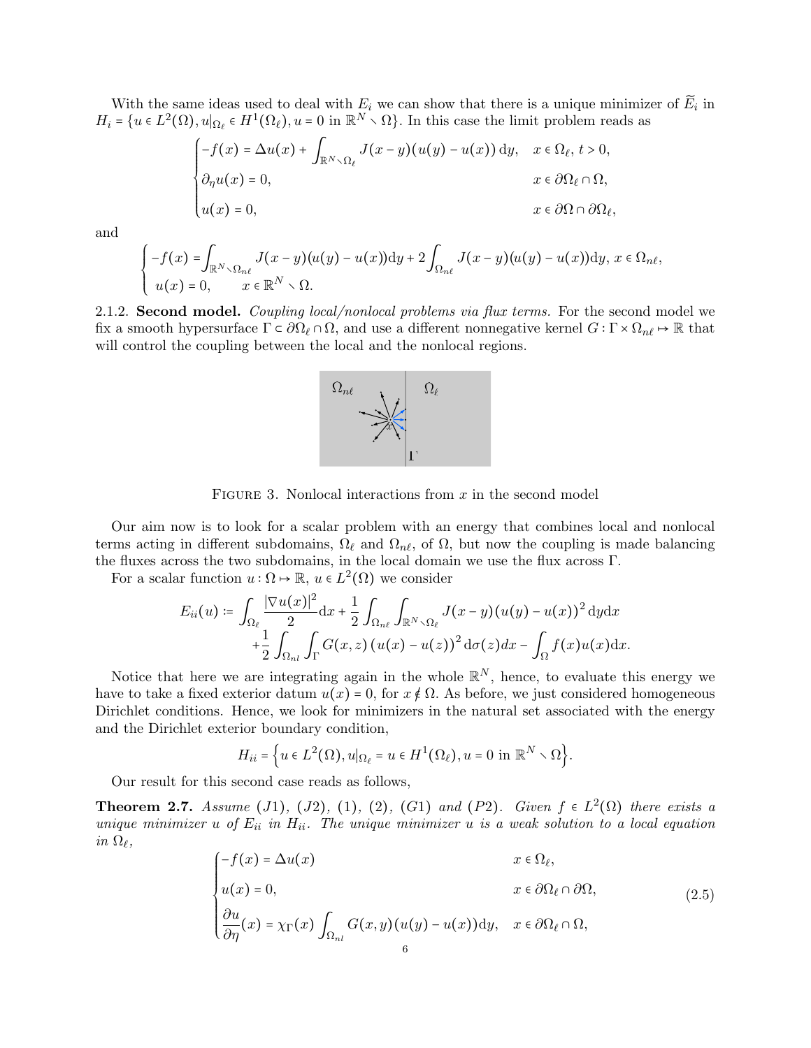With the same ideas used to deal with $E_i$ we can show that there is a unique minimizer of $\widetilde{E}_i$ in $H_i = \{u \in L^2(\Omega), u|_{\Omega_\ell} \in H^1(\Omega_\ell), u = 0 \text{ in } \mathbb{R}^N \setminus \Omega\}$. In this case the limit problem reads as

$$
\begin{cases}
-f(x) = \Delta u(x) + \displaystyle\int_{\mathbb{R}^N \setminus \Omega_\ell} J(x-y)(u(y) - u(x))\,\mathrm{d}y, & x \in \Omega_\ell,\ t > 0,\\[2mm]
\partial_\eta u(x) = 0, & x \in \partial\Omega_\ell \cap \Omega,\\[2mm]
u(x) = 0, & x \in \partial\Omega \cap \partial\Omega_\ell,
\end{cases}
$$

and

$$
\begin{cases}
-f(x) = \displaystyle\int_{\mathbb{R}^N \setminus \Omega_{n\ell}} J(x-y)(u(y) - u(x))\mathrm{d}y + 2\int_{\Omega_{n\ell}} J(x-y)(u(y)-u(x))\mathrm{d}y, \ x \in \Omega_{n\ell},\\
u(x) = 0, \qquad x \in \mathbb{R}^N \setminus \Omega.
\end{cases}
$$

2.1.2. **Second model.** *Coupling local/nonlocal problems via flux terms.* For the second model we fix a smooth hypersurface $\Gamma \subset \partial\Omega_\ell \cap \Omega$, and use a different nonnegative kernel $G : \Gamma \times \Omega_{n\ell} \mapsto \mathbb{R}$ that will control the coupling between the local and the nonlocal regions.

FIGURE 3. Nonlocal interactions from $x$ in the second model

Our aim now is to look for a scalar problem with an energy that combines local and nonlocal terms acting in different subdomains, $\Omega_\ell$ and $\Omega_{n\ell}$, of $\Omega$, but now the coupling is made balancing the fluxes across the two subdomains, in the local domain we use the flux across $\Gamma$.

For a scalar function $u : \Omega \mapsto \mathbb{R}$, $u \in L^2(\Omega)$ we consider

$$
\begin{aligned}
E_{ii}(u) := \int_{\Omega_\ell} \frac{|\nabla u(x)|^2}{2}\mathrm{d}x + \frac{1}{2}\int_{\Omega_{n\ell}}\int_{\mathbb{R}^N \setminus \Omega_\ell} J(x-y)(u(y)-u(x))^2\,\mathrm{d}y\mathrm{d}x \\
+ \frac{1}{2}\int_{\Omega_{nl}}\int_{\Gamma} G(x,z)\,(u(x) - u(z))^2\,\mathrm{d}\sigma(z)dx - \int_\Omega f(x)u(x)\mathrm{d}x.
\end{aligned}
$$

Notice that here we are integrating again in the whole $\mathbb{R}^N$, hence, to evaluate this energy we have to take a fixed exterior datum $u(x) = 0$, for $x \notin \Omega$. As before, we just considered homogeneous Dirichlet conditions. Hence, we look for minimizers in the natural set associated with the energy and the Dirichlet exterior boundary condition,

$$
H_{ii} = \Big\{ u \in L^2(\Omega), u|_{\Omega_\ell} = u \in H^1(\Omega_\ell), u = 0 \text{ in } \mathbb{R}^N \setminus \Omega \Big\}.
$$

Our result for this second case reads as follows,

**Theorem 2.7.** *Assume (J1), (J2), (1), (2), (G1) and (P2). Given $f \in L^2(\Omega)$ there exists a unique minimizer $u$ of $E_{ii}$ in $H_{ii}$. The unique minimizer $u$ is a weak solution to a local equation in $\Omega_\ell$,*

$$
\begin{cases}
-f(x) = \Delta u(x) & x \in \Omega_\ell,\\[2mm]
u(x) = 0, & x \in \partial\Omega_\ell \cap \partial\Omega,\\[2mm]
\dfrac{\partial u}{\partial \eta}(x) = \chi_\Gamma(x)\displaystyle\int_{\Omega_{nl}} G(x,y)(u(y) - u(x))\mathrm{d}y, & x \in \partial\Omega_\ell \cap \Omega,
\end{cases}
\tag{2.5}
$$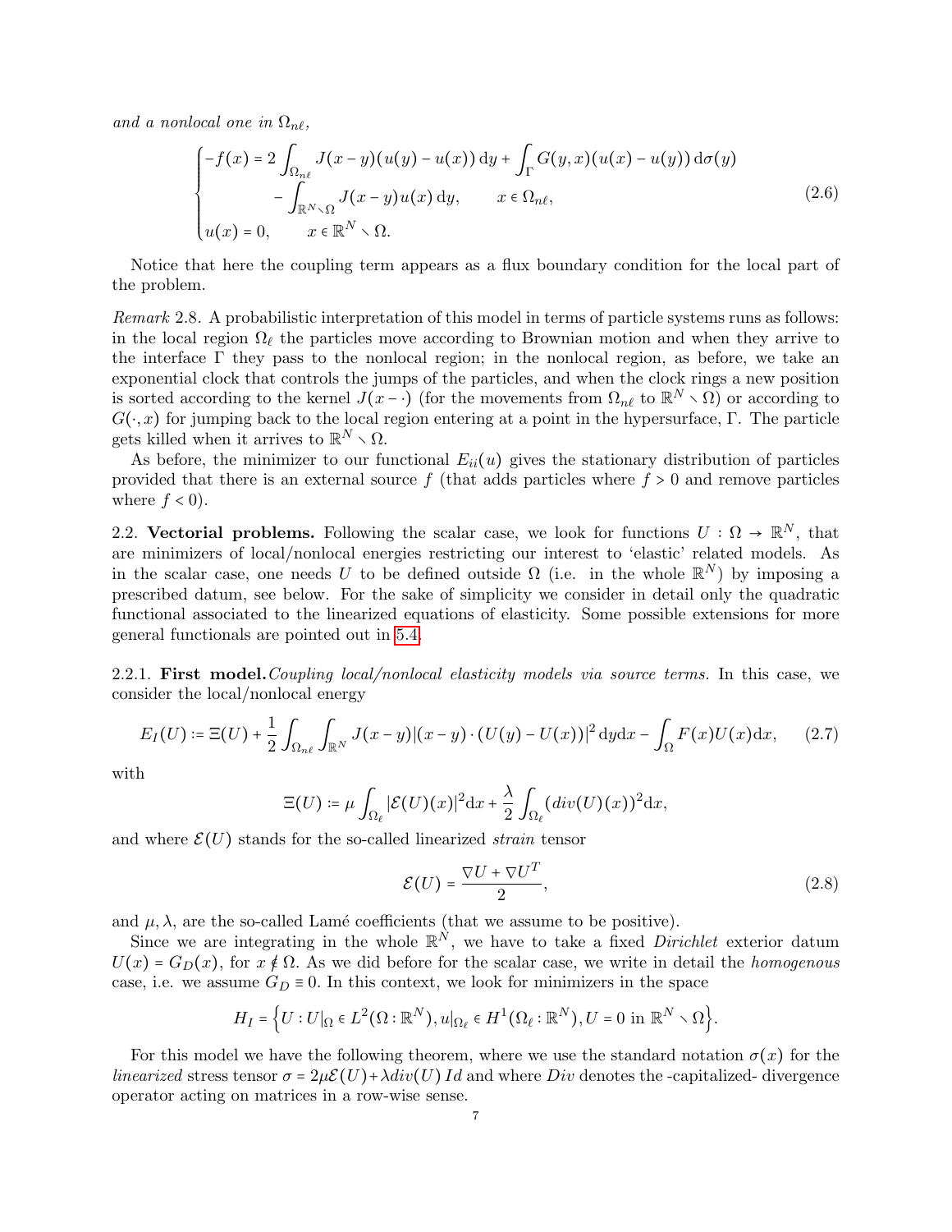*and a nonlocal one in* $\Omega_{n\ell}$,

$$\begin{cases} -f(x) = 2\displaystyle\int_{\Omega_{n\ell}} J(x-y)(u(y)-u(x))\,\mathrm{d}y + \int_{\Gamma} G(y,x)(u(x)-u(y))\,\mathrm{d}\sigma(y) \\ \qquad\qquad - \displaystyle\int_{\mathbb{R}^N \smallsetminus \Omega} J(x-y)u(x)\,\mathrm{d}y, \qquad x \in \Omega_{n\ell}, \\ u(x) = 0, \qquad x \in \mathbb{R}^N \smallsetminus \Omega. \end{cases} \tag{2.6}$$

Notice that here the coupling term appears as a flux boundary condition for the local part of the problem.

*Remark* 2.8. A probabilistic interpretation of this model in terms of particle systems runs as follows: in the local region $\Omega_\ell$ the particles move according to Brownian motion and when they arrive to the interface $\Gamma$ they pass to the nonlocal region; in the nonlocal region, as before, we take an exponential clock that controls the jumps of the particles, and when the clock rings a new position is sorted according to the kernel $J(x-\cdot)$ (for the movements from $\Omega_{n\ell}$ to $\mathbb{R}^N \smallsetminus \Omega$) or according to $G(\cdot, x)$ for jumping back to the local region entering at a point in the hypersurface, $\Gamma$. The particle gets killed when it arrives to $\mathbb{R}^N \smallsetminus \Omega$.

As before, the minimizer to our functional $E_{ii}(u)$ gives the stationary distribution of particles provided that there is an external source $f$ (that adds particles where $f > 0$ and remove particles where $f < 0$).

2.2. **Vectorial problems.** Following the scalar case, we look for functions $U : \Omega \to \mathbb{R}^N$, that are minimizers of local/nonlocal energies restricting our interest to 'elastic' related models. As in the scalar case, one needs $U$ to be defined outside $\Omega$ (i.e. in the whole $\mathbb{R}^N$) by imposing a prescribed datum, see below. For the sake of simplicity we consider in detail only the quadratic functional associated to the linearized equations of elasticity. Some possible extensions for more general functionals are pointed out in 5.4.

2.2.1. **First model.** *Coupling local/nonlocal elasticity models via source terms.* In this case, we consider the local/nonlocal energy

$$E_I(U) := \Xi(U) + \frac{1}{2}\int_{\Omega_{n\ell}}\int_{\mathbb{R}^N} J(x-y)|(x-y)\cdot(U(y)-U(x))|^2\,\mathrm{d}y\mathrm{d}x - \int_{\Omega} F(x)U(x)\mathrm{d}x, \tag{2.7}$$

with

$$\Xi(U) := \mu\int_{\Omega_\ell} |\mathcal{E}(U)(x)|^2\mathrm{d}x + \frac{\lambda}{2}\int_{\Omega_\ell} (div(U)(x))^2\mathrm{d}x,$$

and where $\mathcal{E}(U)$ stands for the so-called linearized *strain* tensor

$$\mathcal{E}(U) = \frac{\nabla U + \nabla U^T}{2}, \tag{2.8}$$

and $\mu, \lambda$, are the so-called Lamé coefficients (that we assume to be positive).

Since we are integrating in the whole $\mathbb{R}^N$, we have to take a fixed *Dirichlet* exterior datum $U(x) = G_D(x)$, for $x \notin \Omega$. As we did before for the scalar case, we write in detail the *homogenous* case, i.e. we assume $G_D \equiv 0$. In this context, we look for minimizers in the space

$$H_I = \Big\{ U : U|_\Omega \in L^2(\Omega : \mathbb{R}^N), u|_{\Omega_\ell} \in H^1(\Omega_\ell : \mathbb{R}^N), U = 0 \text{ in } \mathbb{R}^N \smallsetminus \Omega \Big\}.$$

For this model we have the following theorem, where we use the standard notation $\sigma(x)$ for the *linearized* stress tensor $\sigma = 2\mu\mathcal{E}(U) + \lambda div(U)\,Id$ and where $Div$ denotes the -capitalized- divergence operator acting on matrices in a row-wise sense.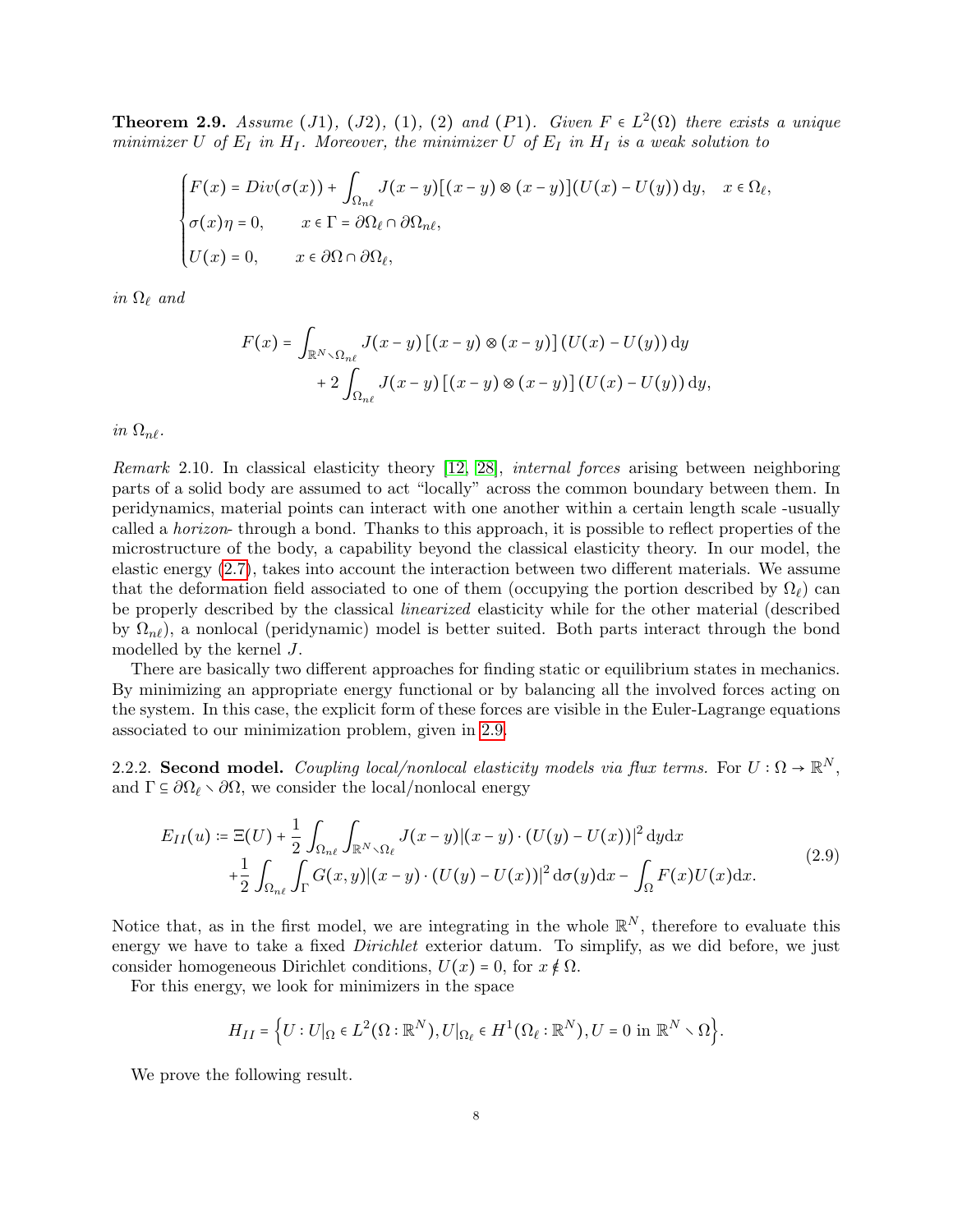**Theorem 2.9.** *Assume (J1), (J2), (1), (2) and (P1). Given $F \in L^2(\Omega)$ there exists a unique minimizer $U$ of $E_I$ in $H_I$. Moreover, the minimizer $U$ of $E_I$ in $H_I$ is a weak solution to*

$$\begin{cases} F(x) = Div(\sigma(x)) + \displaystyle\int_{\Omega_{n\ell}} J(x-y)[(x-y)\otimes(x-y)](U(x)-U(y))\,\mathrm{d}y, \quad x \in \Omega_\ell, \\ \sigma(x)\eta = 0, \qquad x \in \Gamma = \partial\Omega_\ell \cap \partial\Omega_{n\ell}, \\ U(x) = 0, \qquad x \in \partial\Omega \cap \partial\Omega_\ell, \end{cases}$$

*in $\Omega_\ell$ and*

$$\begin{aligned} F(x) = &\int_{\mathbb{R}^N \smallsetminus \Omega_{n\ell}} J(x-y)\,[(x-y)\otimes(x-y)]\,(U(x)-U(y))\,\mathrm{d}y \\ &+ 2\int_{\Omega_{n\ell}} J(x-y)\,[(x-y)\otimes(x-y)]\,(U(x)-U(y))\,\mathrm{d}y, \end{aligned}$$

*in $\Omega_{n\ell}$.*

*Remark* 2.10. In classical elasticity theory [12, 28], *internal forces* arising between neighboring parts of a solid body are assumed to act "locally" across the common boundary between them. In peridynamics, material points can interact with one another within a certain length scale -usually called a *horizon*- through a bond. Thanks to this approach, it is possible to reflect properties of the microstructure of the body, a capability beyond the classical elasticity theory. In our model, the elastic energy (2.7), takes into account the interaction between two different materials. We assume that the deformation field associated to one of them (occupying the portion described by $\Omega_\ell$) can be properly described by the classical *linearized* elasticity while for the other material (described by $\Omega_{n\ell}$), a nonlocal (peridynamic) model is better suited. Both parts interact through the bond modelled by the kernel $J$.

There are basically two different approaches for finding static or equilibrium states in mechanics. By minimizing an appropriate energy functional or by balancing all the involved forces acting on the system. In this case, the explicit form of these forces are visible in the Euler-Lagrange equations associated to our minimization problem, given in 2.9.

2.2.2. **Second model.** *Coupling local/nonlocal elasticity models via flux terms.* For $U : \Omega \to \mathbb{R}^N$, and $\Gamma \subseteq \partial\Omega_\ell \smallsetminus \partial\Omega$, we consider the local/nonlocal energy

$$\begin{aligned} E_{II}(u) := \Xi(U) &+ \frac{1}{2}\int_{\Omega_{n\ell}}\int_{\mathbb{R}^N\smallsetminus\Omega_\ell} J(x-y)|(x-y)\cdot(U(y)-U(x))|^2\,\mathrm{d}y\mathrm{d}x \\ &+ \frac{1}{2}\int_{\Omega_{n\ell}}\int_\Gamma G(x,y)|(x-y)\cdot(U(y)-U(x))|^2\,\mathrm{d}\sigma(y)\mathrm{d}x - \int_\Omega F(x)U(x)\mathrm{d}x. \end{aligned} \tag{2.9}$$

Notice that, as in the first model, we are integrating in the whole $\mathbb{R}^N$, therefore to evaluate this energy we have to take a fixed *Dirichlet* exterior datum. To simplify, as we did before, we just consider homogeneous Dirichlet conditions, $U(x) = 0$, for $x \notin \Omega$.

For this energy, we look for minimizers in the space

$$H_{II} = \Big\{ U : U|_\Omega \in L^2(\Omega : \mathbb{R}^N), U|_{\Omega_\ell} \in H^1(\Omega_\ell : \mathbb{R}^N), U = 0 \text{ in } \mathbb{R}^N \smallsetminus \Omega \Big\}.$$

We prove the following result.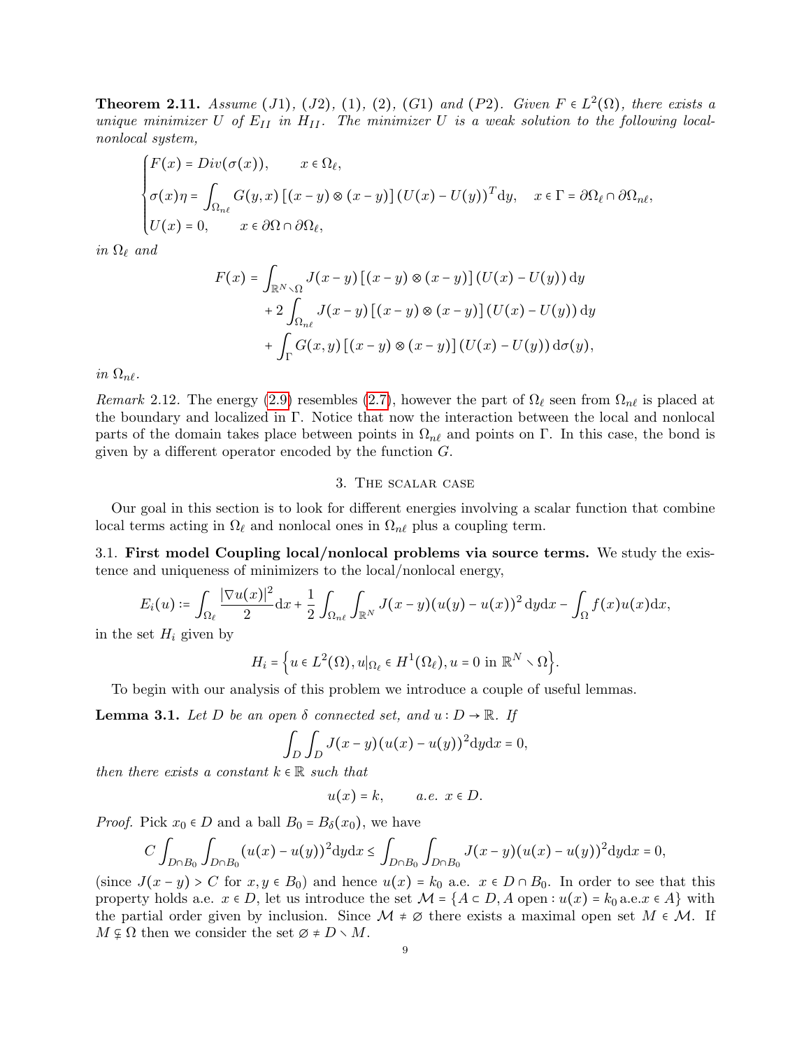**Theorem 2.11.** *Assume (J1), (J2), (1), (2), (G1) and (P2). Given $F \in L^2(\Omega)$, there exists a unique minimizer $U$ of $E_{II}$ in $H_{II}$. The minimizer $U$ is a weak solution to the following local-nonlocal system,*

$$
\begin{cases}
F(x) = Div(\sigma(x)), \qquad x \in \Omega_\ell, \\
\sigma(x)\eta = \displaystyle\int_{\Omega_{n\ell}} G(y,x)\left[(x-y)\otimes(x-y)\right](U(x)-U(y))^T \mathrm{d}y, \quad x \in \Gamma = \partial\Omega_\ell \cap \partial\Omega_{n\ell}, \\
U(x) = 0, \qquad x \in \partial\Omega \cap \partial\Omega_\ell,
\end{cases}
$$

*in $\Omega_\ell$ and*

$$
\begin{aligned}
F(x) = &\int_{\mathbb{R}^N \setminus \Omega} J(x-y)\left[(x-y)\otimes(x-y)\right](U(x)-U(y))\,\mathrm{d}y \\
&+ 2\int_{\Omega_{n\ell}} J(x-y)\left[(x-y)\otimes(x-y)\right](U(x)-U(y))\,\mathrm{d}y \\
&+ \int_\Gamma G(x,y)\left[(x-y)\otimes(x-y)\right](U(x)-U(y))\,\mathrm{d}\sigma(y),
\end{aligned}
$$

*in $\Omega_{n\ell}$.*

*Remark* 2.12. The energy (2.9) resembles (2.7), however the part of $\Omega_\ell$ seen from $\Omega_{n\ell}$ is placed at the boundary and localized in $\Gamma$. Notice that now the interaction between the local and nonlocal parts of the domain takes place between points in $\Omega_{n\ell}$ and points on $\Gamma$. In this case, the bond is given by a different operator encoded by the function $G$.

## 3. The scalar case

Our goal in this section is to look for different energies involving a scalar function that combine local terms acting in $\Omega_\ell$ and nonlocal ones in $\Omega_{n\ell}$ plus a coupling term.

### 3.1. First model Coupling local/nonlocal problems via source terms.

We study the existence and uniqueness of minimizers to the local/nonlocal energy,

$$
E_i(u) := \int_{\Omega_\ell} \frac{|\nabla u(x)|^2}{2}\mathrm{d}x + \frac{1}{2}\int_{\Omega_{n\ell}}\int_{\mathbb{R}^N} J(x-y)(u(y)-u(x))^2\,\mathrm{d}y\mathrm{d}x - \int_\Omega f(x)u(x)\mathrm{d}x,
$$

in the set $H_i$ given by

$$
H_i = \left\{ u \in L^2(\Omega), u|_{\Omega_\ell} \in H^1(\Omega_\ell), u = 0 \text{ in } \mathbb{R}^N \setminus \Omega \right\}.
$$

To begin with our analysis of this problem we introduce a couple of useful lemmas.

**Lemma 3.1.** *Let $D$ be an open $\delta$ connected set, and $u : D \to \mathbb{R}$. If*

$$
\int_D \int_D J(x-y)(u(x)-u(y))^2 \mathrm{d}y\mathrm{d}x = 0,
$$

*then there exists a constant $k \in \mathbb{R}$ such that*

$$
u(x) = k, \qquad a.e.\ x \in D.
$$

*Proof.* Pick $x_0 \in D$ and a ball $B_0 = B_\delta(x_0)$, we have

$$
C\int_{D\cap B_0}\int_{D\cap B_0}(u(x)-u(y))^2 \mathrm{d}y\mathrm{d}x \le \int_{D\cap B_0}\int_{D\cap B_0} J(x-y)(u(x)-u(y))^2\mathrm{d}y\mathrm{d}x = 0,
$$

(since $J(x-y) > C$ for $x,y \in B_0$) and hence $u(x) = k_0$ a.e. $x \in D \cap B_0$. In order to see that this property holds a.e. $x \in D$, let us introduce the set $\mathcal{M} = \{A \subset D, A \text{ open} : u(x) = k_0 \text{ a.e.} x \in A\}$ with the partial order given by inclusion. Since $\mathcal{M} \neq \varnothing$ there exists a maximal open set $M \in \mathcal{M}$. If $M \subsetneq \Omega$ then we consider the set $\varnothing \neq D \setminus M$.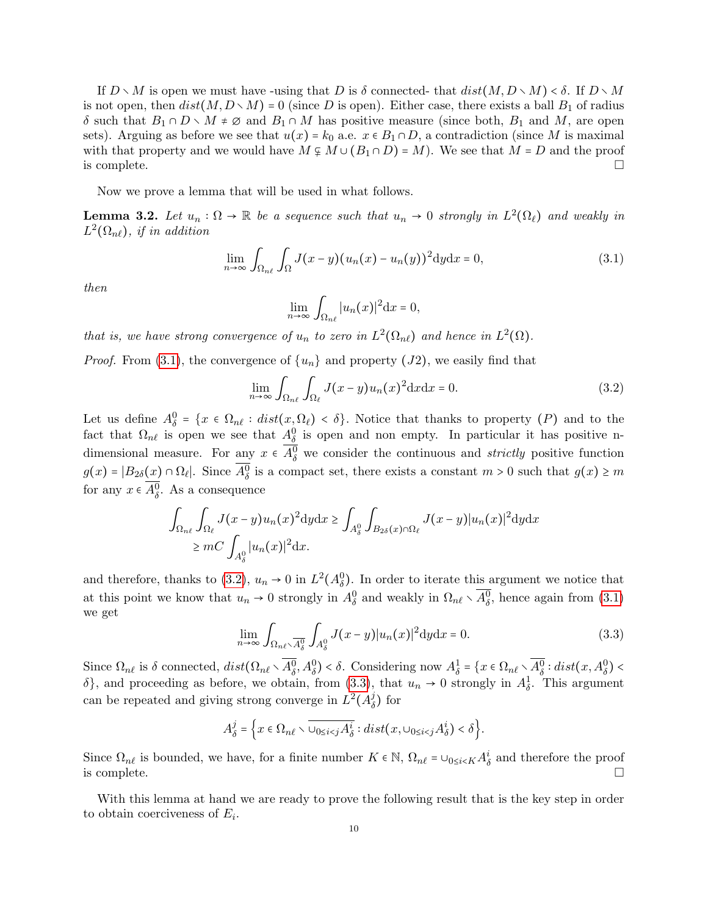If $D \setminus M$ is open we must have -using that $D$ is $\delta$ connected- that $dist(M, D \setminus M) < \delta$. If $D \setminus M$ is not open, then $dist(M, D \setminus M) = 0$ (since $D$ is open). Either case, there exists a ball $B_1$ of radius $\delta$ such that $B_1 \cap D \setminus M \neq \emptyset$ and $B_1 \cap M$ has positive measure (since both, $B_1$ and $M$, are open sets). Arguing as before we see that $u(x) = k_0$ a.e. $x \in B_1 \cap D$, a contradiction (since $M$ is maximal with that property and we would have $M \subsetneq M \cup (B_1 \cap D) = M$). We see that $M = D$ and the proof is complete. □

Now we prove a lemma that will be used in what follows.

**Lemma 3.2.** *Let $u_n : \Omega \to \mathbb{R}$ be a sequence such that $u_n \to 0$ strongly in $L^2(\Omega_\ell)$ and weakly in $L^2(\Omega_{n\ell})$, if in addition*

$$\lim_{n\to\infty} \int_{\Omega_{n\ell}} \int_{\Omega} J(x-y)(u_n(x) - u_n(y))^2 \mathrm{d}y\mathrm{d}x = 0, \tag{3.1}$$

*then*

$$\lim_{n\to\infty} \int_{\Omega_{n\ell}} |u_n(x)|^2 \mathrm{d}x = 0,$$

*that is, we have strong convergence of $u_n$ to zero in $L^2(\Omega_{n\ell})$ and hence in $L^2(\Omega)$.*

*Proof.* From (3.1), the convergence of $\{u_n\}$ and property $(J2)$, we easily find that

$$\lim_{n\to\infty} \int_{\Omega_{n\ell}} \int_{\Omega_\ell} J(x-y) u_n(x)^2 \mathrm{d}x\mathrm{d}x = 0. \tag{3.2}$$

Let us define $A_\delta^0 = \{x \in \Omega_{n\ell} : dist(x, \Omega_\ell) < \delta\}$. Notice that thanks to property $(P)$ and to the fact that $\Omega_{n\ell}$ is open we see that $A_\delta^0$ is open and non empty. In particular it has positive n-dimensional measure. For any $x \in \overline{A_\delta^0}$ we consider the continuous and *strictly* positive function $g(x) = |B_{2\delta}(x) \cap \Omega_\ell|$. Since $\overline{A_\delta^0}$ is a compact set, there exists a constant $m > 0$ such that $g(x) \geq m$ for any $x \in \overline{A_\delta^0}$. As a consequence

$$\begin{aligned} \int_{\Omega_{n\ell}} \int_{\Omega_\ell} J(x-y) u_n(x)^2 \mathrm{d}y\mathrm{d}x &\geq \int_{A_\delta^0} \int_{B_{2\delta}(x)\cap\Omega_\ell} J(x-y)|u_n(x)|^2 \mathrm{d}y\mathrm{d}x \\ &\geq mC \int_{A_\delta^0} |u_n(x)|^2 \mathrm{d}x. \end{aligned}$$

and therefore, thanks to (3.2), $u_n \to 0$ in $L^2(A_\delta^0)$. In order to iterate this argument we notice that at this point we know that $u_n \to 0$ strongly in $A_\delta^0$ and weakly in $\Omega_{n\ell} \setminus \overline{A_\delta^0}$, hence again from (3.1) we get

$$\lim_{n\to\infty} \int_{\Omega_{n\ell}\setminus\overline{A_\delta^0}} \int_{A_\delta^0} J(x-y)|u_n(x)|^2 \mathrm{d}y\mathrm{d}x = 0. \tag{3.3}$$

Since $\Omega_{n\ell}$ is $\delta$ connected, $dist(\Omega_{n\ell} \setminus \overline{A_\delta^0}, A_\delta^0) < \delta$. Considering now $A_\delta^1 = \{x \in \Omega_{n\ell} \setminus \overline{A_\delta^0} : dist(x, A_\delta^0) < \delta\}$, and proceeding as before, we obtain, from (3.3), that $u_n \to 0$ strongly in $A_\delta^1$. This argument can be repeated and giving strong converge in $L^2(A_\delta^j)$ for

$$A_\delta^j = \Big\{ x \in \Omega_{n\ell} \setminus \overline{\cup_{0\leq i<j} A_\delta^i} : dist(x, \cup_{0\leq i<j} A_\delta^i) < \delta \Big\}.$$

Since $\Omega_{n\ell}$ is bounded, we have, for a finite number $K \in \mathbb{N}$, $\Omega_{n\ell} = \cup_{0\leq i<K} A_\delta^i$ and therefore the proof is complete. □

With this lemma at hand we are ready to prove the following result that is the key step in order to obtain coerciveness of $E_i$.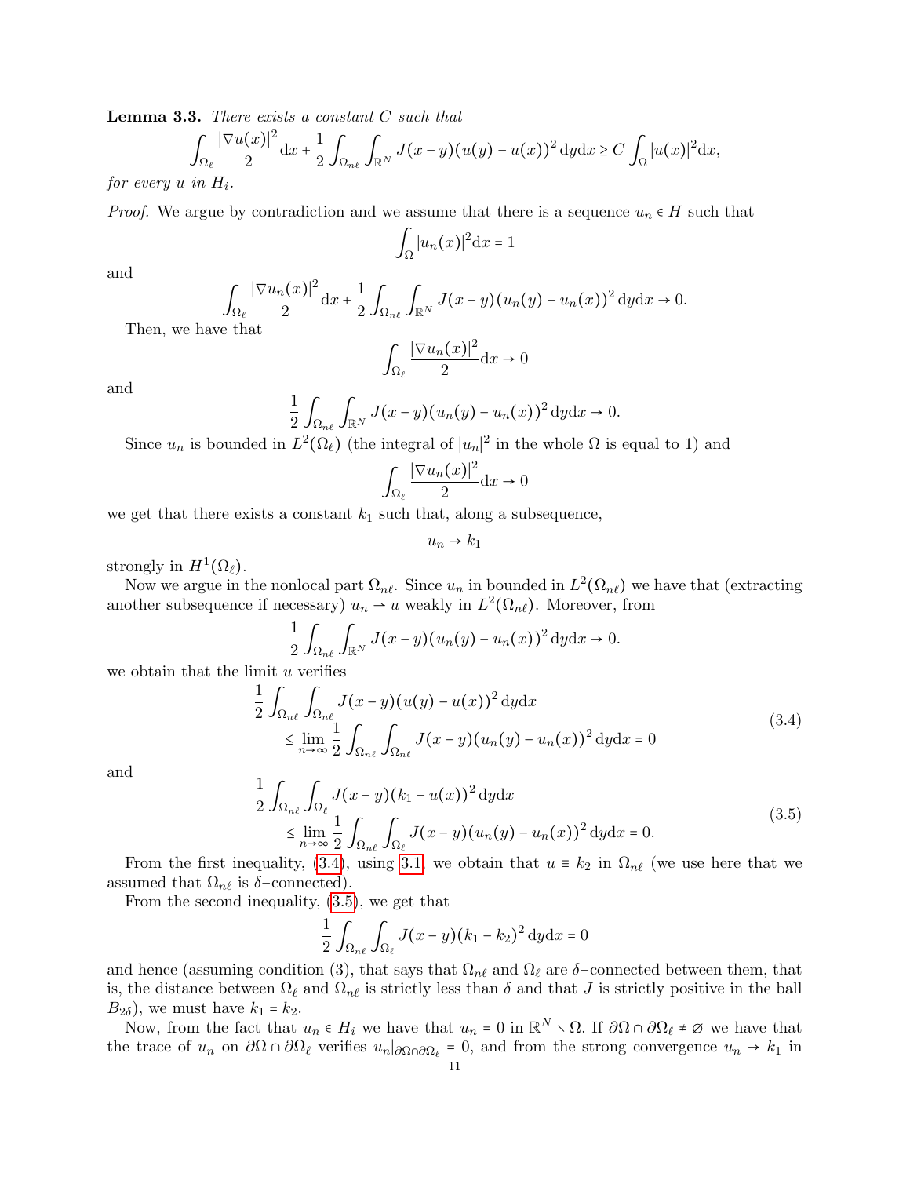**Lemma 3.3.** *There exists a constant $C$ such that*

$$\int_{\Omega_\ell} \frac{|\nabla u(x)|^2}{2} \mathrm{d}x + \frac{1}{2}\int_{\Omega_{n\ell}} \int_{\mathbb{R}^N} J(x-y)(u(y)-u(x))^2 \,\mathrm{d}y\mathrm{d}x \geq C \int_\Omega |u(x)|^2 \mathrm{d}x,$$

*for every $u$ in $H_i$.*

*Proof.* We argue by contradiction and we assume that there is a sequence $u_n \in H$ such that

$$\int_\Omega |u_n(x)|^2 \mathrm{d}x = 1$$

and

$$\int_{\Omega_\ell} \frac{|\nabla u_n(x)|^2}{2} \mathrm{d}x + \frac{1}{2}\int_{\Omega_{n\ell}} \int_{\mathbb{R}^N} J(x-y)(u_n(y)-u_n(x))^2 \,\mathrm{d}y\mathrm{d}x \to 0.$$

Then, we have that

$$\int_{\Omega_\ell} \frac{|\nabla u_n(x)|^2}{2} \mathrm{d}x \to 0$$

and

$$\frac{1}{2}\int_{\Omega_{n\ell}} \int_{\mathbb{R}^N} J(x-y)(u_n(y)-u_n(x))^2 \,\mathrm{d}y\mathrm{d}x \to 0.$$

Since $u_n$ is bounded in $L^2(\Omega_\ell)$ (the integral of $|u_n|^2$ in the whole $\Omega$ is equal to 1) and

$$\int_{\Omega_\ell} \frac{|\nabla u_n(x)|^2}{2} \mathrm{d}x \to 0$$

we get that there exists a constant $k_1$ such that, along a subsequence,

$$u_n \to k_1$$

strongly in $H^1(\Omega_\ell)$.

Now we argue in the nonlocal part $\Omega_{n\ell}$. Since $u_n$ in bounded in $L^2(\Omega_{n\ell})$ we have that (extracting another subsequence if necessary) $u_n \rightharpoonup u$ weakly in $L^2(\Omega_{n\ell})$. Moreover, from

$$\frac{1}{2}\int_{\Omega_{n\ell}} \int_{\mathbb{R}^N} J(x-y)(u_n(y)-u_n(x))^2 \,\mathrm{d}y\mathrm{d}x \to 0.$$

we obtain that the limit $u$ verifies

$$\begin{aligned} &\frac{1}{2}\int_{\Omega_{n\ell}} \int_{\Omega_{n\ell}} J(x-y)(u(y)-u(x))^2 \,\mathrm{d}y\mathrm{d}x \\ &\qquad \leq \lim_{n\to\infty} \frac{1}{2}\int_{\Omega_{n\ell}} \int_{\Omega_{n\ell}} J(x-y)(u_n(y)-u_n(x))^2 \,\mathrm{d}y\mathrm{d}x = 0 \end{aligned} \tag{3.4}$$

and

$$\begin{aligned} &\frac{1}{2}\int_{\Omega_{n\ell}} \int_{\Omega_\ell} J(x-y)(k_1-u(x))^2 \,\mathrm{d}y\mathrm{d}x \\ &\qquad \leq \lim_{n\to\infty} \frac{1}{2}\int_{\Omega_{n\ell}} \int_{\Omega_\ell} J(x-y)(u_n(y)-u_n(x))^2 \,\mathrm{d}y\mathrm{d}x = 0. \end{aligned} \tag{3.5}$$

From the first inequality, (3.4), using 3.1, we obtain that $u \equiv k_2$ in $\Omega_{n\ell}$ (we use here that we assumed that $\Omega_{n\ell}$ is $\delta$–connected).

From the second inequality, (3.5), we get that

$$\frac{1}{2}\int_{\Omega_{n\ell}} \int_{\Omega_\ell} J(x-y)(k_1-k_2)^2 \,\mathrm{d}y\mathrm{d}x = 0$$

and hence (assuming condition (3), that says that $\Omega_{n\ell}$ and $\Omega_\ell$ are $\delta$–connected between them, that is, the distance between $\Omega_\ell$ and $\Omega_{n\ell}$ is strictly less than $\delta$ and that $J$ is strictly positive in the ball $B_{2\delta}$), we must have $k_1 = k_2$.

Now, from the fact that $u_n \in H_i$ we have that $u_n = 0$ in $\mathbb{R}^N \setminus \Omega$. If $\partial\Omega \cap \partial\Omega_\ell \neq \varnothing$ we have that the trace of $u_n$ on $\partial\Omega \cap \partial\Omega_\ell$ verifies $u_n|_{\partial\Omega\cap\partial\Omega_\ell} = 0$, and from the strong convergence $u_n \to k_1$ in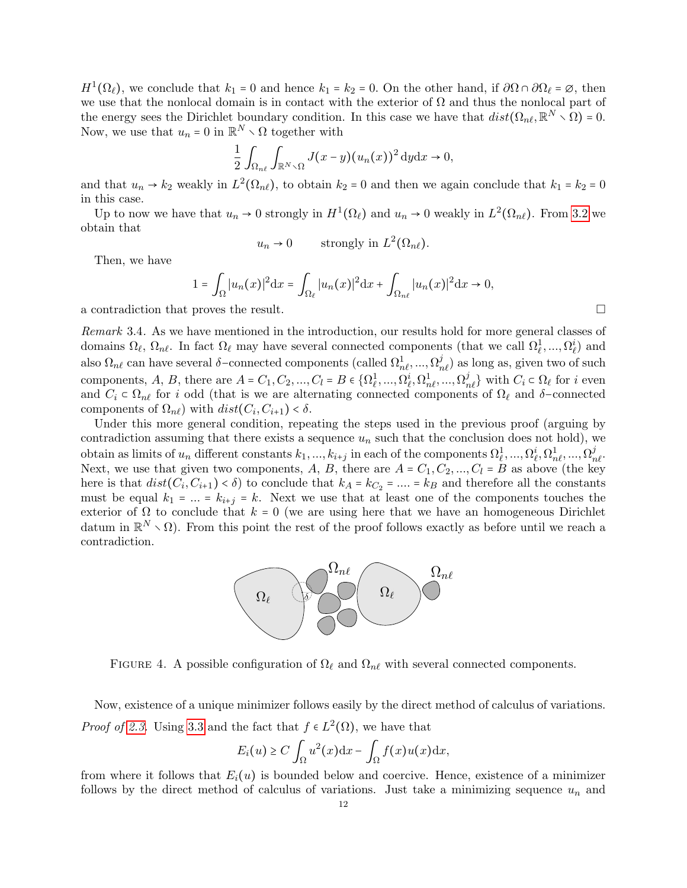$H^1(\Omega_\ell)$, we conclude that $k_1 = 0$ and hence $k_1 = k_2 = 0$. On the other hand, if $\partial\Omega \cap \partial\Omega_\ell = \varnothing$, then we use that the nonlocal domain is in contact with the exterior of $\Omega$ and thus the nonlocal part of the energy sees the Dirichlet boundary condition. In this case we have that $dist(\Omega_{n\ell}, \mathbb{R}^N \setminus \Omega) = 0$. Now, we use that $u_n = 0$ in $\mathbb{R}^N \setminus \Omega$ together with

$$\frac{1}{2}\int_{\Omega_{n\ell}}\int_{\mathbb{R}^N\setminus\Omega} J(x-y)(u_n(x))^2\,\mathrm{d}y\mathrm{d}x \to 0,$$

and that $u_n \to k_2$ weakly in $L^2(\Omega_{n\ell})$, to obtain $k_2 = 0$ and then we again conclude that $k_1 = k_2 = 0$ in this case.

Up to now we have that $u_n \to 0$ strongly in $H^1(\Omega_\ell)$ and $u_n \to 0$ weakly in $L^2(\Omega_{n\ell})$. From 3.2 we obtain that

$$u_n \to 0 \qquad \text{strongly in } L^2(\Omega_{n\ell}).$$

Then, we have

$$1 = \int_\Omega |u_n(x)|^2\mathrm{d}x = \int_{\Omega_\ell}|u_n(x)|^2\mathrm{d}x + \int_{\Omega_{n\ell}}|u_n(x)|^2\mathrm{d}x \to 0,$$

a contradiction that proves the result. □

*Remark* 3.4. As we have mentioned in the introduction, our results hold for more general classes of domains $\Omega_\ell$, $\Omega_{n\ell}$. In fact $\Omega_\ell$ may have several connected components (that we call $\Omega_\ell^1, ..., \Omega_\ell^i$) and also $\Omega_{n\ell}$ can have several $\delta-$connected components (called $\Omega_{n\ell}^1, ..., \Omega_{n\ell}^j$) as long as, given two of such components, $A$, $B$, there are $A = C_1, C_2, ..., C_l = B \in \{\Omega_\ell^1, ..., \Omega_\ell^i, \Omega_{n\ell}^1, ..., \Omega_{n\ell}^j\}$ with $C_i \subset \Omega_\ell$ for $i$ even and $C_i \subset \Omega_{n\ell}$ for $i$ odd (that is we are alternating connected components of $\Omega_\ell$ and $\delta-$connected components of $\Omega_{n\ell}$) with $dist(C_i, C_{i+1}) < \delta$.

Under this more general condition, repeating the steps used in the previous proof (arguing by contradiction assuming that there exists a sequence $u_n$ such that the conclusion does not hold), we obtain as limits of $u_n$ different constants $k_1, ..., k_{i+j}$ in each of the components $\Omega_\ell^1, ..., \Omega_\ell^i, \Omega_{n\ell}^1, ..., \Omega_{n\ell}^j$. Next, we use that given two components, $A$, $B$, there are $A = C_1, C_2, ..., C_l = B$ as above (the key here is that $dist(C_i, C_{i+1}) < \delta$) to conclude that $k_A = k_{C_2} = .... = k_B$ and therefore all the constants must be equal $k_1 = ... = k_{i+j} = k$. Next we use that at least one of the components touches the exterior of $\Omega$ to conclude that $k = 0$ (we are using here that we have an homogeneous Dirichlet datum in $\mathbb{R}^N \setminus \Omega$). From this point the rest of the proof follows exactly as before until we reach a contradiction.

FIGURE 4. A possible configuration of $\Omega_\ell$ and $\Omega_{n\ell}$ with several connected components.

Now, existence of a unique minimizer follows easily by the direct method of calculus of variations.

*Proof of 2.3.* Using 3.3 and the fact that $f \in L^2(\Omega)$, we have that

$$E_i(u) \geq C\int_\Omega u^2(x)\mathrm{d}x - \int_\Omega f(x)u(x)\mathrm{d}x,$$

from where it follows that $E_i(u)$ is bounded below and coercive. Hence, existence of a minimizer follows by the direct method of calculus of variations. Just take a minimizing sequence $u_n$ and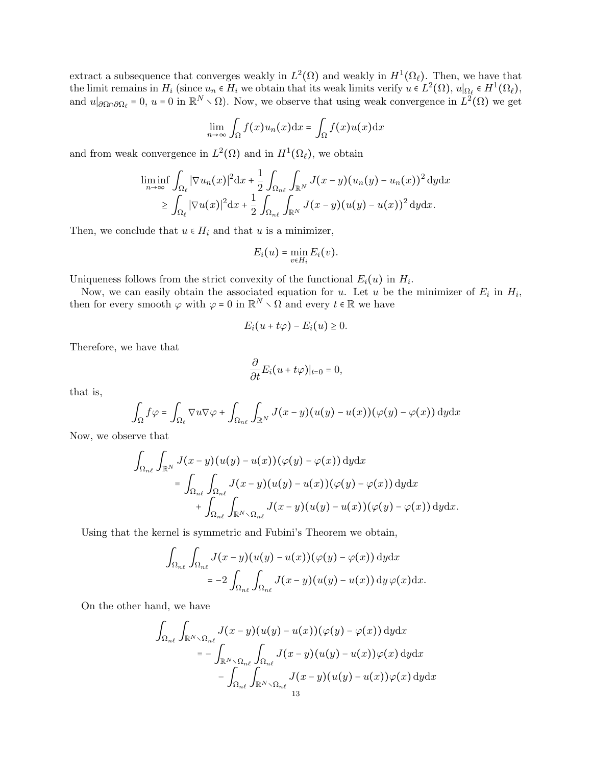extract a subsequence that converges weakly in $L^2(\Omega)$ and weakly in $H^1(\Omega_\ell)$. Then, we have that the limit remains in $H_i$ (since $u_n \in H_i$ we obtain that its weak limits verify $u \in L^2(\Omega)$, $u|_{\Omega_\ell} \in H^1(\Omega_\ell)$, and $u|_{\partial\Omega\cap\partial\Omega_\ell} = 0$, $u = 0$ in $\mathbb{R}^N \setminus \Omega$). Now, we observe that using weak convergence in $L^2(\Omega)$ we get

$$\lim_{n\to\infty} \int_\Omega f(x) u_n(x) \mathrm{d}x = \int_\Omega f(x) u(x) \mathrm{d}x$$

and from weak convergence in $L^2(\Omega)$ and in $H^1(\Omega_\ell)$, we obtain

$$\begin{aligned}
\liminf_{n\to\infty} \int_{\Omega_\ell} |\nabla u_n(x)|^2 \mathrm{d}x + \frac{1}{2} \int_{\Omega_{n\ell}} \int_{\mathbb{R}^N} J(x-y)(u_n(y) - u_n(x))^2 \, \mathrm{d}y \mathrm{d}x \\
\geq \int_{\Omega_\ell} |\nabla u(x)|^2 \mathrm{d}x + \frac{1}{2} \int_{\Omega_{n\ell}} \int_{\mathbb{R}^N} J(x-y)(u(y) - u(x))^2 \, \mathrm{d}y \mathrm{d}x.
\end{aligned}$$

Then, we conclude that $u \in H_i$ and that $u$ is a minimizer,

$$E_i(u) = \min_{v\in H_i} E_i(v).$$

Uniqueness follows from the strict convexity of the functional $E_i(u)$ in $H_i$.

Now, we can easily obtain the associated equation for $u$. Let $u$ be the minimizer of $E_i$ in $H_i$, then for every smooth $\varphi$ with $\varphi = 0$ in $\mathbb{R}^N \setminus \Omega$ and every $t \in \mathbb{R}$ we have

$$E_i(u + t\varphi) - E_i(u) \geq 0.$$

Therefore, we have that

$$\frac{\partial}{\partial t} E_i(u + t\varphi)|_{t=0} = 0,$$

that is,

$$\int_\Omega f\varphi = \int_{\Omega_\ell} \nabla u \nabla \varphi + \int_{\Omega_{n\ell}} \int_{\mathbb{R}^N} J(x-y)(u(y) - u(x))(\varphi(y) - \varphi(x)) \, \mathrm{d}y \mathrm{d}x$$

Now, we observe that

$$\begin{aligned}
\int_{\Omega_{n\ell}} \int_{\mathbb{R}^N} & J(x-y)(u(y) - u(x))(\varphi(y) - \varphi(x)) \, \mathrm{d}y \mathrm{d}x \\
&= \int_{\Omega_{n\ell}} \int_{\Omega_{n\ell}} J(x-y)(u(y) - u(x))(\varphi(y) - \varphi(x)) \, \mathrm{d}y \mathrm{d}x \\
&\quad + \int_{\Omega_{n\ell}} \int_{\mathbb{R}^N \setminus \Omega_{n\ell}} J(x-y)(u(y) - u(x))(\varphi(y) - \varphi(x)) \, \mathrm{d}y \mathrm{d}x.
\end{aligned}$$

Using that the kernel is symmetric and Fubini's Theorem we obtain,

$$\begin{aligned}
\int_{\Omega_{n\ell}} \int_{\Omega_{n\ell}} & J(x-y)(u(y) - u(x))(\varphi(y) - \varphi(x)) \, \mathrm{d}y \mathrm{d}x \\
&= -2 \int_{\Omega_{n\ell}} \int_{\Omega_{n\ell}} J(x-y)(u(y) - u(x)) \, \mathrm{d}y \, \varphi(x) \mathrm{d}x.
\end{aligned}$$

On the other hand, we have

$$\begin{aligned}
\int_{\Omega_{n\ell}} \int_{\mathbb{R}^N \setminus \Omega_{n\ell}} & J(x-y)(u(y) - u(x))(\varphi(y) - \varphi(x)) \, \mathrm{d}y \mathrm{d}x \\
&= - \int_{\mathbb{R}^N \setminus \Omega_{n\ell}} \int_{\Omega_{n\ell}} J(x-y)(u(y) - u(x))\varphi(x) \, \mathrm{d}y \mathrm{d}x \\
&\quad - \int_{\Omega_{n\ell}} \int_{\mathbb{R}^N \setminus \Omega_{n\ell}} J(x-y)(u(y) - u(x))\varphi(x) \, \mathrm{d}y \mathrm{d}x
\end{aligned}$$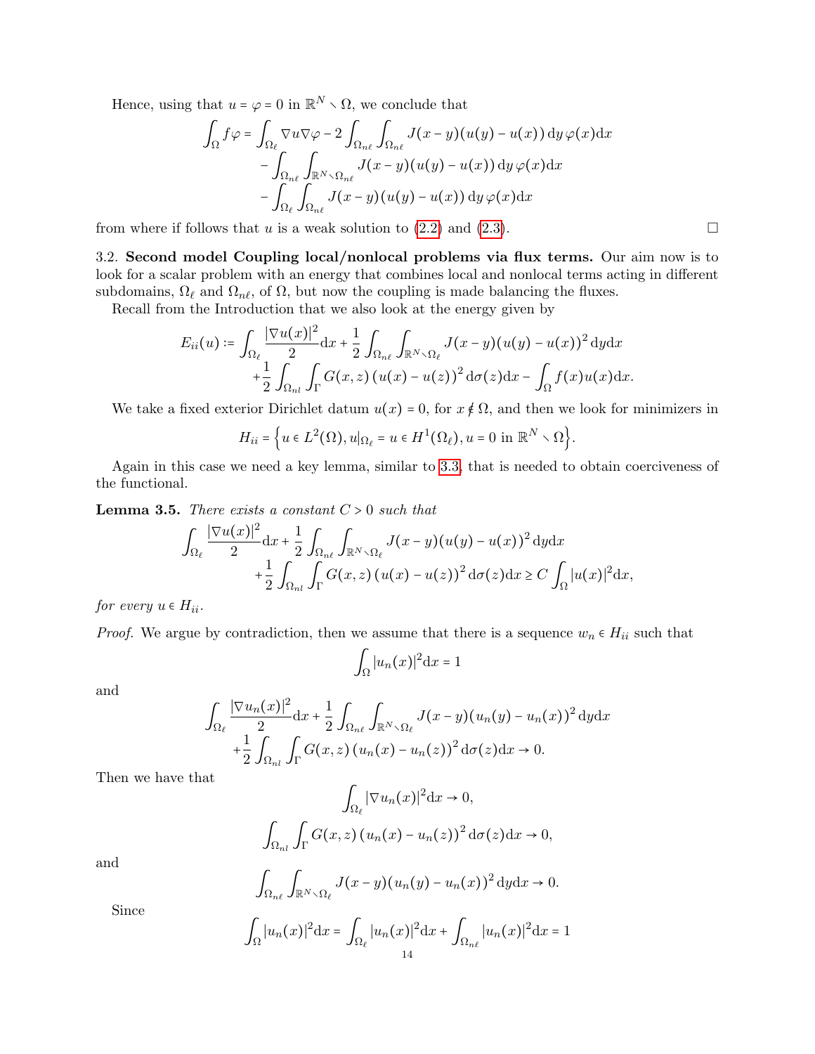Hence, using that $u = \varphi = 0$ in $\mathbb{R}^N \setminus \Omega$, we conclude that

$$\int_\Omega f\varphi = \int_{\Omega_\ell} \nabla u \nabla \varphi - 2\int_{\Omega_{n\ell}} \int_{\Omega_{n\ell}} J(x-y)(u(y)-u(x))\,\mathrm{d}y\,\varphi(x)\mathrm{d}x$$
$$- \int_{\Omega_{n\ell}} \int_{\mathbb{R}^N \setminus \Omega_{n\ell}} J(x-y)(u(y)-u(x))\,\mathrm{d}y\,\varphi(x)\mathrm{d}x$$
$$- \int_{\Omega_\ell} \int_{\Omega_{n\ell}} J(x-y)(u(y)-u(x))\,\mathrm{d}y\,\varphi(x)\mathrm{d}x$$

from where if follows that $u$ is a weak solution to (2.2) and (2.3). □

3.2. **Second model Coupling local/nonlocal problems via flux terms.** Our aim now is to look for a scalar problem with an energy that combines local and nonlocal terms acting in different subdomains, $\Omega_\ell$ and $\Omega_{n\ell}$, of $\Omega$, but now the coupling is made balancing the fluxes.

Recall from the Introduction that we also look at the energy given by

$$E_{ii}(u) \coloneqq \int_{\Omega_\ell} \frac{|\nabla u(x)|^2}{2}\mathrm{d}x + \frac{1}{2}\int_{\Omega_{n\ell}} \int_{\mathbb{R}^N \setminus \Omega_\ell} J(x-y)(u(y)-u(x))^2\,\mathrm{d}y\mathrm{d}x$$
$$+ \frac{1}{2}\int_{\Omega_{nl}} \int_\Gamma G(x,z)\,(u(x)-u(z))^2\,\mathrm{d}\sigma(z)\mathrm{d}x - \int_\Omega f(x)u(x)\mathrm{d}x.$$

We take a fixed exterior Dirichlet datum $u(x) = 0$, for $x \notin \Omega$, and then we look for minimizers in

$$H_{ii} = \Big\{ u \in L^2(\Omega), u|_{\Omega_\ell} = u \in H^1(\Omega_\ell), u = 0 \text{ in } \mathbb{R}^N \setminus \Omega \Big\}.$$

Again in this case we need a key lemma, similar to 3.3, that is needed to obtain coerciveness of the functional.

**Lemma 3.5.** *There exists a constant $C > 0$ such that*

$$\int_{\Omega_\ell} \frac{|\nabla u(x)|^2}{2}\mathrm{d}x + \frac{1}{2}\int_{\Omega_{n\ell}} \int_{\mathbb{R}^N \setminus \Omega_\ell} J(x-y)(u(y)-u(x))^2\,\mathrm{d}y\mathrm{d}x$$
$$+ \frac{1}{2}\int_{\Omega_{nl}} \int_\Gamma G(x,z)\,(u(x)-u(z))^2\,\mathrm{d}\sigma(z)\mathrm{d}x \ge C\int_\Omega |u(x)|^2\mathrm{d}x,$$

*for every $u \in H_{ii}$.*

*Proof.* We argue by contradiction, then we assume that there is a sequence $w_n \in H_{ii}$ such that

$$\int_\Omega |u_n(x)|^2\mathrm{d}x = 1$$

and

$$\int_{\Omega_\ell} \frac{|\nabla u_n(x)|^2}{2}\mathrm{d}x + \frac{1}{2}\int_{\Omega_{n\ell}} \int_{\mathbb{R}^N \setminus \Omega_\ell} J(x-y)(u_n(y)-u_n(x))^2\,\mathrm{d}y\mathrm{d}x$$
$$+ \frac{1}{2}\int_{\Omega_{nl}} \int_\Gamma G(x,z)\,(u_n(x)-u_n(z))^2\,\mathrm{d}\sigma(z)\mathrm{d}x \to 0.$$

Then we have that

$$\int_{\Omega_\ell} |\nabla u_n(x)|^2\mathrm{d}x \to 0,$$

$$\int_{\Omega_{nl}} \int_\Gamma G(x,z)\,(u_n(x)-u_n(z))^2\,\mathrm{d}\sigma(z)\mathrm{d}x \to 0,$$

and

$$\int_{\Omega_{n\ell}} \int_{\mathbb{R}^N \setminus \Omega_\ell} J(x-y)(u_n(y)-u_n(x))^2\,\mathrm{d}y\mathrm{d}x \to 0.$$

Since

$$\int_\Omega |u_n(x)|^2\mathrm{d}x = \int_{\Omega_\ell} |u_n(x)|^2\mathrm{d}x + \int_{\Omega_{n\ell}} |u_n(x)|^2\mathrm{d}x = 1$$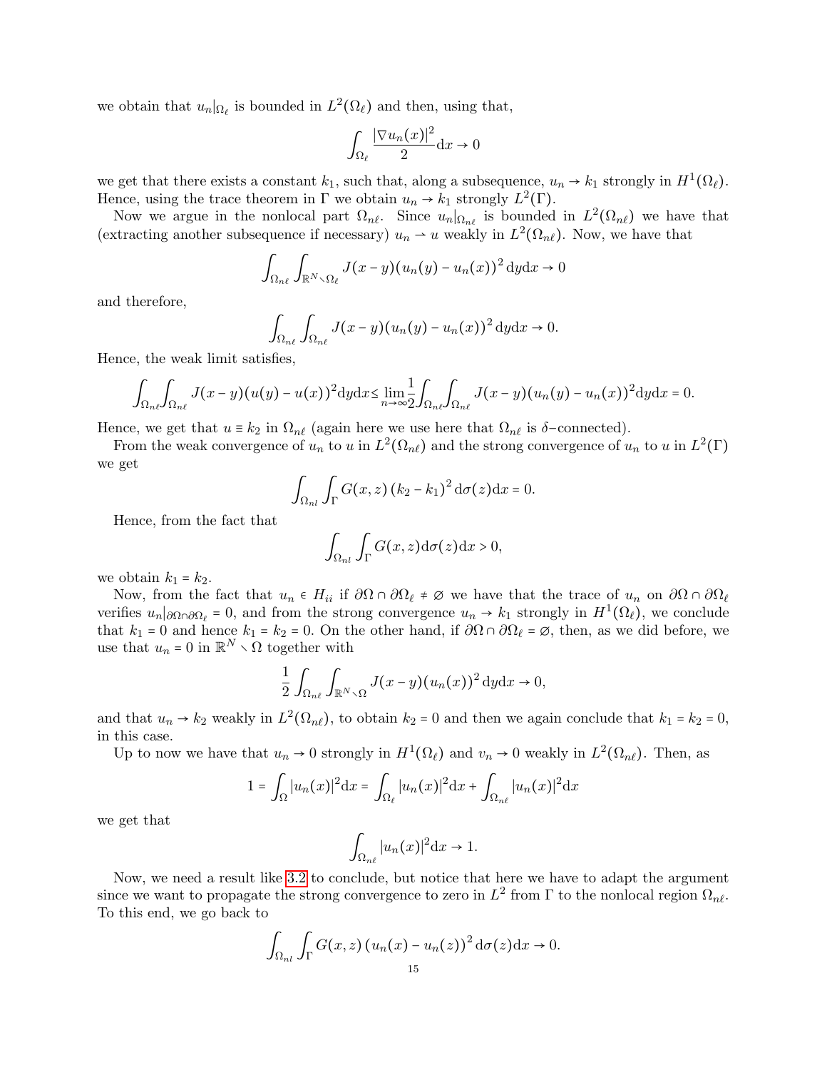we obtain that $u_n|_{\Omega_\ell}$ is bounded in $L^2(\Omega_\ell)$ and then, using that,

$$\int_{\Omega_\ell} \frac{|\nabla u_n(x)|^2}{2} \mathrm{d}x \to 0$$

we get that there exists a constant $k_1$, such that, along a subsequence, $u_n \to k_1$ strongly in $H^1(\Omega_\ell)$. Hence, using the trace theorem in $\Gamma$ we obtain $u_n \to k_1$ strongly $L^2(\Gamma)$.

Now we argue in the nonlocal part $\Omega_{n\ell}$. Since $u_n|_{\Omega_{n\ell}}$ is bounded in $L^2(\Omega_{n\ell})$ we have that (extracting another subsequence if necessary) $u_n \rightharpoonup u$ weakly in $L^2(\Omega_{n\ell})$. Now, we have that

$$\int_{\Omega_{n\ell}} \int_{\mathbb{R}^N \setminus \Omega_\ell} J(x-y)(u_n(y) - u_n(x))^2 \, \mathrm{d}y \mathrm{d}x \to 0$$

and therefore,

$$\int_{\Omega_{n\ell}} \int_{\Omega_{n\ell}} J(x-y)(u_n(y) - u_n(x))^2 \, \mathrm{d}y \mathrm{d}x \to 0.$$

Hence, the weak limit satisfies,

$$\int_{\Omega_{n\ell}}\int_{\Omega_{n\ell}} J(x-y)(u(y)-u(x))^2 \mathrm{d}y \mathrm{d}x \leq \lim_{n\to\infty} \frac{1}{2} \int_{\Omega_{n\ell}}\int_{\Omega_{n\ell}} J(x-y)(u_n(y)-u_n(x))^2 \mathrm{d}y \mathrm{d}x = 0.$$

Hence, we get that $u \equiv k_2$ in $\Omega_{n\ell}$ (again here we use here that $\Omega_{n\ell}$ is $\delta$–connected).

From the weak convergence of $u_n$ to $u$ in $L^2(\Omega_{n\ell})$ and the strong convergence of $u_n$ to $u$ in $L^2(\Gamma)$ we get

$$\int_{\Omega_{nl}} \int_\Gamma G(x,z) \left(k_2 - k_1\right)^2 \mathrm{d}\sigma(z) \mathrm{d}x = 0.$$

Hence, from the fact that

$$\int_{\Omega_{nl}} \int_\Gamma G(x,z) \mathrm{d}\sigma(z) \mathrm{d}x > 0,$$

we obtain $k_1 = k_2$.

Now, from the fact that $u_n \in H_{ii}$ if $\partial\Omega \cap \partial\Omega_\ell \neq \varnothing$ we have that the trace of $u_n$ on $\partial\Omega \cap \partial\Omega_\ell$ verifies $u_n|_{\partial\Omega\cap\partial\Omega_\ell} = 0$, and from the strong convergence $u_n \to k_1$ strongly in $H^1(\Omega_\ell)$, we conclude that $k_1 = 0$ and hence $k_1 = k_2 = 0$. On the other hand, if $\partial\Omega \cap \partial\Omega_\ell = \varnothing$, then, as we did before, we use that $u_n = 0$ in $\mathbb{R}^N \setminus \Omega$ together with

$$\frac{1}{2} \int_{\Omega_{n\ell}} \int_{\mathbb{R}^N \setminus \Omega} J(x-y)(u_n(x))^2 \, \mathrm{d}y \mathrm{d}x \to 0,$$

and that $u_n \to k_2$ weakly in $L^2(\Omega_{n\ell})$, to obtain $k_2 = 0$ and then we again conclude that $k_1 = k_2 = 0$, in this case.

Up to now we have that $u_n \to 0$ strongly in $H^1(\Omega_\ell)$ and $v_n \to 0$ weakly in $L^2(\Omega_{n\ell})$. Then, as

$$1 = \int_\Omega |u_n(x)|^2 \mathrm{d}x = \int_{\Omega_\ell} |u_n(x)|^2 \mathrm{d}x + \int_{\Omega_{n\ell}} |u_n(x)|^2 \mathrm{d}x$$

we get that

$$\int_{\Omega_{n\ell}} |u_n(x)|^2 \mathrm{d}x \to 1.$$

Now, we need a result like 3.2 to conclude, but notice that here we have to adapt the argument since we want to propagate the strong convergence to zero in $L^2$ from $\Gamma$ to the nonlocal region $\Omega_{n\ell}$. To this end, we go back to

$$\int_{\Omega_{nl}} \int_\Gamma G(x,z) \left(u_n(x) - u_n(z)\right)^2 \mathrm{d}\sigma(z) \mathrm{d}x \to 0.$$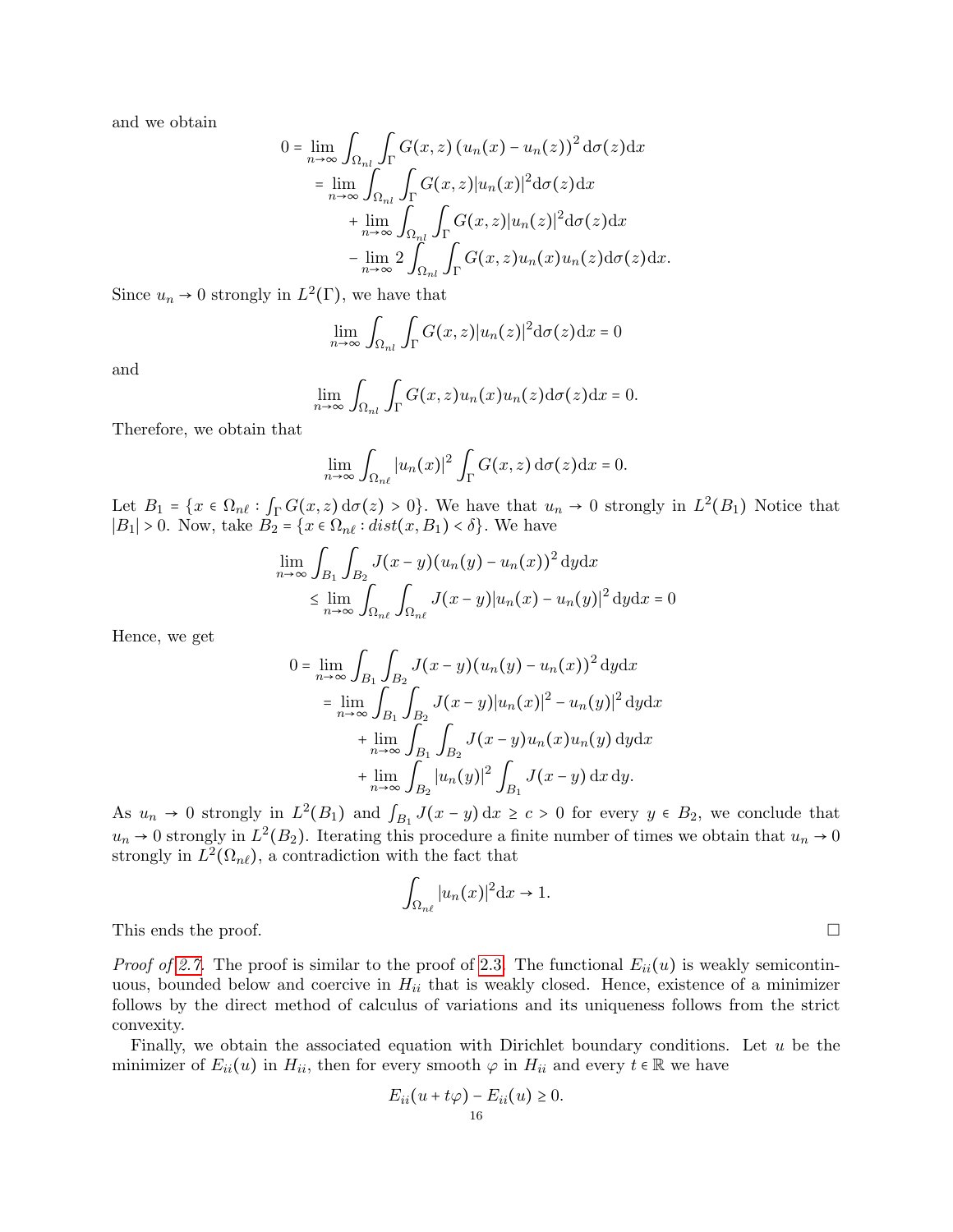and we obtain

$$
\begin{aligned}
0 &= \lim_{n\to\infty} \int_{\Omega_{nl}} \int_{\Gamma} G(x,z) \left(u_n(x) - u_n(z)\right)^2 \mathrm{d}\sigma(z)\mathrm{d}x \\
&= \lim_{n\to\infty} \int_{\Omega_{nl}} \int_{\Gamma} G(x,z)|u_n(x)|^2 \mathrm{d}\sigma(z)\mathrm{d}x \\
&\quad + \lim_{n\to\infty} \int_{\Omega_{nl}} \int_{\Gamma} G(x,z)|u_n(z)|^2 \mathrm{d}\sigma(z)\mathrm{d}x \\
&\quad - \lim_{n\to\infty} 2 \int_{\Omega_{nl}} \int_{\Gamma} G(x,z) u_n(x) u_n(z) \mathrm{d}\sigma(z)\mathrm{d}x.
\end{aligned}
$$

Since $u_n \to 0$ strongly in $L^2(\Gamma)$, we have that

$$
\lim_{n\to\infty} \int_{\Omega_{nl}} \int_{\Gamma} G(x,z)|u_n(z)|^2 \mathrm{d}\sigma(z)\mathrm{d}x = 0
$$

and

$$
\lim_{n\to\infty} \int_{\Omega_{nl}} \int_{\Gamma} G(x,z) u_n(x) u_n(z) \mathrm{d}\sigma(z)\mathrm{d}x = 0.
$$

Therefore, we obtain that

$$
\lim_{n\to\infty} \int_{\Omega_{n\ell}} |u_n(x)|^2 \int_{\Gamma} G(x,z)\, \mathrm{d}\sigma(z)\mathrm{d}x = 0.
$$

Let $B_1 = \{x \in \Omega_{n\ell} : \int_\Gamma G(x,z)\,\mathrm{d}\sigma(z) > 0\}$. We have that $u_n \to 0$ strongly in $L^2(B_1)$ Notice that $|B_1| > 0$. Now, take $B_2 = \{x \in \Omega_{n\ell} : dist(x, B_1) < \delta\}$. We have

$$
\begin{aligned}
&\lim_{n\to\infty} \int_{B_1} \int_{B_2} J(x-y)(u_n(y) - u_n(x))^2 \,\mathrm{d}y\mathrm{d}x \\
&\qquad \le \lim_{n\to\infty} \int_{\Omega_{n\ell}} \int_{\Omega_{n\ell}} J(x-y)|u_n(x) - u_n(y)|^2 \,\mathrm{d}y\mathrm{d}x = 0
\end{aligned}
$$

Hence, we get

$$
\begin{aligned}
0 &= \lim_{n\to\infty} \int_{B_1} \int_{B_2} J(x-y)(u_n(y) - u_n(x))^2 \,\mathrm{d}y\mathrm{d}x \\
&= \lim_{n\to\infty} \int_{B_1} \int_{B_2} J(x-y)|u_n(x)|^2 - u_n(y)|^2 \,\mathrm{d}y\mathrm{d}x \\
&\quad + \lim_{n\to\infty} \int_{B_1} \int_{B_2} J(x-y) u_n(x) u_n(y) \,\mathrm{d}y\mathrm{d}x \\
&\quad + \lim_{n\to\infty} \int_{B_2} |u_n(y)|^2 \int_{B_1} J(x-y)\,\mathrm{d}x\,\mathrm{d}y.
\end{aligned}
$$

As $u_n \to 0$ strongly in $L^2(B_1)$ and $\int_{B_1} J(x-y)\,\mathrm{d}x \ge c > 0$ for every $y \in B_2$, we conclude that $u_n \to 0$ strongly in $L^2(B_2)$. Iterating this procedure a finite number of times we obtain that $u_n \to 0$ strongly in $L^2(\Omega_{n\ell})$, a contradiction with the fact that

$$
\int_{\Omega_{n\ell}} |u_n(x)|^2 \mathrm{d}x \to 1.
$$

This ends the proof. □

*Proof of 2.7.* The proof is similar to the proof of 2.3. The functional $E_{ii}(u)$ is weakly semicontinuous, bounded below and coercive in $H_{ii}$ that is weakly closed. Hence, existence of a minimizer follows by the direct method of calculus of variations and its uniqueness follows from the strict convexity.

Finally, we obtain the associated equation with Dirichlet boundary conditions. Let $u$ be the minimizer of $E_{ii}(u)$ in $H_{ii}$, then for every smooth $\varphi$ in $H_{ii}$ and every $t \in \mathbb{R}$ we have

$$
E_{ii}(u + t\varphi) - E_{ii}(u) \ge 0.
$$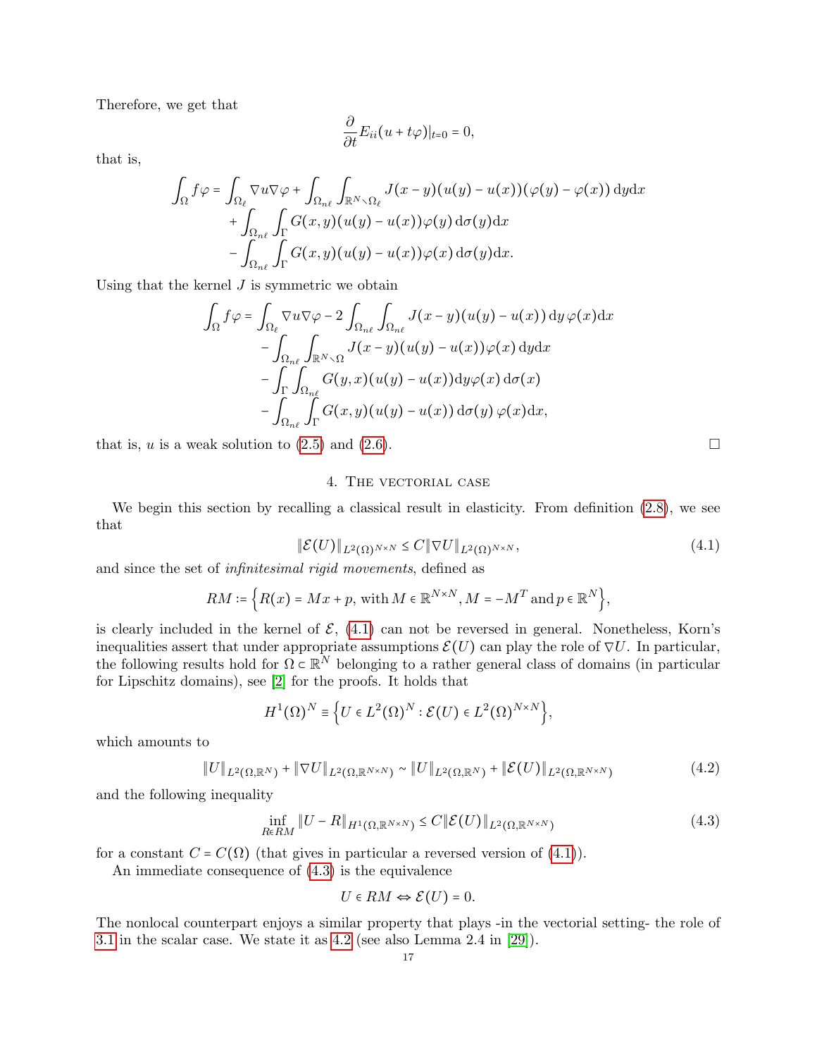Therefore, we get that

$$\frac{\partial}{\partial t} E_{ii}(u + t\varphi)|_{t=0} = 0,$$

that is,

$$\begin{aligned}
\int_{\Omega} f\varphi = \int_{\Omega_\ell} \nabla u \nabla \varphi + \int_{\Omega_{n\ell}} \int_{\mathbb{R}^N \setminus \Omega_\ell} J(x-y)(u(y)-u(x))(\varphi(y)-\varphi(x)) \, \mathrm{d}y \mathrm{d}x \\
+ \int_{\Omega_{n\ell}} \int_{\Gamma} G(x,y)(u(y)-u(x))\varphi(y) \, \mathrm{d}\sigma(y) \mathrm{d}x \\
- \int_{\Omega_{n\ell}} \int_{\Gamma} G(x,y)(u(y)-u(x))\varphi(x) \, \mathrm{d}\sigma(y) \mathrm{d}x.
\end{aligned}$$

Using that the kernel $J$ is symmetric we obtain

$$\begin{aligned}
\int_{\Omega} f\varphi = \int_{\Omega_\ell} \nabla u \nabla \varphi - 2 \int_{\Omega_{n\ell}} \int_{\Omega_{n\ell}} J(x-y)(u(y)-u(x)) \, \mathrm{d}y \, \varphi(x) \mathrm{d}x \\
- \int_{\Omega_{n\ell}} \int_{\mathbb{R}^N \setminus \Omega} J(x-y)(u(y)-u(x))\varphi(x) \, \mathrm{d}y \mathrm{d}x \\
- \int_{\Gamma} \int_{\Omega_{n\ell}} G(y,x)(u(y)-u(x)) \mathrm{d}y \varphi(x) \, \mathrm{d}\sigma(x) \\
- \int_{\Omega_{n\ell}} \int_{\Gamma} G(x,y)(u(y)-u(x)) \, \mathrm{d}\sigma(y) \, \varphi(x) \mathrm{d}x,
\end{aligned}$$

that is, $u$ is a weak solution to (2.5) and (2.6). □

## 4. The vectorial case

We begin this section by recalling a classical result in elasticity. From definition (2.8), we see that

$$\|\mathcal{E}(U)\|_{L^2(\Omega)^{N\times N}} \le C \|\nabla U\|_{L^2(\Omega)^{N\times N}}, \tag{4.1}$$

and since the set of *infinitesimal rigid movements*, defined as

$$RM := \Big\{ R(x) = Mx + p, \text{ with } M \in \mathbb{R}^{N\times N}, M = -M^T \text{ and } p \in \mathbb{R}^N \Big\},$$

is clearly included in the kernel of $\mathcal{E}$, (4.1) can not be reversed in general. Nonetheless, Korn's inequalities assert that under appropriate assumptions $\mathcal{E}(U)$ can play the role of $\nabla U$. In particular, the following results hold for $\Omega \subset \mathbb{R}^N$ belonging to a rather general class of domains (in particular for Lipschitz domains), see [2] for the proofs. It holds that

$$H^1(\Omega)^N \equiv \Big\{ U \in L^2(\Omega)^N : \mathcal{E}(U) \in L^2(\Omega)^{N\times N} \Big\},$$

which amounts to

$$\|U\|_{L^2(\Omega,\mathbb{R}^N)} + \|\nabla U\|_{L^2(\Omega,\mathbb{R}^{N\times N})} \sim \|U\|_{L^2(\Omega,\mathbb{R}^N)} + \|\mathcal{E}(U)\|_{L^2(\Omega,\mathbb{R}^{N\times N})} \tag{4.2}$$

and the following inequality

$$\inf_{R\in RM} \|U - R\|_{H^1(\Omega,\mathbb{R}^{N\times N})} \le C \|\mathcal{E}(U)\|_{L^2(\Omega,\mathbb{R}^{N\times N})} \tag{4.3}$$

for a constant $C = C(\Omega)$ (that gives in particular a reversed version of (4.1)).

An immediate consequence of (4.3) is the equivalence

$$U \in RM \Leftrightarrow \mathcal{E}(U) = 0.$$

The nonlocal counterpart enjoys a similar property that plays -in the vectorial setting- the role of 3.1 in the scalar case. We state it as 4.2 (see also Lemma 2.4 in [29]).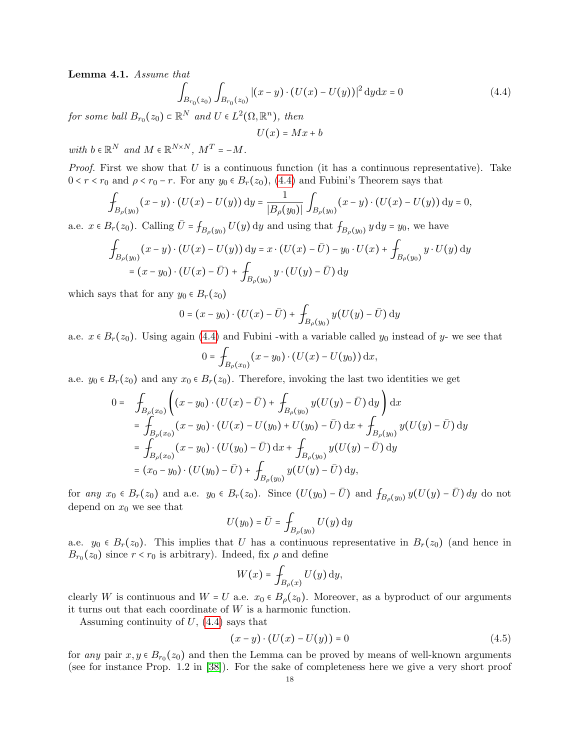**Lemma 4.1.** *Assume that*

$$\int_{B_{r_0}(z_0)}\int_{B_{r_0}(z_0)} |(x-y)\cdot(U(x)-U(y))|^2\,\mathrm{d}y\mathrm{d}x = 0 \tag{4.4}$$

*for some ball $B_{r_0}(z_0)\subset\mathbb{R}^N$ and $U\in L^2(\Omega,\mathbb{R}^n)$, then*

$$U(x) = Mx + b$$

*with $b\in\mathbb{R}^N$ and $M\in\mathbb{R}^{N\times N}$, $M^T=-M$.*

*Proof.* First we show that $U$ is a continuous function (it has a continuous representative). Take $0<r<r_0$ and $\rho<r_0-r$. For any $y_0\in B_r(z_0)$, (4.4) and Fubini's Theorem says that

$$\fint_{B_\rho(y_0)}(x-y)\cdot(U(x)-U(y))\,\mathrm{d}y = \frac{1}{|B_\rho(y_0)|}\int_{B_\rho(y_0)}(x-y)\cdot(U(x)-U(y))\,\mathrm{d}y = 0,$$

a.e. $x\in B_r(z_0)$. Calling $\bar U = \fint_{B_\rho(y_0)} U(y)\,\mathrm{d}y$ and using that $\fint_{B_\rho(y_0)} y\,\mathrm{d}y = y_0$, we have

$$\begin{aligned}\fint_{B_\rho(y_0)}(x-y)\cdot(U(x)-U(y))\,\mathrm{d}y &= x\cdot(U(x)-\bar U) - y_0\cdot U(x) + \fint_{B_\rho(y_0)} y\cdot U(y)\,\mathrm{d}y\\ &= (x-y_0)\cdot(U(x)-\bar U) + \fint_{B_\rho(y_0)} y\cdot(U(y)-\bar U)\,\mathrm{d}y\end{aligned}$$

which says that for any $y_0\in B_r(z_0)$

$$0 = (x-y_0)\cdot(U(x)-\bar U) + \fint_{B_\rho(y_0)} y(U(y)-\bar U)\,\mathrm{d}y$$

a.e. $x\in B_r(z_0)$. Using again (4.4) and Fubini -with a variable called $y_0$ instead of $y$- we see that

$$0 = \fint_{B_\rho(x_0)}(x-y_0)\cdot(U(x)-U(y_0))\,\mathrm{d}x,$$

a.e. $y_0\in B_r(z_0)$ and any $x_0\in B_r(z_0)$. Therefore, invoking the last two identities we get

$$\begin{aligned}0 = &\fint_{B_\rho(x_0)}\left((x-y_0)\cdot(U(x)-\bar U) + \fint_{B_\rho(y_0)} y(U(y)-\bar U)\,\mathrm{d}y\right)\mathrm{d}x\\ &= \fint_{B_\rho(x_0)}(x-y_0)\cdot(U(x)-U(y_0)+U(y_0)-\bar U)\,\mathrm{d}x + \fint_{B_\rho(y_0)} y(U(y)-\bar U)\,\mathrm{d}y\\ &= \fint_{B_\rho(x_0)}(x-y_0)\cdot(U(y_0)-\bar U)\,\mathrm{d}x + \fint_{B_\rho(y_0)} y(U(y)-\bar U)\,\mathrm{d}y\\ &= (x_0-y_0)\cdot(U(y_0)-\bar U) + \fint_{B_\rho(y_0)} y(U(y)-\bar U)\,\mathrm{d}y,\end{aligned}$$

for *any* $x_0\in B_r(z_0)$ and a.e. $y_0\in B_r(z_0)$. Since $(U(y_0)-\bar U)$ and $\fint_{B_\rho(y_0)} y(U(y)-\bar U)\,dy$ do not depend on $x_0$ we see that

$$U(y_0) = \bar U = \fint_{B_\rho(y_0)} U(y)\,\mathrm{d}y$$

a.e. $y_0\in B_r(z_0)$. This implies that $U$ has a continuous representative in $B_r(z_0)$ (and hence in $B_{r_0}(z_0)$ since $r<r_0$ is arbitrary). Indeed, fix $\rho$ and define

$$W(x) = \fint_{B_\rho(x)} U(y)\,\mathrm{d}y,$$

clearly $W$ is continuous and $W=U$ a.e. $x_0\in B_\rho(z_0)$. Moreover, as a byproduct of our arguments it turns out that each coordinate of $W$ is a harmonic function.

Assuming continuity of $U$, (4.4) says that

$$(x-y)\cdot(U(x)-U(y)) = 0 \tag{4.5}$$

for *any* pair $x,y\in B_{r_0}(z_0)$ and then the Lemma can be proved by means of well-known arguments (see for instance Prop. 1.2 in [38]). For the sake of completeness here we give a very short proof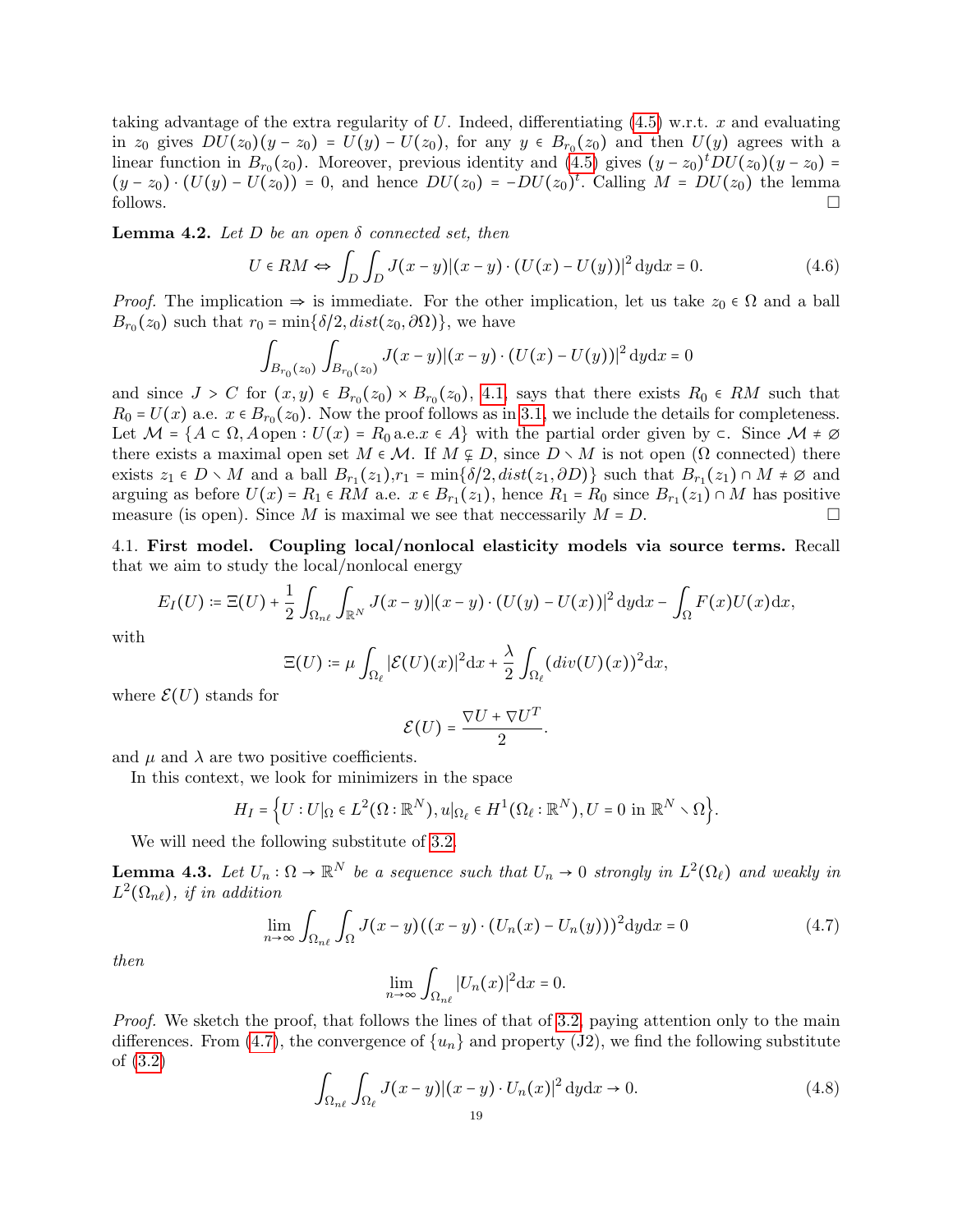taking advantage of the extra regularity of $U$. Indeed, differentiating (4.5) w.r.t. $x$ and evaluating in $z_0$ gives $DU(z_0)(y-z_0) = U(y) - U(z_0)$, for any $y \in B_{r_0}(z_0)$ and then $U(y)$ agrees with a linear function in $B_{r_0}(z_0)$. Moreover, previous identity and (4.5) gives $(y-z_0)^t DU(z_0)(y-z_0) = (y-z_0)\cdot(U(y)-U(z_0)) = 0$, and hence $DU(z_0) = -DU(z_0)^t$. Calling $M = DU(z_0)$ the lemma follows. ☐

**Lemma 4.2.** *Let $D$ be an open $\delta$ connected set, then*

$$U \in RM \Leftrightarrow \int_D \int_D J(x-y)|(x-y)\cdot(U(x)-U(y))|^2 \,\mathrm{d}y\mathrm{d}x = 0. \tag{4.6}$$

*Proof.* The implication $\Rightarrow$ is immediate. For the other implication, let us take $z_0 \in \Omega$ and a ball $B_{r_0}(z_0)$ such that $r_0 = \min\{\delta/2, dist(z_0,\partial\Omega)\}$, we have

$$\int_{B_{r_0}(z_0)} \int_{B_{r_0}(z_0)} J(x-y)|(x-y)\cdot(U(x)-U(y))|^2 \,\mathrm{d}y\mathrm{d}x = 0$$

and since $J > C$ for $(x,y) \in B_{r_0}(z_0)\times B_{r_0}(z_0)$, 4.1, says that there exists $R_0 \in RM$ such that $R_0 = U(x)$ a.e. $x \in B_{r_0}(z_0)$. Now the proof follows as in 3.1, we include the details for completeness. Let $\mathcal{M} = \{A \subset \Omega, A \,\text{open} : U(x) = R_0 \,\text{a.e.} x \in A\}$ with the partial order given by $\subset$. Since $\mathcal{M} \neq \varnothing$ there exists a maximal open set $M \in \mathcal{M}$. If $M \subsetneq D$, since $D \smallsetminus M$ is not open ($\Omega$ connected) there exists $z_1 \in D \smallsetminus M$ and a ball $B_{r_1}(z_1)$,$r_1 = \min\{\delta/2, dist(z_1,\partial D)\}$ such that $B_{r_1}(z_1)\cap M \neq \varnothing$ and arguing as before $U(x) = R_1 \in RM$ a.e. $x \in B_{r_1}(z_1)$, hence $R_1 = R_0$ since $B_{r_1}(z_1)\cap M$ has positive measure (is open). Since $M$ is maximal we see that neccessarily $M = D$. ☐

4.1. **First model. Coupling local/nonlocal elasticity models via source terms.** Recall that we aim to study the local/nonlocal energy

$$E_I(U) \coloneqq \Xi(U) + \frac{1}{2}\int_{\Omega_{n\ell}} \int_{\mathbb{R}^N} J(x-y)|(x-y)\cdot(U(y)-U(x))|^2 \,\mathrm{d}y\mathrm{d}x - \int_\Omega F(x)U(x)\mathrm{d}x,$$

with

$$\Xi(U) \coloneqq \mu \int_{\Omega_\ell} |\mathcal{E}(U)(x)|^2 \mathrm{d}x + \frac{\lambda}{2}\int_{\Omega_\ell} (div(U)(x))^2 \mathrm{d}x,$$

where $\mathcal{E}(U)$ stands for

$$\mathcal{E}(U) = \frac{\nabla U + \nabla U^T}{2}.$$

and $\mu$ and $\lambda$ are two positive coefficients.

In this context, we look for minimizers in the space

$$H_I = \Big\{ U : U|_\Omega \in L^2(\Omega : \mathbb{R}^N), u|_{\Omega_\ell} \in H^1(\Omega_\ell : \mathbb{R}^N), U = 0 \text{ in } \mathbb{R}^N \smallsetminus \Omega \Big\}.$$

We will need the following substitute of 3.2.

**Lemma 4.3.** *Let $U_n : \Omega \to \mathbb{R}^N$ be a sequence such that $U_n \to 0$ strongly in $L^2(\Omega_\ell)$ and weakly in $L^2(\Omega_{n\ell})$, if in addition*

$$\lim_{n\to\infty} \int_{\Omega_{n\ell}} \int_\Omega J(x-y)((x-y)\cdot(U_n(x)-U_n(y)))^2 \mathrm{d}y\mathrm{d}x = 0 \tag{4.7}$$

*then*

$$\lim_{n\to\infty} \int_{\Omega_{n\ell}} |U_n(x)|^2 \mathrm{d}x = 0.$$

*Proof.* We sketch the proof, that follows the lines of that of 3.2, paying attention only to the main differences. From (4.7), the convergence of $\{u_n\}$ and property (J2), we find the following substitute of (3.2)

$$\int_{\Omega_{n\ell}} \int_{\Omega_\ell} J(x-y)|(x-y)\cdot U_n(x)|^2 \,\mathrm{d}y\mathrm{d}x \to 0. \tag{4.8}$$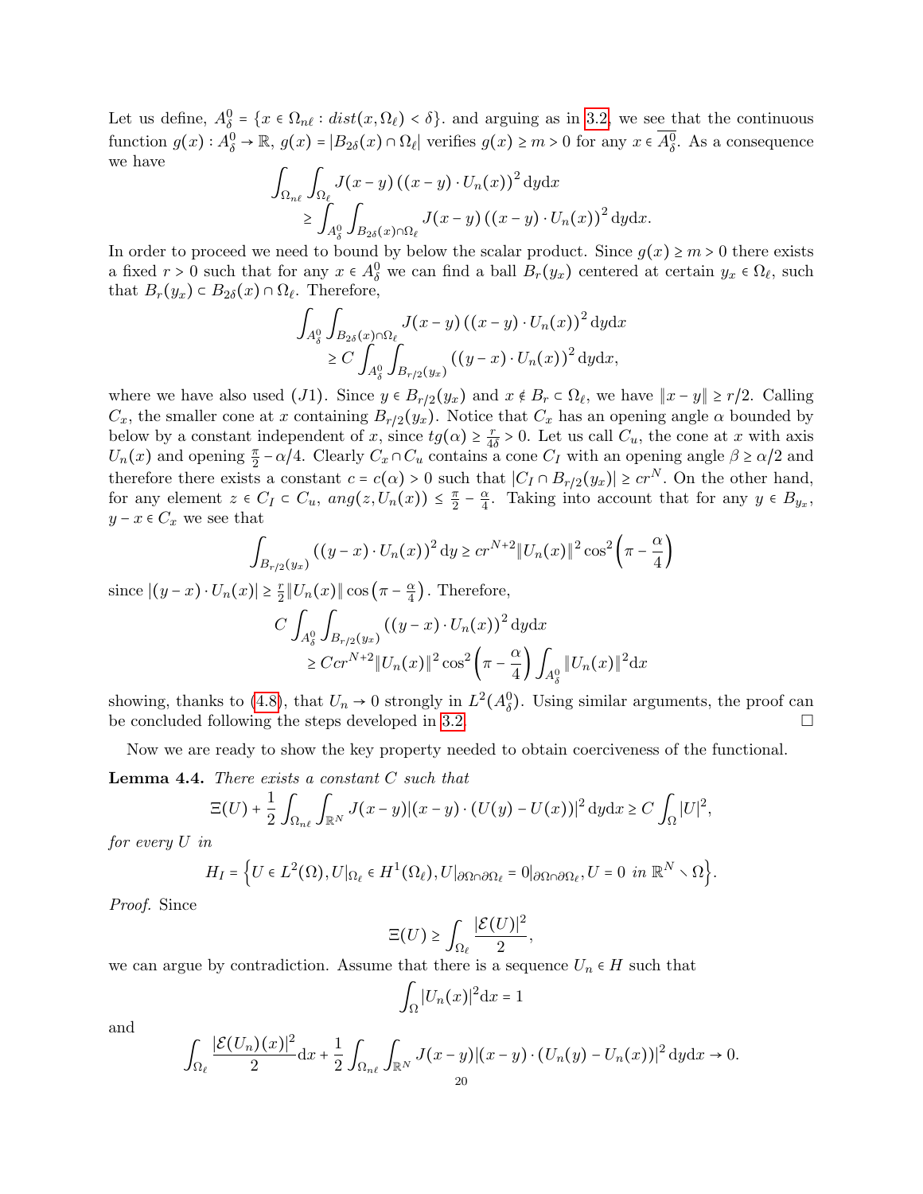Let us define, $A_\delta^0 = \{x \in \Omega_{n\ell} : dist(x, \Omega_\ell) < \delta\}$. and arguing as in 3.2, we see that the continuous function $g(x) : A_\delta^0 \to \mathbb{R}$, $g(x) = |B_{2\delta}(x) \cap \Omega_\ell|$ verifies $g(x) \geq m > 0$ for any $x \in \overline{A_\delta^0}$. As a consequence we have

$$
\begin{aligned}
&\int_{\Omega_{n\ell}} \int_{\Omega_\ell} J(x-y) \left((x-y) \cdot U_n(x)\right)^2 \mathrm{d}y\mathrm{d}x \\
&\qquad \geq \int_{A_\delta^0} \int_{B_{2\delta}(x) \cap \Omega_\ell} J(x-y) \left((x-y) \cdot U_n(x)\right)^2 \mathrm{d}y\mathrm{d}x.
\end{aligned}
$$

In order to proceed we need to bound by below the scalar product. Since $g(x) \geq m > 0$ there exists a fixed $r > 0$ such that for any $x \in A_\delta^0$ we can find a ball $B_r(y_x)$ centered at certain $y_x \in \Omega_\ell$, such that $B_r(y_x) \subset B_{2\delta}(x) \cap \Omega_\ell$. Therefore,

$$
\begin{aligned}
&\int_{A_\delta^0} \int_{B_{2\delta}(x) \cap \Omega_\ell} J(x-y) \left((x-y) \cdot U_n(x)\right)^2 \mathrm{d}y\mathrm{d}x \\
&\qquad \geq C \int_{A_\delta^0} \int_{B_{r/2}(y_x)} \left((y-x) \cdot U_n(x)\right)^2 \mathrm{d}y\mathrm{d}x,
\end{aligned}
$$

where we have also used $(J1)$. Since $y \in B_{r/2}(y_x)$ and $x \notin B_r \subset \Omega_\ell$, we have $\|x-y\| \geq r/2$. Calling $C_x$, the smaller cone at $x$ containing $B_{r/2}(y_x)$. Notice that $C_x$ has an opening angle $\alpha$ bounded by below by a constant independent of $x$, since $tg(\alpha) \geq \frac{r}{4\delta} > 0$. Let us call $C_u$, the cone at $x$ with axis $U_n(x)$ and opening $\frac{\pi}{2} - \alpha/4$. Clearly $C_x \cap C_u$ contains a cone $C_I$ with an opening angle $\beta \geq \alpha/2$ and therefore there exists a constant $c = c(\alpha) > 0$ such that $|C_I \cap B_{r/2}(y_x)| \geq cr^N$. On the other hand, for any element $z \in C_I \subset C_u$, $ang(z, U_n(x)) \leq \frac{\pi}{2} - \frac{\alpha}{4}$. Taking into account that for any $y \in B_{y_x}$, $y - x \in C_x$ we see that

$$
\int_{B_{r/2}(y_x)} \left((y-x) \cdot U_n(x)\right)^2 \mathrm{d}y \geq cr^{N+2} \|U_n(x)\|^2 \cos^2\left(\pi - \frac{\alpha}{4}\right)
$$

since $|(y-x) \cdot U_n(x)| \geq \frac{r}{2} \|U_n(x)\| \cos\left(\pi - \frac{\alpha}{4}\right)$. Therefore,

$$
\begin{aligned}
&C \int_{A_\delta^0} \int_{B_{r/2}(y_x)} \left((y-x) \cdot U_n(x)\right)^2 \mathrm{d}y\mathrm{d}x \\
&\qquad \geq Ccr^{N+2} \|U_n(x)\|^2 \cos^2\left(\pi - \frac{\alpha}{4}\right) \int_{A_\delta^0} \|U_n(x)\|^2 \mathrm{d}x
\end{aligned}
$$

showing, thanks to (4.8), that $U_n \to 0$ strongly in $L^2(A_\delta^0)$. Using similar arguments, the proof can be concluded following the steps developed in 3.2. □

Now we are ready to show the key property needed to obtain coerciveness of the functional.

**Lemma 4.4.** *There exists a constant $C$ such that*

$$
\Xi(U) + \frac{1}{2} \int_{\Omega_{n\ell}} \int_{\mathbb{R}^N} J(x-y) |(x-y) \cdot (U(y) - U(x))|^2 \mathrm{d}y\mathrm{d}x \geq C \int_\Omega |U|^2,
$$

*for every $U$ in*

$$
H_I = \left\{ U \in L^2(\Omega), U|_{\Omega_\ell} \in H^1(\Omega_\ell), U|_{\partial\Omega \cap \partial\Omega_\ell} = 0|_{\partial\Omega \cap \partial\Omega_\ell}, U = 0 \text{ in } \mathbb{R}^N \setminus \Omega \right\}.
$$

*Proof.* Since

$$
\Xi(U) \geq \int_{\Omega_\ell} \frac{|\mathcal{E}(U)|^2}{2},
$$

we can argue by contradiction. Assume that there is a sequence $U_n \in H$ such that

$$
\int_\Omega |U_n(x)|^2 \mathrm{d}x = 1
$$

and

$$
\int_{\Omega_\ell} \frac{|\mathcal{E}(U_n)(x)|^2}{2} \mathrm{d}x + \frac{1}{2} \int_{\Omega_{n\ell}} \int_{\mathbb{R}^N} J(x-y) |(x-y) \cdot (U_n(y) - U_n(x))|^2 \mathrm{d}y\mathrm{d}x \to 0.
$$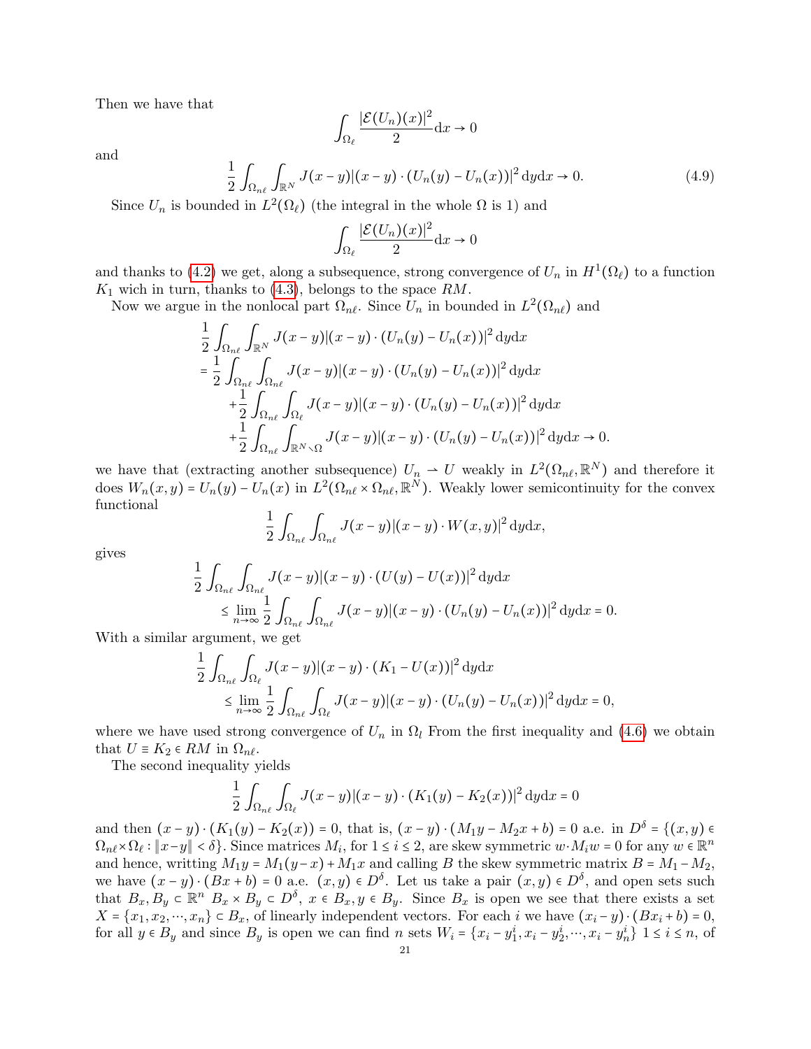Then we have that

$$\int_{\Omega_\ell} \frac{|\mathcal{E}(U_n)(x)|^2}{2} \mathrm{d}x \to 0$$

and

$$\frac{1}{2}\int_{\Omega_{n\ell}}\int_{\mathbb{R}^N} J(x-y)|(x-y)\cdot(U_n(y)-U_n(x))|^2 \,\mathrm{d}y\mathrm{d}x \to 0. \tag{4.9}$$

Since $U_n$ is bounded in $L^2(\Omega_\ell)$ (the integral in the whole $\Omega$ is 1) and

$$\int_{\Omega_\ell} \frac{|\mathcal{E}(U_n)(x)|^2}{2} \mathrm{d}x \to 0$$

and thanks to (4.2) we get, along a subsequence, strong convergence of $U_n$ in $H^1(\Omega_\ell)$ to a function $K_1$ wich in turn, thanks to (4.3), belongs to the space $RM$.

Now we argue in the nonlocal part $\Omega_{n\ell}$. Since $U_n$ in bounded in $L^2(\Omega_{n\ell})$ and

$$\begin{aligned}
&\frac{1}{2}\int_{\Omega_{n\ell}}\int_{\mathbb{R}^N} J(x-y)|(x-y)\cdot(U_n(y)-U_n(x))|^2 \,\mathrm{d}y\mathrm{d}x \\
&= \frac{1}{2}\int_{\Omega_{n\ell}}\int_{\Omega_{n\ell}} J(x-y)|(x-y)\cdot(U_n(y)-U_n(x))|^2 \,\mathrm{d}y\mathrm{d}x \\
&\quad + \frac{1}{2}\int_{\Omega_{n\ell}}\int_{\Omega_\ell} J(x-y)|(x-y)\cdot(U_n(y)-U_n(x))|^2 \,\mathrm{d}y\mathrm{d}x \\
&\quad + \frac{1}{2}\int_{\Omega_{n\ell}}\int_{\mathbb{R}^N\setminus\Omega} J(x-y)|(x-y)\cdot(U_n(y)-U_n(x))|^2 \,\mathrm{d}y\mathrm{d}x \to 0.
\end{aligned}$$

we have that (extracting another subsequence) $U_n \rightharpoonup U$ weakly in $L^2(\Omega_{n\ell},\mathbb{R}^N)$ and therefore it does $W_n(x,y) = U_n(y) - U_n(x)$ in $L^2(\Omega_{n\ell}\times\Omega_{n\ell},\mathbb{R}^N)$. Weakly lower semicontinuity for the convex functional

$$\frac{1}{2}\int_{\Omega_{n\ell}}\int_{\Omega_{n\ell}} J(x-y)|(x-y)\cdot W(x,y)|^2 \,\mathrm{d}y\mathrm{d}x,$$

gives

$$\begin{aligned}
&\frac{1}{2}\int_{\Omega_{n\ell}}\int_{\Omega_{n\ell}} J(x-y)|(x-y)\cdot(U(y)-U(x))|^2 \,\mathrm{d}y\mathrm{d}x \\
&\qquad \le \lim_{n\to\infty}\frac{1}{2}\int_{\Omega_{n\ell}}\int_{\Omega_{n\ell}} J(x-y)|(x-y)\cdot(U_n(y)-U_n(x))|^2 \,\mathrm{d}y\mathrm{d}x = 0.
\end{aligned}$$

With a similar argument, we get

$$\begin{aligned}
&\frac{1}{2}\int_{\Omega_{n\ell}}\int_{\Omega_\ell} J(x-y)|(x-y)\cdot(K_1-U(x))|^2 \,\mathrm{d}y\mathrm{d}x \\
&\qquad \le \lim_{n\to\infty}\frac{1}{2}\int_{\Omega_{n\ell}}\int_{\Omega_\ell} J(x-y)|(x-y)\cdot(U_n(y)-U_n(x))|^2 \,\mathrm{d}y\mathrm{d}x = 0,
\end{aligned}$$

where we have used strong convergence of $U_n$ in $\Omega_l$ From the first inequality and (4.6) we obtain that $U \equiv K_2 \in RM$ in $\Omega_{n\ell}$.

The second inequality yields

$$\frac{1}{2}\int_{\Omega_{n\ell}}\int_{\Omega_\ell} J(x-y)|(x-y)\cdot(K_1(y)-K_2(x))|^2 \,\mathrm{d}y\mathrm{d}x = 0$$

and then $(x-y)\cdot(K_1(y)-K_2(x)) = 0$, that is, $(x-y)\cdot(M_1y - M_2x + b) = 0$ a.e. in $D^\delta = \{(x,y) \in \Omega_{n\ell}\times\Omega_\ell : \|x-y\| < \delta\}$. Since matrices $M_i$, for $1 \le i \le 2$, are skew symmetric $w\cdot M_i w = 0$ for any $w \in \mathbb{R}^n$ and hence, writting $M_1 y = M_1(y-x) + M_1 x$ and calling $B$ the skew symmetric matrix $B = M_1 - M_2$, we have $(x-y)\cdot(Bx+b) = 0$ a.e. $(x,y) \in D^\delta$. Let us take a pair $(x,y) \in D^\delta$, and open sets such that $B_x, B_y \subset \mathbb{R}^n$ $B_x \times B_y \subset D^\delta$, $x \in B_x, y \in B_y$. Since $B_x$ is open we see that there exists a set $X = \{x_1, x_2, \cdots, x_n\} \subset B_x$, of linearly independent vectors. For each $i$ we have $(x_i - y)\cdot(Bx_i + b) = 0$, for all $y \in B_y$ and since $B_y$ is open we can find $n$ sets $W_i = \{x_i - y_1^i, x_i - y_2^i, \cdots, x_i - y_n^i\}$ $1 \le i \le n$, of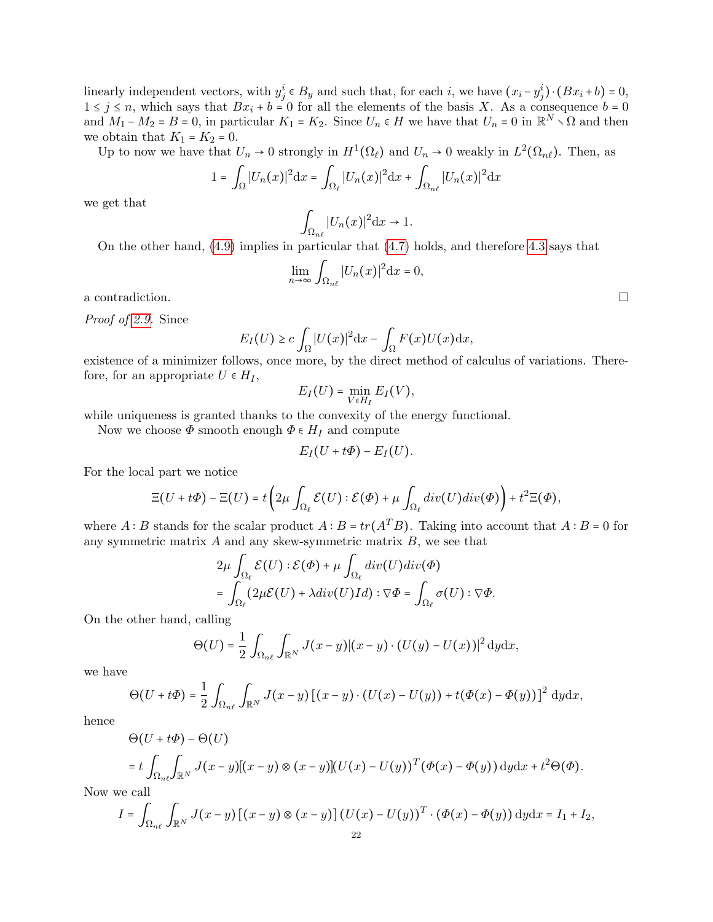linearly independent vectors, with $y_j^i \in B_y$ and such that, for each $i$, we have $(x_i - y_j^i)\cdot(Bx_i + b) = 0$, $1 \le j \le n$, which says that $Bx_i + b = 0$ for all the elements of the basis $X$. As a consequence $b = 0$ and $M_1 - M_2 = B = 0$, in particular $K_1 = K_2$. Since $U_n \in H$ we have that $U_n = 0$ in $\mathbb{R}^N \setminus \Omega$ and then we obtain that $K_1 = K_2 = 0$.

Up to now we have that $U_n \to 0$ strongly in $H^1(\Omega_\ell)$ and $U_n \to 0$ weakly in $L^2(\Omega_{n\ell})$. Then, as

$$1 = \int_\Omega |U_n(x)|^2 \mathrm{d}x = \int_{\Omega_\ell} |U_n(x)|^2 \mathrm{d}x + \int_{\Omega_{n\ell}} |U_n(x)|^2 \mathrm{d}x$$

we get that

$$\int_{\Omega_{n\ell}} |U_n(x)|^2 \mathrm{d}x \to 1.$$

On the other hand, (4.9) implies in particular that (4.7) holds, and therefore 4.3 says that

$$\lim_{n\to\infty} \int_{\Omega_{n\ell}} |U_n(x)|^2 \mathrm{d}x = 0,$$

a contradiction. □

*Proof of 2.9.* Since

$$E_I(U) \ge c \int_\Omega |U(x)|^2 \mathrm{d}x - \int_\Omega F(x)U(x)\mathrm{d}x,$$

existence of a minimizer follows, once more, by the direct method of calculus of variations. Therefore, for an appropriate $U \in H_I$,

$$E_I(U) = \min_{V \in H_I} E_I(V),$$

while uniqueness is granted thanks to the convexity of the energy functional.

Now we choose $\Phi$ smooth enough $\Phi \in H_I$ and compute

$$E_I(U + t\Phi) - E_I(U).$$

For the local part we notice

$$\Xi(U + t\Phi) - \Xi(U) = t\Big(2\mu \int_{\Omega_\ell} \mathcal{E}(U) : \mathcal{E}(\Phi) + \mu \int_{\Omega_\ell} div(U) div(\Phi)\Big) + t^2 \Xi(\Phi),$$

where $A : B$ stands for the scalar product $A : B = tr(A^T B)$. Taking into account that $A : B = 0$ for any symmetric matrix $A$ and any skew-symmetric matrix $B$, we see that

$$\begin{aligned}
&2\mu \int_{\Omega_\ell} \mathcal{E}(U) : \mathcal{E}(\Phi) + \mu \int_{\Omega_\ell} div(U) div(\Phi) \\
&= \int_{\Omega_\ell} (2\mu\mathcal{E}(U) + \lambda div(U) Id) : \nabla\Phi = \int_{\Omega_\ell} \sigma(U) : \nabla\Phi.
\end{aligned}$$

On the other hand, calling

$$\Theta(U) = \frac{1}{2} \int_{\Omega_{n\ell}} \int_{\mathbb{R}^N} J(x-y) |(x-y)\cdot(U(y) - U(x))|^2 \, \mathrm{d}y\mathrm{d}x,$$

we have

$$\Theta(U + t\Phi) = \frac{1}{2} \int_{\Omega_{n\ell}} \int_{\mathbb{R}^N} J(x-y) \left[(x-y)\cdot(U(x) - U(y)) + t(\Phi(x) - \Phi(y))\right]^2 \mathrm{d}y\mathrm{d}x,$$

hence

$$\begin{aligned}
&\Theta(U + t\Phi) - \Theta(U) \\
&= t \int_{\Omega_{n\ell}} \int_{\mathbb{R}^N} J(x-y)[(x-y)\otimes(x-y)](U(x) - U(y))^T (\Phi(x) - \Phi(y)) \, \mathrm{d}y\mathrm{d}x + t^2 \Theta(\Phi).
\end{aligned}$$

Now we call

$$I = \int_{\Omega_{n\ell}} \int_{\mathbb{R}^N} J(x-y) \left[(x-y)\otimes(x-y)\right] (U(x) - U(y))^T \cdot (\Phi(x) - \Phi(y)) \, \mathrm{d}y\mathrm{d}x = I_1 + I_2,$$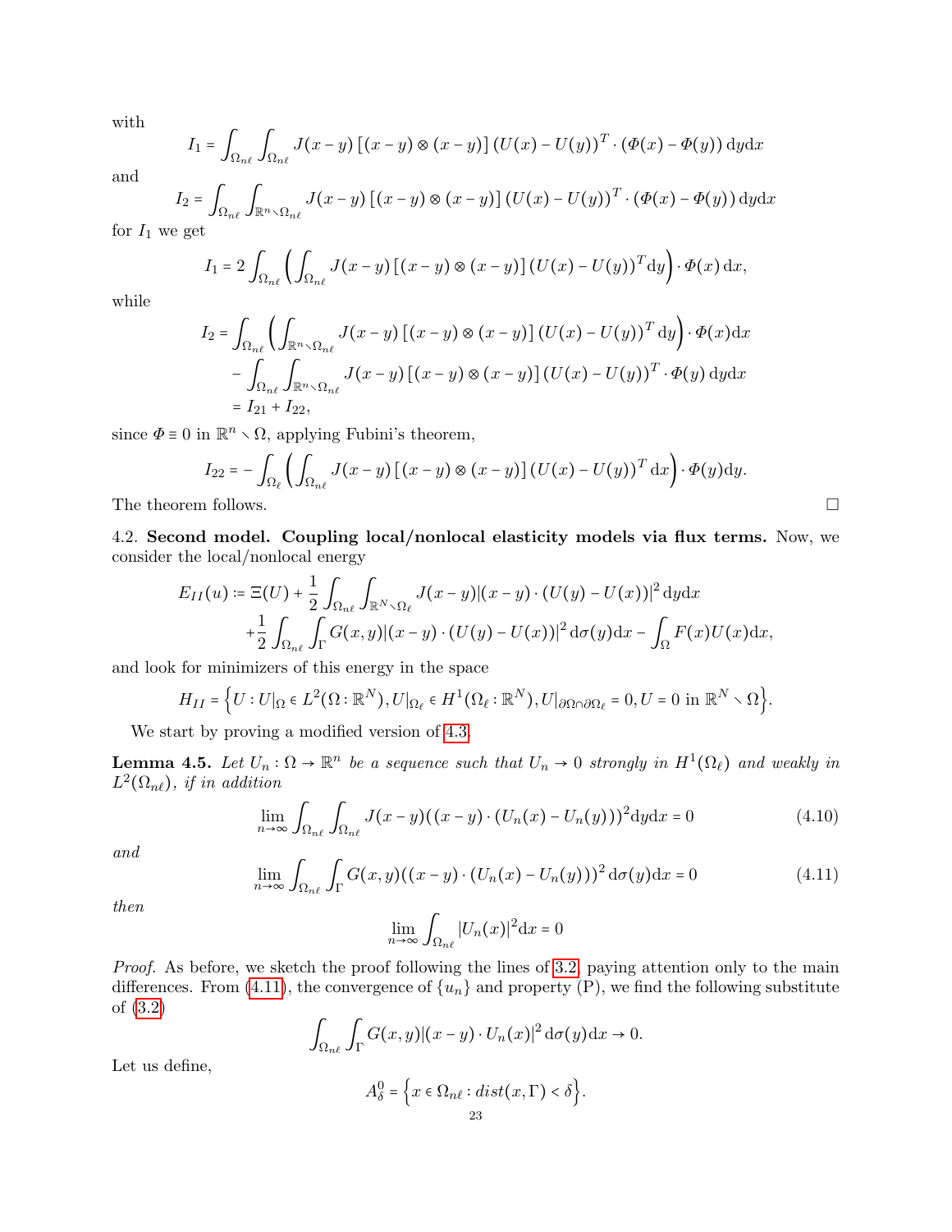with

$$I_1 = \int_{\Omega_{n\ell}} \int_{\Omega_{n\ell}} J(x-y)\left[(x-y)\otimes(x-y)\right](U(x)-U(y))^T \cdot (\Phi(x)-\Phi(y))\,\mathrm{d}y\mathrm{d}x$$

and

$$I_2 = \int_{\Omega_{n\ell}} \int_{\mathbb{R}^n\setminus\Omega_{n\ell}} J(x-y)\left[(x-y)\otimes(x-y)\right](U(x)-U(y))^T \cdot (\Phi(x)-\Phi(y))\,\mathrm{d}y\mathrm{d}x$$

for $I_1$ we get

$$I_1 = 2\int_{\Omega_{n\ell}} \left( \int_{\Omega_{n\ell}} J(x-y)\left[(x-y)\otimes(x-y)\right](U(x)-U(y))^T \mathrm{d}y \right) \cdot \Phi(x)\,\mathrm{d}x,$$

while

$$\begin{aligned} I_2 &= \int_{\Omega_{n\ell}} \left( \int_{\mathbb{R}^n\setminus\Omega_{n\ell}} J(x-y)\left[(x-y)\otimes(x-y)\right](U(x)-U(y))^T \mathrm{d}y \right) \cdot \Phi(x)\mathrm{d}x \\ &\quad - \int_{\Omega_{n\ell}} \int_{\mathbb{R}^n\setminus\Omega_{n\ell}} J(x-y)\left[(x-y)\otimes(x-y)\right](U(x)-U(y))^T \cdot \Phi(y)\,\mathrm{d}y\mathrm{d}x \\ &= I_{21} + I_{22}, \end{aligned}$$

since $\Phi \equiv 0$ in $\mathbb{R}^n \setminus \Omega$, applying Fubini's theorem,

$$I_{22} = -\int_{\Omega_\ell} \left( \int_{\Omega_{n\ell}} J(x-y)\left[(x-y)\otimes(x-y)\right](U(x)-U(y))^T \mathrm{d}x \right) \cdot \Phi(y)\mathrm{d}y.$$

The theorem follows. □

4.2. **Second model. Coupling local/nonlocal elasticity models via flux terms.** Now, we consider the local/nonlocal energy

$$\begin{aligned} E_{II}(u) &:= \Xi(U) + \frac{1}{2}\int_{\Omega_{n\ell}} \int_{\mathbb{R}^N\setminus\Omega_\ell} J(x-y)|(x-y)\cdot(U(y)-U(x))|^2\,\mathrm{d}y\mathrm{d}x \\ &\quad + \frac{1}{2}\int_{\Omega_{n\ell}} \int_{\Gamma} G(x,y)|(x-y)\cdot(U(y)-U(x))|^2\,\mathrm{d}\sigma(y)\mathrm{d}x - \int_{\Omega} F(x)U(x)\mathrm{d}x, \end{aligned}$$

and look for minimizers of this energy in the space

$$H_{II} = \left\{ U : U|_\Omega \in L^2(\Omega:\mathbb{R}^N), U|_{\Omega_\ell} \in H^1(\Omega_\ell:\mathbb{R}^N), U|_{\partial\Omega\cap\partial\Omega_\ell} = 0, U = 0 \text{ in } \mathbb{R}^N \setminus \Omega \right\}.$$

We start by proving a modified version of 4.3.

**Lemma 4.5.** *Let $U_n : \Omega \to \mathbb{R}^n$ be a sequence such that $U_n \to 0$ strongly in $H^1(\Omega_\ell)$ and weakly in $L^2(\Omega_{n\ell})$, if in addition*

$$\lim_{n\to\infty} \int_{\Omega_{n\ell}} \int_{\Omega_{n\ell}} J(x-y)((x-y)\cdot(U_n(x)-U_n(y)))^2\mathrm{d}y\mathrm{d}x = 0 \tag{4.10}$$

*and*

$$\lim_{n\to\infty} \int_{\Omega_{n\ell}} \int_{\Gamma} G(x,y)((x-y)\cdot(U_n(x)-U_n(y)))^2\,\mathrm{d}\sigma(y)\mathrm{d}x = 0 \tag{4.11}$$

*then*

$$\lim_{n\to\infty} \int_{\Omega_{n\ell}} |U_n(x)|^2\mathrm{d}x = 0$$

*Proof.* As before, we sketch the proof following the lines of 3.2, paying attention only to the main differences. From (4.11), the convergence of $\{u_n\}$ and property (P), we find the following substitute of (3.2)

$$\int_{\Omega_{n\ell}} \int_{\Gamma} G(x,y)|(x-y)\cdot U_n(x)|^2\,\mathrm{d}\sigma(y)\mathrm{d}x \to 0.$$

Let us define,

$$A^0_\delta = \left\{ x \in \Omega_{n\ell} : dist(x,\Gamma) < \delta \right\}.$$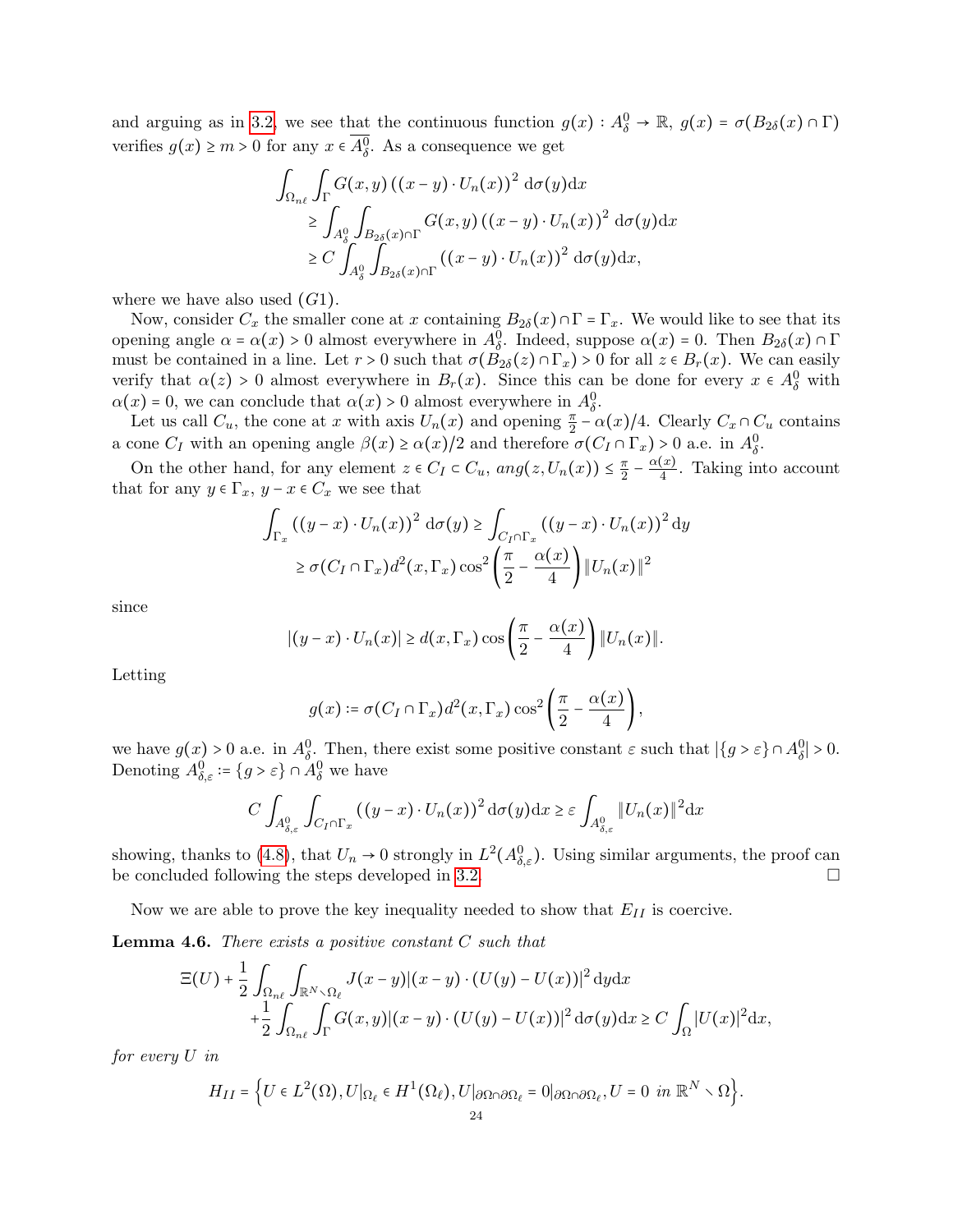and arguing as in 3.2, we see that the continuous function $g(x) : A^0_\delta \to \mathbb{R}$, $g(x) = \sigma(B_{2\delta}(x) \cap \Gamma)$ verifies $g(x) \geq m > 0$ for any $x \in \overline{A^0_\delta}$. As a consequence we get

$$
\begin{aligned}
&\int_{\Omega_{n\ell}} \int_\Gamma G(x,y) \left((x-y) \cdot U_n(x)\right)^2 \mathrm{d}\sigma(y) \mathrm{d}x \\
&\qquad \geq \int_{A^0_\delta} \int_{B_{2\delta}(x)\cap\Gamma} G(x,y) \left((x-y) \cdot U_n(x)\right)^2 \mathrm{d}\sigma(y) \mathrm{d}x \\
&\qquad \geq C \int_{A^0_\delta} \int_{B_{2\delta}(x)\cap\Gamma} \left((x-y) \cdot U_n(x)\right)^2 \mathrm{d}\sigma(y) \mathrm{d}x,
\end{aligned}
$$

where we have also used $(G1)$.

Now, consider $C_x$ the smaller cone at $x$ containing $B_{2\delta}(x) \cap \Gamma = \Gamma_x$. We would like to see that its opening angle $\alpha = \alpha(x) > 0$ almost everywhere in $A^0_\delta$. Indeed, suppose $\alpha(x) = 0$. Then $B_{2\delta}(x) \cap \Gamma$ must be contained in a line. Let $r > 0$ such that $\sigma(B_{2\delta}(z) \cap \Gamma_x) > 0$ for all $z \in B_r(x)$. We can easily verify that $\alpha(z) > 0$ almost everywhere in $B_r(x)$. Since this can be done for every $x \in A^0_\delta$ with $\alpha(x) = 0$, we can conclude that $\alpha(x) > 0$ almost everywhere in $A^0_\delta$.

Let us call $C_u$, the cone at $x$ with axis $U_n(x)$ and opening $\frac{\pi}{2} - \alpha(x)/4$. Clearly $C_x \cap C_u$ contains a cone $C_I$ with an opening angle $\beta(x) \geq \alpha(x)/2$ and therefore $\sigma(C_I \cap \Gamma_x) > 0$ a.e. in $A^0_\delta$.

On the other hand, for any element $z \in C_I \subset C_u$, $ang(z, U_n(x)) \leq \frac{\pi}{2} - \frac{\alpha(x)}{4}$. Taking into account that for any $y \in \Gamma_x$, $y - x \in C_x$ we see that

$$
\begin{aligned}
\int_{\Gamma_x} \left((y-x) \cdot U_n(x)\right)^2 \mathrm{d}\sigma(y) &\geq \int_{C_I \cap \Gamma_x} \left((y-x) \cdot U_n(x)\right)^2 \mathrm{d}y \\
&\geq \sigma(C_I \cap \Gamma_x) d^2(x, \Gamma_x) \cos^2\left(\frac{\pi}{2} - \frac{\alpha(x)}{4}\right) \|U_n(x)\|^2
\end{aligned}
$$

since

$$
|(y-x) \cdot U_n(x)| \geq d(x, \Gamma_x) \cos\left(\frac{\pi}{2} - \frac{\alpha(x)}{4}\right) \|U_n(x)\|.
$$

Letting

$$
g(x) := \sigma(C_I \cap \Gamma_x) d^2(x, \Gamma_x) \cos^2\left(\frac{\pi}{2} - \frac{\alpha(x)}{4}\right),
$$

we have $g(x) > 0$ a.e. in $A^0_\delta$. Then, there exist some positive constant $\varepsilon$ such that $|\{g > \varepsilon\} \cap A^0_\delta| > 0$. Denoting $A^0_{\delta,\varepsilon} := \{g > \varepsilon\} \cap A^0_\delta$ we have

$$
C \int_{A^0_{\delta,\varepsilon}} \int_{C_I \cap \Gamma_x} \left((y-x) \cdot U_n(x)\right)^2 \mathrm{d}\sigma(y) \mathrm{d}x \geq \varepsilon \int_{A^0_{\delta,\varepsilon}} \|U_n(x)\|^2 \mathrm{d}x
$$

showing, thanks to (4.8), that $U_n \to 0$ strongly in $L^2(A^0_{\delta,\varepsilon})$. Using similar arguments, the proof can be concluded following the steps developed in 3.2. $\square$

Now we are able to prove the key inequality needed to show that $E_{II}$ is coercive.

**Lemma 4.6.** *There exists a positive constant $C$ such that*

$$
\begin{aligned}
\Xi(U) &+ \frac{1}{2} \int_{\Omega_{n\ell}} \int_{\mathbb{R}^N \setminus \Omega_\ell} J(x-y) |(x-y) \cdot (U(y) - U(x))|^2 \mathrm{d}y \mathrm{d}x \\
&+ \frac{1}{2} \int_{\Omega_{n\ell}} \int_\Gamma G(x,y) |(x-y) \cdot (U(y) - U(x))|^2 \mathrm{d}\sigma(y) \mathrm{d}x \geq C \int_\Omega |U(x)|^2 \mathrm{d}x,
\end{aligned}
$$

*for every $U$ in*

$$
H_{II} = \left\{ U \in L^2(\Omega), U|_{\Omega_\ell} \in H^1(\Omega_\ell), U|_{\partial\Omega \cap \partial\Omega_\ell} = 0|_{\partial\Omega\cap\partial\Omega_\ell}, U = 0 \text{ in } \mathbb{R}^N \setminus \Omega \right\}.
$$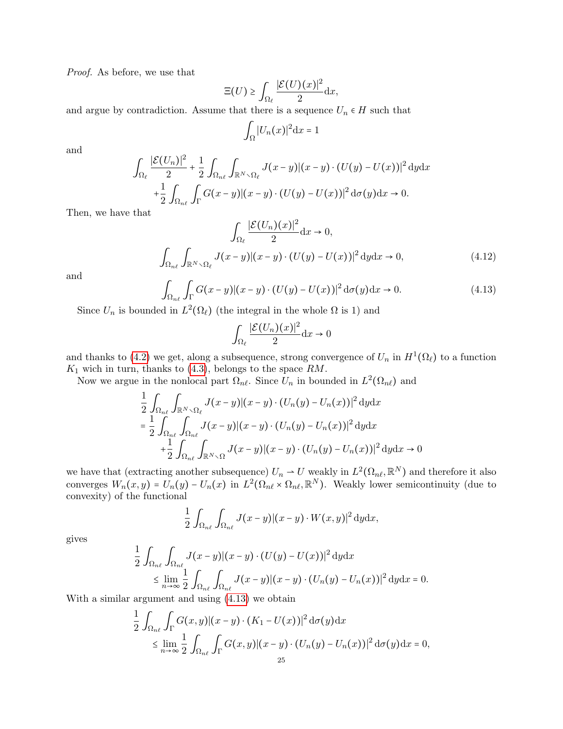*Proof.* As before, we use that

$$\Xi(U) \geq \int_{\Omega_\ell} \frac{|\mathcal{E}(U)(x)|^2}{2} \mathrm{d}x,$$

and argue by contradiction. Assume that there is a sequence $U_n \in H$ such that

$$\int_\Omega |U_n(x)|^2 \mathrm{d}x = 1$$

and

$$\int_{\Omega_\ell} \frac{|\mathcal{E}(U_n)|^2}{2} + \frac{1}{2}\int_{\Omega_{n\ell}} \int_{\mathbb{R}^N \setminus \Omega_\ell} J(x-y)|(x-y)\cdot(U(y)-U(x))|^2 \,\mathrm{d}y\mathrm{d}x$$
$$+\frac{1}{2}\int_{\Omega_{n\ell}}\int_\Gamma G(x-y)|(x-y)\cdot(U(y)-U(x))|^2 \,\mathrm{d}\sigma(y)\mathrm{d}x \to 0.$$

Then, we have that

$$\int_{\Omega_\ell} \frac{|\mathcal{E}(U_n)(x)|^2}{2} \mathrm{d}x \to 0,$$

$$\int_{\Omega_{n\ell}} \int_{\mathbb{R}^N \setminus \Omega_\ell} J(x-y)|(x-y)\cdot(U(y)-U(x))|^2 \,\mathrm{d}y\mathrm{d}x \to 0, \tag{4.12}$$

and

$$\int_{\Omega_{n\ell}}\int_\Gamma G(x-y)|(x-y)\cdot(U(y)-U(x))|^2 \,\mathrm{d}\sigma(y)\mathrm{d}x \to 0. \tag{4.13}$$

Since $U_n$ is bounded in $L^2(\Omega_\ell)$ (the integral in the whole $\Omega$ is 1) and

$$\int_{\Omega_\ell} \frac{|\mathcal{E}(U_n)(x)|^2}{2} \mathrm{d}x \to 0$$

and thanks to (4.2) we get, along a subsequence, strong convergence of $U_n$ in $H^1(\Omega_\ell)$ to a function $K_1$ wich in turn, thanks to (4.3), belongs to the space $RM$.

Now we argue in the nonlocal part $\Omega_{n\ell}$. Since $U_n$ in bounded in $L^2(\Omega_{n\ell})$ and

$$\frac{1}{2}\int_{\Omega_{n\ell}} \int_{\mathbb{R}^N \setminus \Omega_\ell} J(x-y)|(x-y)\cdot(U_n(y)-U_n(x))|^2 \,\mathrm{d}y\mathrm{d}x$$
$$= \frac{1}{2}\int_{\Omega_{n\ell}} \int_{\Omega_{n\ell}} J(x-y)|(x-y)\cdot(U_n(y)-U_n(x))|^2 \,\mathrm{d}y\mathrm{d}x$$
$$+\frac{1}{2}\int_{\Omega_{n\ell}} \int_{\mathbb{R}^N \setminus \Omega} J(x-y)|(x-y)\cdot(U_n(y)-U_n(x))|^2 \,\mathrm{d}y\mathrm{d}x \to 0$$

we have that (extracting another subsequence) $U_n \rightharpoonup U$ weakly in $L^2(\Omega_{n\ell},\mathbb{R}^N)$ and therefore it also converges $W_n(x,y) = U_n(y) - U_n(x)$ in $L^2(\Omega_{n\ell}\times\Omega_{n\ell},\mathbb{R}^N)$. Weakly lower semicontinuity (due to convexity) of the functional

$$\frac{1}{2}\int_{\Omega_{n\ell}} \int_{\Omega_{n\ell}} J(x-y)|(x-y)\cdot W(x,y)|^2 \,\mathrm{d}y\mathrm{d}x,$$

gives

$$\frac{1}{2}\int_{\Omega_{n\ell}} \int_{\Omega_{n\ell}} J(x-y)|(x-y)\cdot(U(y)-U(x))|^2 \,\mathrm{d}y\mathrm{d}x$$
$$\leq \lim_{n\to\infty} \frac{1}{2}\int_{\Omega_{n\ell}} \int_{\Omega_{n\ell}} J(x-y)|(x-y)\cdot(U_n(y)-U_n(x))|^2 \,\mathrm{d}y\mathrm{d}x = 0.$$

With a similar argument and using (4.13) we obtain

$$\frac{1}{2}\int_{\Omega_{n\ell}}\int_\Gamma G(x,y)|(x-y)\cdot(K_1-U(x))|^2 \,\mathrm{d}\sigma(y)\mathrm{d}x$$
$$\leq \lim_{n\to\infty} \frac{1}{2}\int_{\Omega_{n\ell}}\int_\Gamma G(x,y)|(x-y)\cdot(U_n(y)-U_n(x))|^2 \,\mathrm{d}\sigma(y)\mathrm{d}x = 0,$$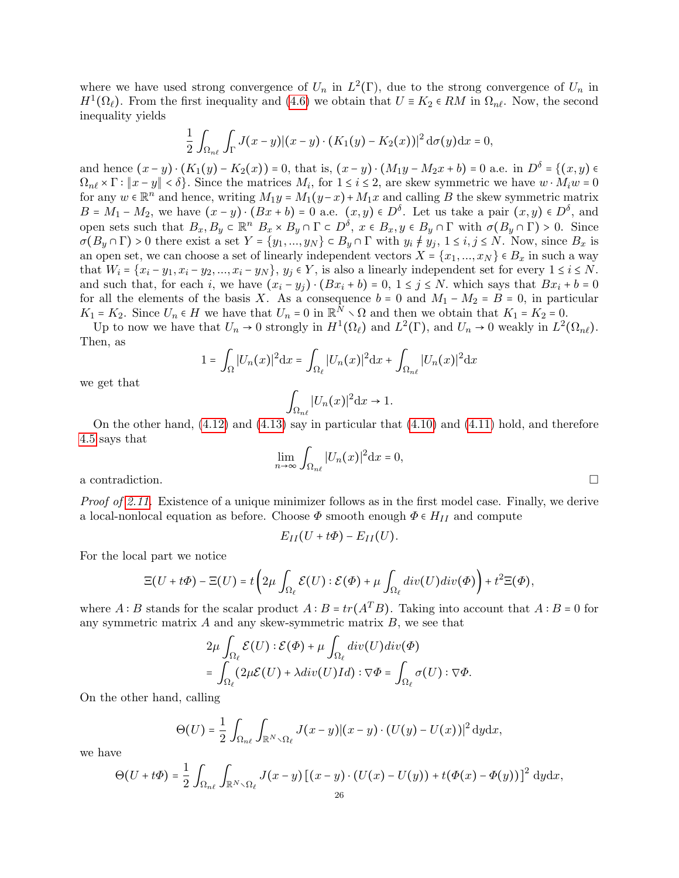where we have used strong convergence of $U_n$ in $L^2(\Gamma)$, due to the strong convergence of $U_n$ in $H^1(\Omega_\ell)$. From the first inequality and (4.6) we obtain that $U \equiv K_2 \in RM$ in $\Omega_{n\ell}$. Now, the second inequality yields

$$\frac{1}{2}\int_{\Omega_{n\ell}}\int_{\Gamma} J(x-y)|(x-y)\cdot(K_1(y)-K_2(x))|^2\,\mathrm{d}\sigma(y)\mathrm{d}x = 0,$$

and hence $(x-y)\cdot(K_1(y)-K_2(x)) = 0$, that is, $(x-y)\cdot(M_1y - M_2x + b) = 0$ a.e. in $D^\delta = \{(x,y) \in \Omega_{n\ell}\times\Gamma : \|x-y\| < \delta\}$. Since the matrices $M_i$, for $1 \le i \le 2$, are skew symmetric we have $w \cdot M_i w = 0$ for any $w \in \mathbb{R}^n$ and hence, writing $M_1 y = M_1(y-x) + M_1 x$ and calling $B$ the skew symmetric matrix $B = M_1 - M_2$, we have $(x-y)\cdot(Bx+b) = 0$ a.e. $(x,y) \in D^\delta$. Let us take a pair $(x,y) \in D^\delta$, and open sets such that $B_x, B_y \subset \mathbb{R}^n$ $B_x \times B_y \cap \Gamma \subset D^\delta$, $x \in B_x, y \in B_y \cap \Gamma$ with $\sigma(B_y \cap \Gamma) > 0$. Since $\sigma(B_y\cap\Gamma) > 0$ there exist a set $Y = \{y_1, ..., y_N\} \subset B_y \cap \Gamma$ with $y_i \ne y_j$, $1 \le i,j \le N$. Now, since $B_x$ is an open set, we can choose a set of linearly independent vectors $X = \{x_1, ..., x_N\} \in B_x$ in such a way that $W_i = \{x_i - y_1, x_i - y_2, ..., x_i - y_N\}$, $y_j \in Y$, is also a linearly independent set for every $1 \le i \le N$. and such that, for each $i$, we have $(x_i - y_j)\cdot(Bx_i + b) = 0$, $1 \le j \le N$. which says that $Bx_i + b = 0$ for all the elements of the basis $X$. As a consequence $b = 0$ and $M_1 - M_2 = B = 0$, in particular $K_1 = K_2$. Since $U_n \in H$ we have that $U_n = 0$ in $\mathbb{R}^N \setminus \Omega$ and then we obtain that $K_1 = K_2 = 0$.

Up to now we have that $U_n \to 0$ strongly in $H^1(\Omega_\ell)$ and $L^2(\Gamma)$, and $U_n \to 0$ weakly in $L^2(\Omega_{n\ell})$. Then, as

$$1 = \int_\Omega |U_n(x)|^2\mathrm{d}x = \int_{\Omega_\ell}|U_n(x)|^2\mathrm{d}x + \int_{\Omega_{n\ell}}|U_n(x)|^2\mathrm{d}x$$

we get that

$$\int_{\Omega_{n\ell}}|U_n(x)|^2\mathrm{d}x \to 1.$$

On the other hand, (4.12) and (4.13) say in particular that (4.10) and (4.11) hold, and therefore 4.5 says that

$$\lim_{n\to\infty}\int_{\Omega_{n\ell}}|U_n(x)|^2\mathrm{d}x = 0,$$

a contradiction. □

*Proof of 2.11.* Existence of a unique minimizer follows as in the first model case. Finally, we derive a local-nonlocal equation as before. Choose $\Phi$ smooth enough $\Phi \in H_{II}$ and compute

$$E_{II}(U + t\Phi) - E_{II}(U).$$

For the local part we notice

$$\Xi(U+t\Phi) - \Xi(U) = t\Big(2\mu\int_{\Omega_\ell}\mathcal{E}(U):\mathcal{E}(\Phi) + \mu\int_{\Omega_\ell} div(U)div(\Phi)\Big) + t^2\Xi(\Phi),$$

where $A : B$ stands for the scalar product $A : B = tr(A^T B)$. Taking into account that $A : B = 0$ for any symmetric matrix $A$ and any skew-symmetric matrix $B$, we see that

$$\begin{aligned}
&2\mu\int_{\Omega_\ell}\mathcal{E}(U):\mathcal{E}(\Phi) + \mu\int_{\Omega_\ell} div(U)div(\Phi) \\
&= \int_{\Omega_\ell}(2\mu\mathcal{E}(U) + \lambda div(U)Id):\nabla\Phi = \int_{\Omega_\ell}\sigma(U):\nabla\Phi.
\end{aligned}$$

On the other hand, calling

$$\Theta(U) = \frac{1}{2}\int_{\Omega_{n\ell}}\int_{\mathbb{R}^N\setminus\Omega_\ell} J(x-y)|(x-y)\cdot(U(y)-U(x))|^2\,\mathrm{d}y\mathrm{d}x,$$

we have

$$\Theta(U+t\Phi) = \frac{1}{2}\int_{\Omega_{n\ell}}\int_{\mathbb{R}^N\setminus\Omega_\ell} J(x-y)\left[(x-y)\cdot(U(x)-U(y)) + t(\Phi(x)-\Phi(y))\right]^2\,\mathrm{d}y\mathrm{d}x,$$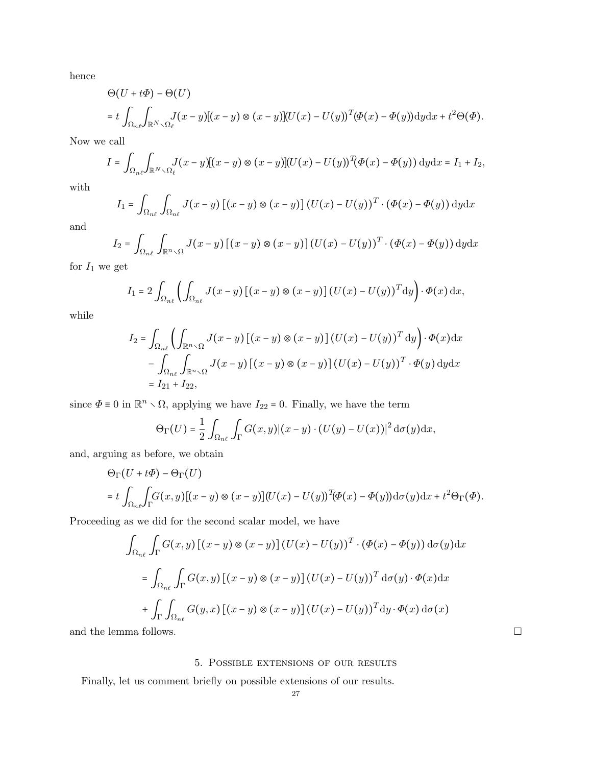hence

$$
\begin{aligned}
&\Theta(U + t\Phi) - \Theta(U) \\
&= t \int_{\Omega_{n\ell}} \int_{\mathbb{R}^N \setminus \Omega_\ell} J(x-y)[(x-y) \otimes (x-y)](U(x) - U(y))^T (\Phi(x) - \Phi(y)) \mathrm{d}y \mathrm{d}x + t^2 \Theta(\Phi).
\end{aligned}
$$

Now we call

$$
I = \int_{\Omega_{n\ell}} \int_{\mathbb{R}^N \setminus \Omega_\ell} J(x-y)[(x-y) \otimes (x-y)](U(x) - U(y))^T (\Phi(x) - \Phi(y)) \, \mathrm{d}y \mathrm{d}x = I_1 + I_2,
$$

with

$$
I_1 = \int_{\Omega_{n\ell}} \int_{\Omega_{n\ell}} J(x-y) \left[(x-y) \otimes (x-y)\right] \left(U(x) - U(y)\right)^T \cdot \left(\Phi(x) - \Phi(y)\right) \mathrm{d}y \mathrm{d}x
$$

and

$$
I_2 = \int_{\Omega_{n\ell}} \int_{\mathbb{R}^n \setminus \Omega} J(x-y) \left[(x-y) \otimes (x-y)\right] \left(U(x) - U(y)\right)^T \cdot \left(\Phi(x) - \Phi(y)\right) \mathrm{d}y \mathrm{d}x
$$

for $I_1$ we get

$$
I_1 = 2 \int_{\Omega_{n\ell}} \left( \int_{\Omega_{n\ell}} J(x-y) \left[(x-y) \otimes (x-y)\right] \left(U(x) - U(y)\right)^T \mathrm{d}y \right) \cdot \Phi(x) \, \mathrm{d}x,
$$

while

$$
\begin{aligned}
I_2 &= \int_{\Omega_{n\ell}} \left( \int_{\mathbb{R}^n \setminus \Omega} J(x-y) \left[(x-y) \otimes (x-y)\right] \left(U(x) - U(y)\right)^T \mathrm{d}y \right) \cdot \Phi(x) \mathrm{d}x \\
&\quad - \int_{\Omega_{n\ell}} \int_{\mathbb{R}^n \setminus \Omega} J(x-y) \left[(x-y) \otimes (x-y)\right] \left(U(x) - U(y)\right)^T \cdot \Phi(y) \, \mathrm{d}y \mathrm{d}x \\
&= I_{21} + I_{22},
\end{aligned}
$$

since $\Phi \equiv 0$ in $\mathbb{R}^n \setminus \Omega$, applying we have $I_{22} = 0$. Finally, we have the term

$$
\Theta_\Gamma(U) = \frac{1}{2} \int_{\Omega_{n\ell}} \int_\Gamma G(x,y) |(x-y) \cdot (U(y) - U(x))|^2 \, \mathrm{d}\sigma(y) \mathrm{d}x,
$$

and, arguing as before, we obtain

$$
\begin{aligned}
&\Theta_\Gamma(U + t\Phi) - \Theta_\Gamma(U) \\
&= t \int_{\Omega_{n\ell}} \int_\Gamma G(x,y)[(x-y) \otimes (x-y)](U(x) - U(y))^T (\Phi(x) - \Phi(y)) \mathrm{d}\sigma(y) \mathrm{d}x + t^2 \Theta_\Gamma(\Phi).
\end{aligned}
$$

Proceeding as we did for the second scalar model, we have

$$
\begin{aligned}
&\int_{\Omega_{n\ell}} \int_\Gamma G(x,y) \left[(x-y) \otimes (x-y)\right] \left(U(x) - U(y)\right)^T \cdot \left(\Phi(x) - \Phi(y)\right) \mathrm{d}\sigma(y) \mathrm{d}x \\
&= \int_{\Omega_{n\ell}} \int_\Gamma G(x,y) \left[(x-y) \otimes (x-y)\right] \left(U(x) - U(y)\right)^T \mathrm{d}\sigma(y) \cdot \Phi(x) \mathrm{d}x \\
&+ \int_\Gamma \int_{\Omega_{n\ell}} G(y,x) \left[(x-y) \otimes (x-y)\right] \left(U(x) - U(y)\right)^T \mathrm{d}y \cdot \Phi(x) \, \mathrm{d}\sigma(x)
\end{aligned}
$$

and the lemma follows. □

## 5. Possible extensions of our results

Finally, let us comment briefly on possible extensions of our results.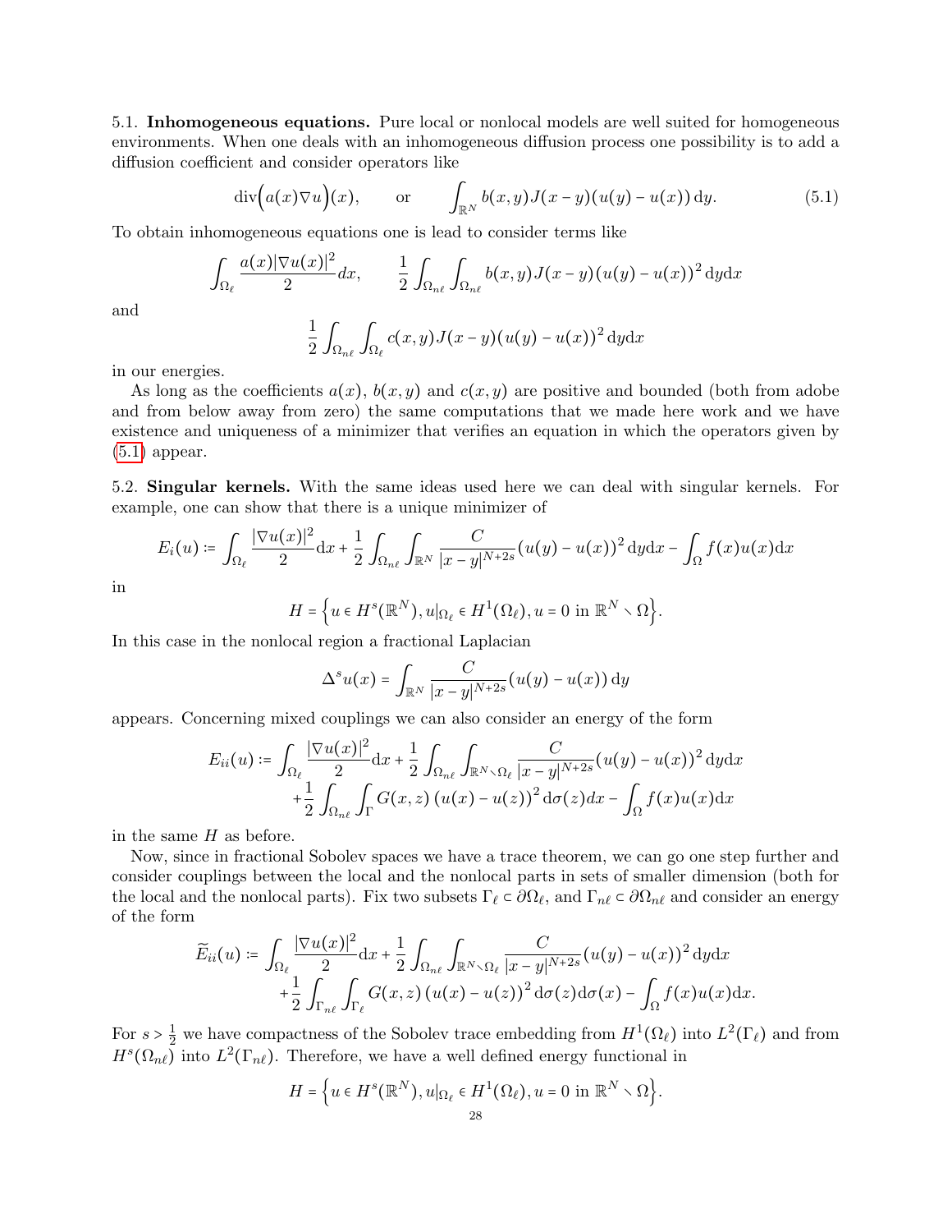5.1. **Inhomogeneous equations.** Pure local or nonlocal models are well suited for homogeneous environments. When one deals with an inhomogeneous diffusion process one possibility is to add a diffusion coefficient and consider operators like

$$\operatorname{div}\Big(a(x)\nabla u\Big)(x), \qquad \text{or} \qquad \int_{\mathbb{R}^N} b(x,y)J(x-y)(u(y)-u(x))\,\mathrm{d}y. \tag{5.1}$$

To obtain inhomogeneous equations one is lead to consider terms like

$$\int_{\Omega_\ell} \frac{a(x)|\nabla u(x)|^2}{2}dx, \qquad \frac{1}{2}\int_{\Omega_{n\ell}}\int_{\Omega_{n\ell}} b(x,y)J(x-y)(u(y)-u(x))^2\,\mathrm{d}y\mathrm{d}x$$

and

$$\frac{1}{2}\int_{\Omega_{n\ell}}\int_{\Omega_\ell} c(x,y)J(x-y)(u(y)-u(x))^2\,\mathrm{d}y\mathrm{d}x$$

in our energies.

As long as the coefficients $a(x)$, $b(x,y)$ and $c(x,y)$ are positive and bounded (both from adobe and from below away from zero) the same computations that we made here work and we have existence and uniqueness of a minimizer that verifies an equation in which the operators given by (5.1) appear.

5.2. **Singular kernels.** With the same ideas used here we can deal with singular kernels. For example, one can show that there is a unique minimizer of

$$E_i(u) \coloneqq \int_{\Omega_\ell}\frac{|\nabla u(x)|^2}{2}\mathrm{d}x + \frac{1}{2}\int_{\Omega_{n\ell}}\int_{\mathbb{R}^N}\frac{C}{|x-y|^{N+2s}}(u(y)-u(x))^2\,\mathrm{d}y\mathrm{d}x - \int_\Omega f(x)u(x)\mathrm{d}x$$

in

$$H = \Big\{u \in H^s(\mathbb{R}^N), u|_{\Omega_\ell} \in H^1(\Omega_\ell), u = 0 \text{ in } \mathbb{R}^N \smallsetminus \Omega\Big\}.$$

In this case in the nonlocal region a fractional Laplacian

$$\Delta^s u(x) = \int_{\mathbb{R}^N}\frac{C}{|x-y|^{N+2s}}(u(y)-u(x))\,\mathrm{d}y$$

appears. Concerning mixed couplings we can also consider an energy of the form

$$\begin{aligned} E_{ii}(u) \coloneqq &\int_{\Omega_\ell}\frac{|\nabla u(x)|^2}{2}\mathrm{d}x + \frac{1}{2}\int_{\Omega_{n\ell}}\int_{\mathbb{R}^N\smallsetminus\Omega_\ell}\frac{C}{|x-y|^{N+2s}}(u(y)-u(x))^2\,\mathrm{d}y\mathrm{d}x \\ &+\frac{1}{2}\int_{\Omega_{n\ell}}\int_{\Gamma} G(x,z)\,(u(x)-u(z))^2\,\mathrm{d}\sigma(z)dx - \int_\Omega f(x)u(x)\mathrm{d}x \end{aligned}$$

in the same $H$ as before.

Now, since in fractional Sobolev spaces we have a trace theorem, we can go one step further and consider couplings between the local and the nonlocal parts in sets of smaller dimension (both for the local and the nonlocal parts). Fix two subsets $\Gamma_\ell \subset \partial\Omega_\ell$, and $\Gamma_{n\ell} \subset \partial\Omega_{n\ell}$ and consider an energy of the form

$$\begin{aligned} \widetilde{E}_{ii}(u) \coloneqq &\int_{\Omega_\ell}\frac{|\nabla u(x)|^2}{2}\mathrm{d}x + \frac{1}{2}\int_{\Omega_{n\ell}}\int_{\mathbb{R}^N\smallsetminus\Omega_\ell}\frac{C}{|x-y|^{N+2s}}(u(y)-u(x))^2\,\mathrm{d}y\mathrm{d}x \\ &+\frac{1}{2}\int_{\Gamma_{n\ell}}\int_{\Gamma_\ell} G(x,z)\,(u(x)-u(z))^2\,\mathrm{d}\sigma(z)\mathrm{d}\sigma(x) - \int_\Omega f(x)u(x)\mathrm{d}x. \end{aligned}$$

For $s > \frac{1}{2}$ we have compactness of the Sobolev trace embedding from $H^1(\Omega_\ell)$ into $L^2(\Gamma_\ell)$ and from $H^s(\Omega_{n\ell})$ into $L^2(\Gamma_{n\ell})$. Therefore, we have a well defined energy functional in

$$H = \Big\{u \in H^s(\mathbb{R}^N), u|_{\Omega_\ell} \in H^1(\Omega_\ell), u = 0 \text{ in } \mathbb{R}^N \smallsetminus \Omega\Big\}.$$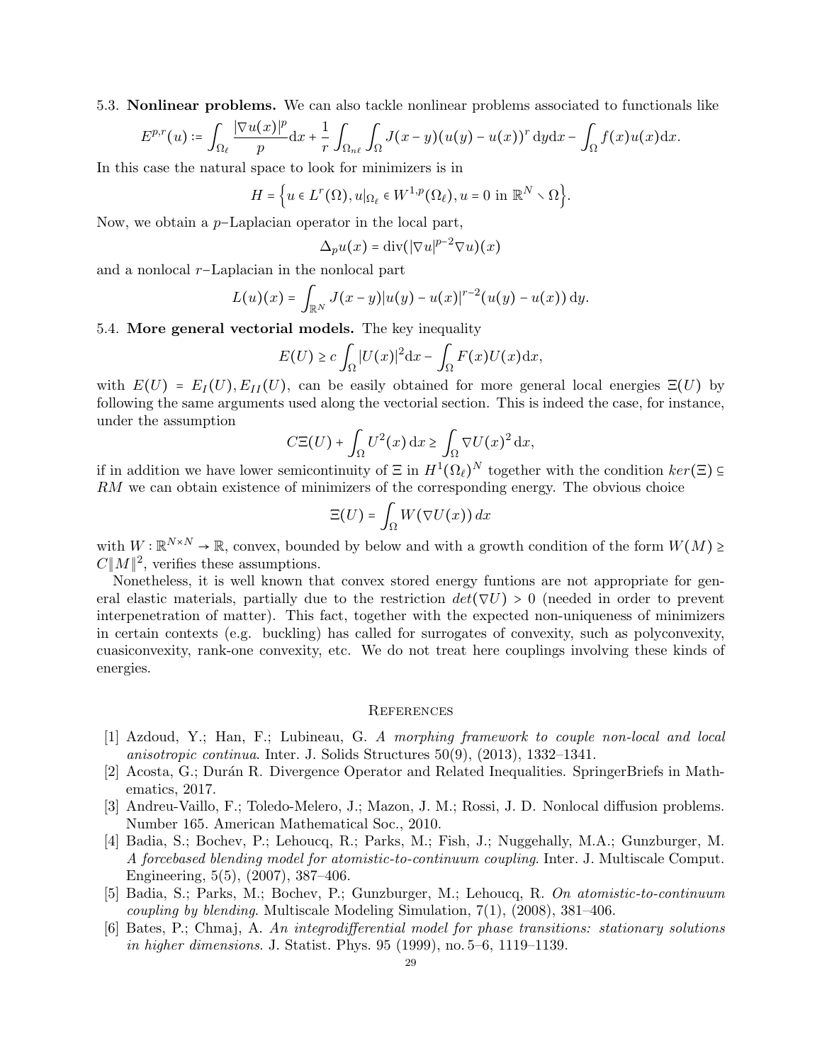5.3. **Nonlinear problems.** We can also tackle nonlinear problems associated to functionals like

$$E^{p,r}(u) := \int_{\Omega_\ell} \frac{|\nabla u(x)|^p}{p} \mathrm{d}x + \frac{1}{r} \int_{\Omega_{n\ell}} \int_{\Omega} J(x-y)(u(y)-u(x))^r \,\mathrm{d}y\mathrm{d}x - \int_{\Omega} f(x)u(x)\mathrm{d}x.$$

In this case the natural space to look for minimizers is in

$$H = \Big\{ u \in L^r(\Omega), u|_{\Omega_\ell} \in W^{1,p}(\Omega_\ell), u = 0 \text{ in } \mathbb{R}^N \setminus \Omega \Big\}.$$

Now, we obtain a $p$–Laplacian operator in the local part,

$$\Delta_p u(x) = \operatorname{div}(|\nabla u|^{p-2} \nabla u)(x)$$

and a nonlocal $r$–Laplacian in the nonlocal part

$$L(u)(x) = \int_{\mathbb{R}^N} J(x-y)|u(y)-u(x)|^{r-2}(u(y)-u(x))\,\mathrm{d}y.$$

5.4. **More general vectorial models.** The key inequality

$$E(U) \geq c \int_{\Omega} |U(x)|^2 \mathrm{d}x - \int_{\Omega} F(x)U(x)\mathrm{d}x,$$

with $E(U) = E_I(U), E_{II}(U)$, can be easily obtained for more general local energies $\Xi(U)$ by following the same arguments used along the vectorial section. This is indeed the case, for instance, under the assumption

$$C\Xi(U) + \int_{\Omega} U^2(x)\,dx \geq \int_{\Omega} \nabla U(x)^2\,dx,$$

if in addition we have lower semicontinuity of $\Xi$ in $H^1(\Omega_\ell)^N$ together with the condition $ker(\Xi) \subseteq RM$ we can obtain existence of minimizers of the corresponding energy. The obvious choice

$$\Xi(U) = \int_{\Omega} W(\nabla U(x))\,dx$$

with $W : \mathbb{R}^{N\times N} \to \mathbb{R}$, convex, bounded by below and with a growth condition of the form $W(M) \geq C\|M\|^2$, verifies these assumptions.

Nonetheless, it is well known that convex stored energy funtions are not appropriate for general elastic materials, partially due to the restriction $det(\nabla U) > 0$ (needed in order to prevent interpenetration of matter). This fact, together with the expected non-uniqueness of minimizers in certain contexts (e.g. buckling) has called for surrogates of convexity, such as polyconvexity, cuasiconvexity, rank-one convexity, etc. We do not treat here couplings involving these kinds of energies.

## References

[1] Azdoud, Y.; Han, F.; Lubineau, G. *A morphing framework to couple non-local and local anisotropic continua*. Inter. J. Solids Structures 50(9), (2013), 1332–1341.

[2] Acosta, G.; Durán R. Divergence Operator and Related Inequalities. SpringerBriefs in Mathematics, 2017.

[3] Andreu-Vaillo, F.; Toledo-Melero, J.; Mazon, J. M.; Rossi, J. D. Nonlocal diffusion problems. Number 165. American Mathematical Soc., 2010.

[4] Badia, S.; Bochev, P.; Lehoucq, R.; Parks, M.; Fish, J.; Nuggehally, M.A.; Gunzburger, M. *A forcebased blending model for atomistic-to-continuum coupling*. Inter. J. Multiscale Comput. Engineering, 5(5), (2007), 387–406.

[5] Badia, S.; Parks, M.; Bochev, P.; Gunzburger, M.; Lehoucq, R. *On atomistic-to-continuum coupling by blending*. Multiscale Modeling Simulation, 7(1), (2008), 381–406.

[6] Bates, P.; Chmaj, A. *An integrodifferential model for phase transitions: stationary solutions in higher dimensions*. J. Statist. Phys. 95 (1999), no. 5–6, 1119–1139.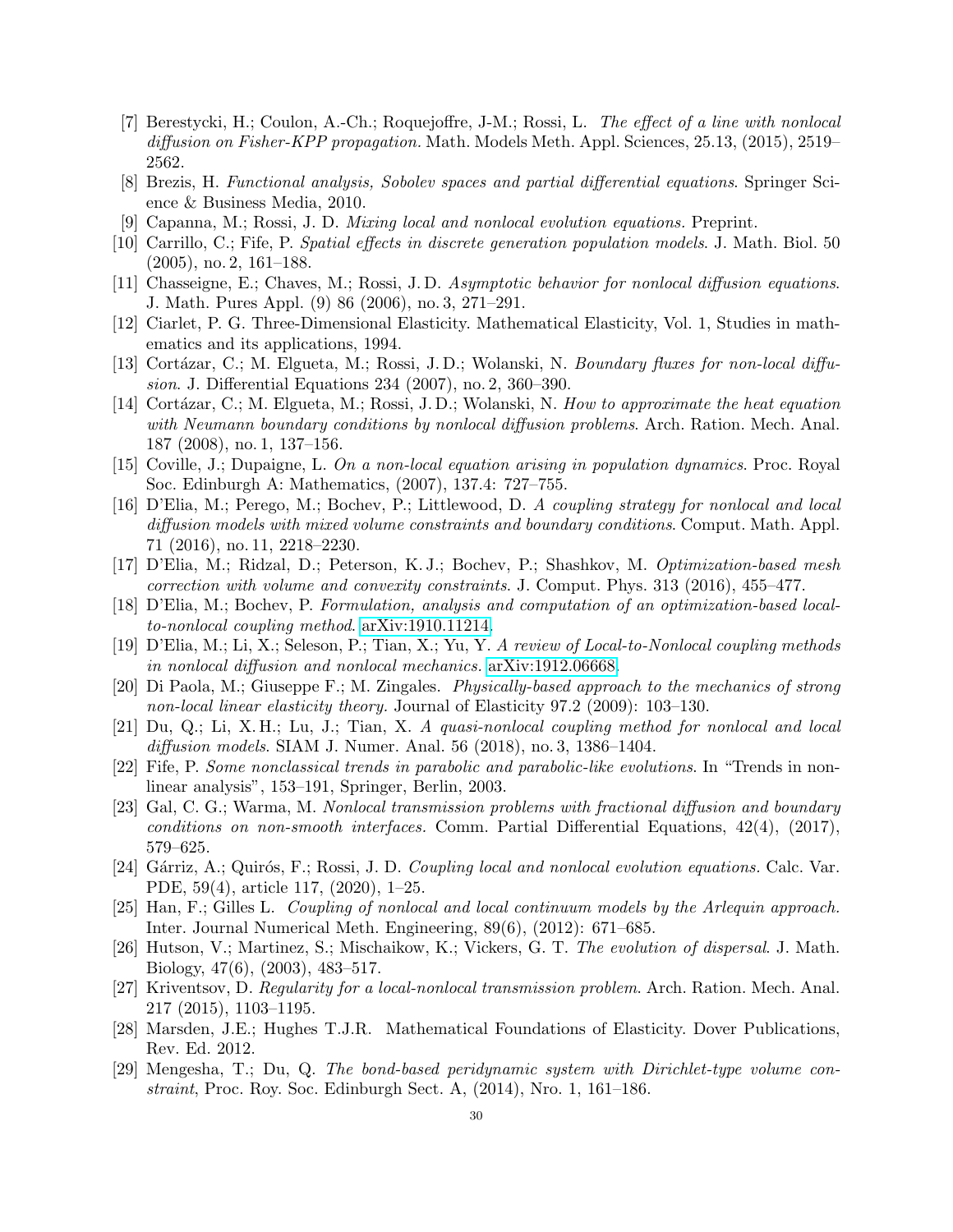[7] Berestycki, H.; Coulon, A.-Ch.; Roquejoffre, J-M.; Rossi, L. *The effect of a line with nonlocal diffusion on Fisher-KPP propagation.* Math. Models Meth. Appl. Sciences, 25.13, (2015), 2519–2562.

[8] Brezis, H. *Functional analysis, Sobolev spaces and partial differential equations*. Springer Science & Business Media, 2010.

[9] Capanna, M.; Rossi, J. D. *Mixing local and nonlocal evolution equations.* Preprint.

[10] Carrillo, C.; Fife, P. *Spatial effects in discrete generation population models*. J. Math. Biol. 50 (2005), no. 2, 161–188.

[11] Chasseigne, E.; Chaves, M.; Rossi, J. D. *Asymptotic behavior for nonlocal diffusion equations*. J. Math. Pures Appl. (9) 86 (2006), no. 3, 271–291.

[12] Ciarlet, P. G. Three-Dimensional Elasticity. Mathematical Elasticity, Vol. 1, Studies in mathematics and its applications, 1994.

[13] Cortázar, C.; M. Elgueta, M.; Rossi, J. D.; Wolanski, N. *Boundary fluxes for non-local diffusion*. J. Differential Equations 234 (2007), no. 2, 360–390.

[14] Cortázar, C.; M. Elgueta, M.; Rossi, J. D.; Wolanski, N. *How to approximate the heat equation with Neumann boundary conditions by nonlocal diffusion problems*. Arch. Ration. Mech. Anal. 187 (2008), no. 1, 137–156.

[15] Coville, J.; Dupaigne, L. *On a non-local equation arising in population dynamics*. Proc. Royal Soc. Edinburgh A: Mathematics, (2007), 137.4: 727–755.

[16] D'Elia, M.; Perego, M.; Bochev, P.; Littlewood, D. *A coupling strategy for nonlocal and local diffusion models with mixed volume constraints and boundary conditions*. Comput. Math. Appl. 71 (2016), no. 11, 2218–2230.

[17] D'Elia, M.; Ridzal, D.; Peterson, K. J.; Bochev, P.; Shashkov, M. *Optimization-based mesh correction with volume and convexity constraints*. J. Comput. Phys. 313 (2016), 455–477.

[18] D'Elia, M.; Bochev, P. *Formulation, analysis and computation of an optimization-based local-to-nonlocal coupling method*. arXiv:1910.11214.

[19] D'Elia, M.; Li, X.; Seleson, P.; Tian, X.; Yu, Y. *A review of Local-to-Nonlocal coupling methods in nonlocal diffusion and nonlocal mechanics.* arXiv:1912.06668.

[20] Di Paola, M.; Giuseppe F.; M. Zingales. *Physically-based approach to the mechanics of strong non-local linear elasticity theory.* Journal of Elasticity 97.2 (2009): 103–130.

[21] Du, Q.; Li, X. H.; Lu, J.; Tian, X. *A quasi-nonlocal coupling method for nonlocal and local diffusion models*. SIAM J. Numer. Anal. 56 (2018), no. 3, 1386–1404.

[22] Fife, P. *Some nonclassical trends in parabolic and parabolic-like evolutions*. In "Trends in nonlinear analysis", 153–191, Springer, Berlin, 2003.

[23] Gal, C. G.; Warma, M. *Nonlocal transmission problems with fractional diffusion and boundary conditions on non-smooth interfaces.* Comm. Partial Differential Equations, 42(4), (2017), 579–625.

[24] Gárriz, A.; Quirós, F.; Rossi, J. D. *Coupling local and nonlocal evolution equations.* Calc. Var. PDE, 59(4), article 117, (2020), 1–25.

[25] Han, F.; Gilles L. *Coupling of nonlocal and local continuum models by the Arlequin approach.* Inter. Journal Numerical Meth. Engineering, 89(6), (2012): 671–685.

[26] Hutson, V.; Martinez, S.; Mischaikow, K.; Vickers, G. T. *The evolution of dispersal*. J. Math. Biology, 47(6), (2003), 483–517.

[27] Kriventsov, D. *Regularity for a local-nonlocal transmission problem*. Arch. Ration. Mech. Anal. 217 (2015), 1103–1195.

[28] Marsden, J.E.; Hughes T.J.R. Mathematical Foundations of Elasticity. Dover Publications, Rev. Ed. 2012.

[29] Mengesha, T.; Du, Q. *The bond-based peridynamic system with Dirichlet-type volume constraint*, Proc. Roy. Soc. Edinburgh Sect. A, (2014), Nro. 1, 161–186.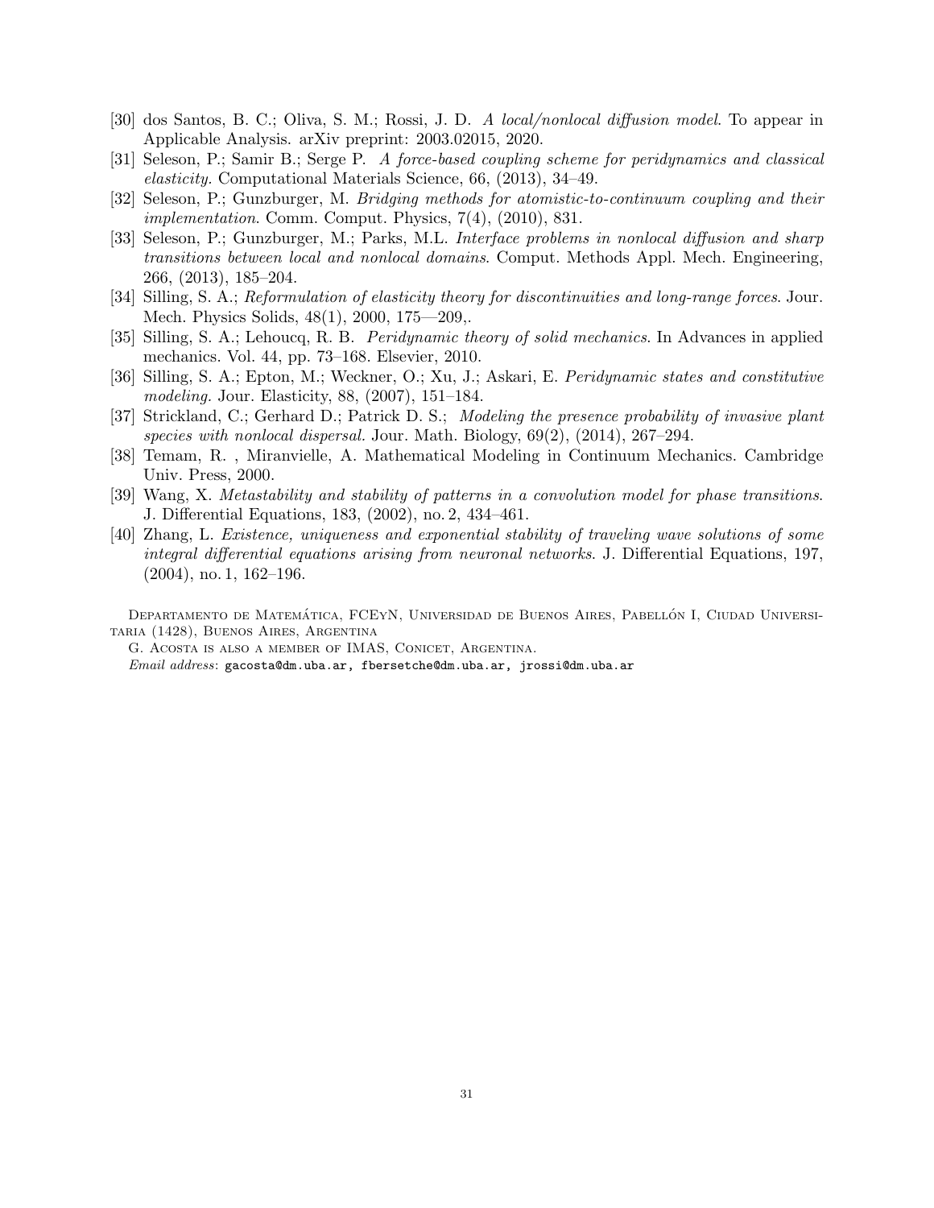[30] dos Santos, B. C.; Oliva, S. M.; Rossi, J. D. *A local/nonlocal diffusion model*. To appear in Applicable Analysis. arXiv preprint: 2003.02015, 2020.

[31] Seleson, P.; Samir B.; Serge P. *A force-based coupling scheme for peridynamics and classical elasticity*. Computational Materials Science, 66, (2013), 34–49.

[32] Seleson, P.; Gunzburger, M. *Bridging methods for atomistic-to-continuum coupling and their implementation*. Comm. Comput. Physics, 7(4), (2010), 831.

[33] Seleson, P.; Gunzburger, M.; Parks, M.L. *Interface problems in nonlocal diffusion and sharp transitions between local and nonlocal domains*. Comput. Methods Appl. Mech. Engineering, 266, (2013), 185–204.

[34] Silling, S. A.; *Reformulation of elasticity theory for discontinuities and long-range forces*. Jour. Mech. Physics Solids, 48(1), 2000, 175—209,.

[35] Silling, S. A.; Lehoucq, R. B. *Peridynamic theory of solid mechanics*. In Advances in applied mechanics. Vol. 44, pp. 73–168. Elsevier, 2010.

[36] Silling, S. A.; Epton, M.; Weckner, O.; Xu, J.; Askari, E. *Peridynamic states and constitutive modeling.* Jour. Elasticity, 88, (2007), 151–184.

[37] Strickland, C.; Gerhard D.; Patrick D. S.; *Modeling the presence probability of invasive plant species with nonlocal dispersal.* Jour. Math. Biology, 69(2), (2014), 267–294.

[38] Temam, R. , Miranvielle, A. Mathematical Modeling in Continuum Mechanics. Cambridge Univ. Press, 2000.

[39] Wang, X. *Metastability and stability of patterns in a convolution model for phase transitions*. J. Differential Equations, 183, (2002), no. 2, 434–461.

[40] Zhang, L. *Existence, uniqueness and exponential stability of traveling wave solutions of some integral differential equations arising from neuronal networks*. J. Differential Equations, 197, (2004), no. 1, 162–196.

Departamento de Matemática, FCEyN, Universidad de Buenos Aires, Pabellón I, Ciudad Universitaria (1428), Buenos Aires, Argentina

G. Acosta is also a member of IMAS, Conicet, Argentina.

*Email address*: gacosta@dm.uba.ar, fbersetche@dm.uba.ar, jrossi@dm.uba.ar